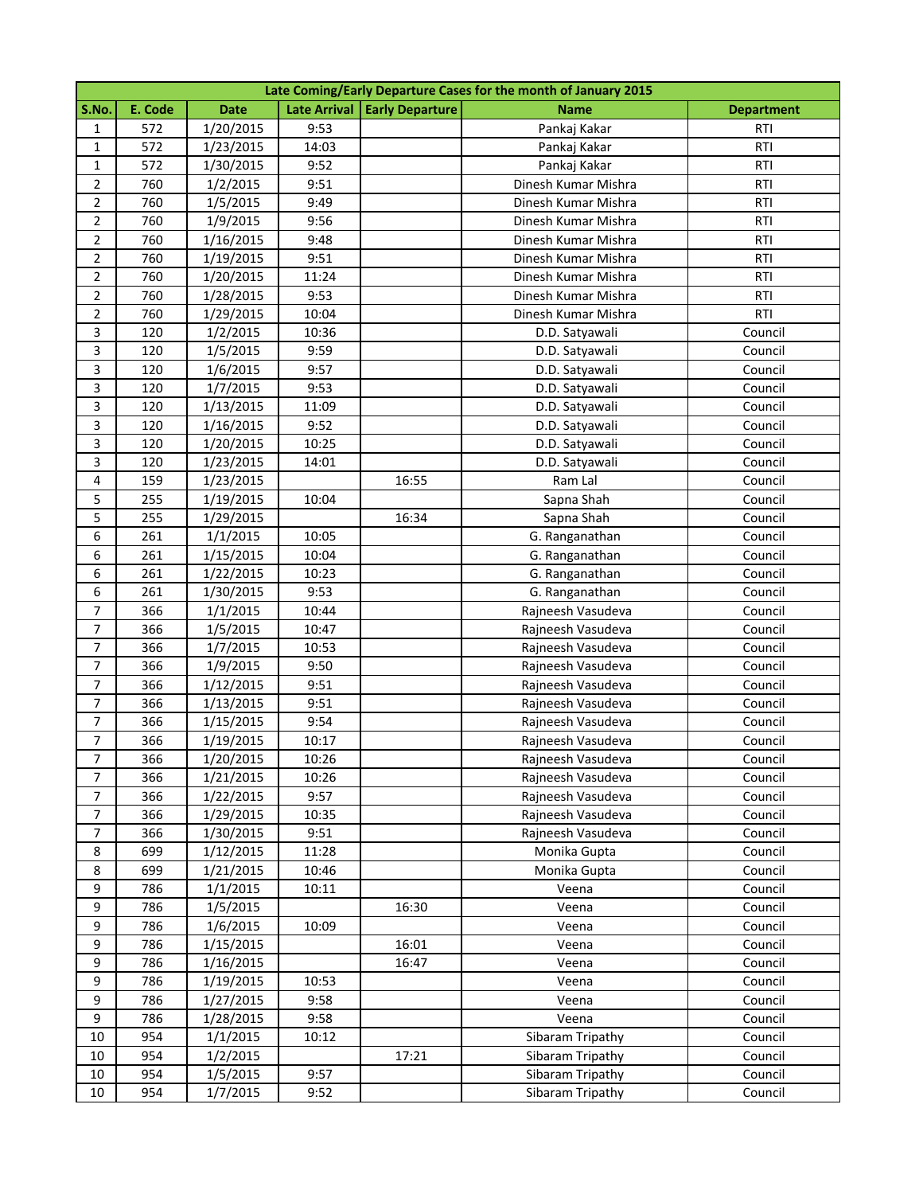| Late Coming/Early Departure Cases for the month of January 2015 | | | | | | |
|---|---|---|---|---|---|---|
| S.No. | E. Code | Date | Late Arrival | Early Departure | Name | Department |
| 1 | 572 | 1/20/2015 | 9:53 | | Pankaj Kakar | RTI |
| 1 | 572 | 1/23/2015 | 14:03 | | Pankaj Kakar | RTI |
| 1 | 572 | 1/30/2015 | 9:52 | | Pankaj Kakar | RTI |
| 2 | 760 | 1/2/2015 | 9:51 | | Dinesh Kumar Mishra | RTI |
| 2 | 760 | 1/5/2015 | 9:49 | | Dinesh Kumar Mishra | RTI |
| 2 | 760 | 1/9/2015 | 9:56 | | Dinesh Kumar Mishra | RTI |
| 2 | 760 | 1/16/2015 | 9:48 | | Dinesh Kumar Mishra | RTI |
| 2 | 760 | 1/19/2015 | 9:51 | | Dinesh Kumar Mishra | RTI |
| 2 | 760 | 1/20/2015 | 11:24 | | Dinesh Kumar Mishra | RTI |
| 2 | 760 | 1/28/2015 | 9:53 | | Dinesh Kumar Mishra | RTI |
| 2 | 760 | 1/29/2015 | 10:04 | | Dinesh Kumar Mishra | RTI |
| 3 | 120 | 1/2/2015 | 10:36 | | D.D. Satyawali | Council |
| 3 | 120 | 1/5/2015 | 9:59 | | D.D. Satyawali | Council |
| 3 | 120 | 1/6/2015 | 9:57 | | D.D. Satyawali | Council |
| 3 | 120 | 1/7/2015 | 9:53 | | D.D. Satyawali | Council |
| 3 | 120 | 1/13/2015 | 11:09 | | D.D. Satyawali | Council |
| 3 | 120 | 1/16/2015 | 9:52 | | D.D. Satyawali | Council |
| 3 | 120 | 1/20/2015 | 10:25 | | D.D. Satyawali | Council |
| 3 | 120 | 1/23/2015 | 14:01 | | D.D. Satyawali | Council |
| 4 | 159 | 1/23/2015 | | 16:55 | Ram Lal | Council |
| 5 | 255 | 1/19/2015 | 10:04 | | Sapna Shah | Council |
| 5 | 255 | 1/29/2015 | | 16:34 | Sapna Shah | Council |
| 6 | 261 | 1/1/2015 | 10:05 | | G. Ranganathan | Council |
| 6 | 261 | 1/15/2015 | 10:04 | | G. Ranganathan | Council |
| 6 | 261 | 1/22/2015 | 10:23 | | G. Ranganathan | Council |
| 6 | 261 | 1/30/2015 | 9:53 | | G. Ranganathan | Council |
| 7 | 366 | 1/1/2015 | 10:44 | | Rajneesh Vasudeva | Council |
| 7 | 366 | 1/5/2015 | 10:47 | | Rajneesh Vasudeva | Council |
| 7 | 366 | 1/7/2015 | 10:53 | | Rajneesh Vasudeva | Council |
| 7 | 366 | 1/9/2015 | 9:50 | | Rajneesh Vasudeva | Council |
| 7 | 366 | 1/12/2015 | 9:51 | | Rajneesh Vasudeva | Council |
| 7 | 366 | 1/13/2015 | 9:51 | | Rajneesh Vasudeva | Council |
| 7 | 366 | 1/15/2015 | 9:54 | | Rajneesh Vasudeva | Council |
| 7 | 366 | 1/19/2015 | 10:17 | | Rajneesh Vasudeva | Council |
| 7 | 366 | 1/20/2015 | 10:26 | | Rajneesh Vasudeva | Council |
| 7 | 366 | 1/21/2015 | 10:26 | | Rajneesh Vasudeva | Council |
| 7 | 366 | 1/22/2015 | 9:57 | | Rajneesh Vasudeva | Council |
| 7 | 366 | 1/29/2015 | 10:35 | | Rajneesh Vasudeva | Council |
| 7 | 366 | 1/30/2015 | 9:51 | | Rajneesh Vasudeva | Council |
| 8 | 699 | 1/12/2015 | 11:28 | | Monika Gupta | Council |
| 8 | 699 | 1/21/2015 | 10:46 | | Monika Gupta | Council |
| 9 | 786 | 1/1/2015 | 10:11 | | Veena | Council |
| 9 | 786 | 1/5/2015 | | 16:30 | Veena | Council |
| 9 | 786 | 1/6/2015 | 10:09 | | Veena | Council |
| 9 | 786 | 1/15/2015 | | 16:01 | Veena | Council |
| 9 | 786 | 1/16/2015 | | 16:47 | Veena | Council |
| 9 | 786 | 1/19/2015 | 10:53 | | Veena | Council |
| 9 | 786 | 1/27/2015 | 9:58 | | Veena | Council |
| 9 | 786 | 1/28/2015 | 9:58 | | Veena | Council |
| 10 | 954 | 1/1/2015 | 10:12 | | Sibaram Tripathy | Council |
| 10 | 954 | 1/2/2015 | | 17:21 | Sibaram Tripathy | Council |
| 10 | 954 | 1/5/2015 | 9:57 | | Sibaram Tripathy | Council |
| 10 | 954 | 1/7/2015 | 9:52 | | Sibaram Tripathy | Council |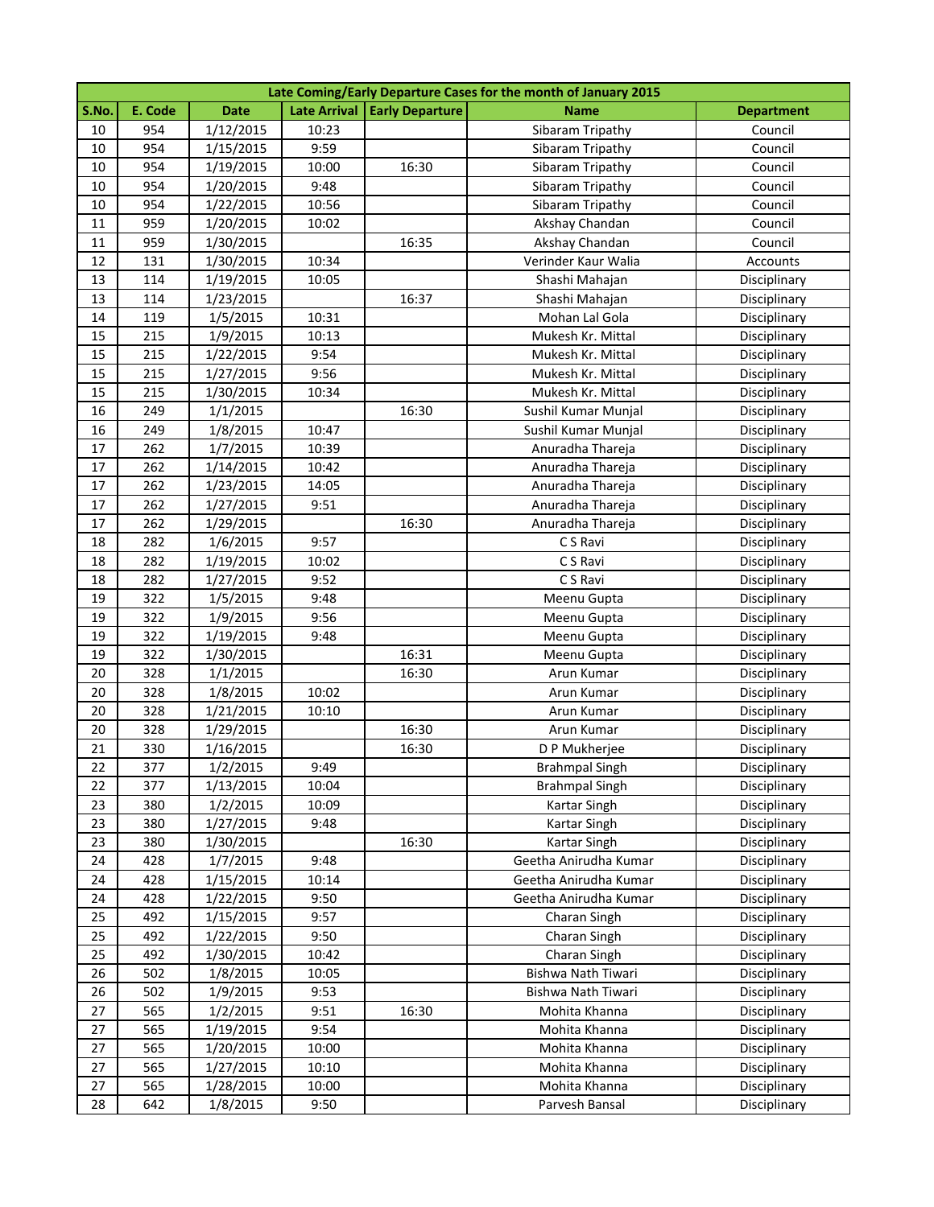| Late Coming/Early Departure Cases for the month of January 2015 | | | | | | |
|---|---|---|---|---|---|---|
| S.No. | E. Code | Date | Late Arrival | Early Departure | Name | Department |
| 10 | 954 | 1/12/2015 | 10:23 | | Sibaram Tripathy | Council |
| 10 | 954 | 1/15/2015 | 9:59 | | Sibaram Tripathy | Council |
| 10 | 954 | 1/19/2015 | 10:00 | 16:30 | Sibaram Tripathy | Council |
| 10 | 954 | 1/20/2015 | 9:48 | | Sibaram Tripathy | Council |
| 10 | 954 | 1/22/2015 | 10:56 | | Sibaram Tripathy | Council |
| 11 | 959 | 1/20/2015 | 10:02 | | Akshay Chandan | Council |
| 11 | 959 | 1/30/2015 | | 16:35 | Akshay Chandan | Council |
| 12 | 131 | 1/30/2015 | 10:34 | | Verinder Kaur Walia | Accounts |
| 13 | 114 | 1/19/2015 | 10:05 | | Shashi Mahajan | Disciplinary |
| 13 | 114 | 1/23/2015 | | 16:37 | Shashi Mahajan | Disciplinary |
| 14 | 119 | 1/5/2015 | 10:31 | | Mohan Lal Gola | Disciplinary |
| 15 | 215 | 1/9/2015 | 10:13 | | Mukesh Kr. Mittal | Disciplinary |
| 15 | 215 | 1/22/2015 | 9:54 | | Mukesh Kr. Mittal | Disciplinary |
| 15 | 215 | 1/27/2015 | 9:56 | | Mukesh Kr. Mittal | Disciplinary |
| 15 | 215 | 1/30/2015 | 10:34 | | Mukesh Kr. Mittal | Disciplinary |
| 16 | 249 | 1/1/2015 | | 16:30 | Sushil Kumar Munjal | Disciplinary |
| 16 | 249 | 1/8/2015 | 10:47 | | Sushil Kumar Munjal | Disciplinary |
| 17 | 262 | 1/7/2015 | 10:39 | | Anuradha Thareja | Disciplinary |
| 17 | 262 | 1/14/2015 | 10:42 | | Anuradha Thareja | Disciplinary |
| 17 | 262 | 1/23/2015 | 14:05 | | Anuradha Thareja | Disciplinary |
| 17 | 262 | 1/27/2015 | 9:51 | | Anuradha Thareja | Disciplinary |
| 17 | 262 | 1/29/2015 | | 16:30 | Anuradha Thareja | Disciplinary |
| 18 | 282 | 1/6/2015 | 9:57 | | C S Ravi | Disciplinary |
| 18 | 282 | 1/19/2015 | 10:02 | | C S Ravi | Disciplinary |
| 18 | 282 | 1/27/2015 | 9:52 | | C S Ravi | Disciplinary |
| 19 | 322 | 1/5/2015 | 9:48 | | Meenu Gupta | Disciplinary |
| 19 | 322 | 1/9/2015 | 9:56 | | Meenu Gupta | Disciplinary |
| 19 | 322 | 1/19/2015 | 9:48 | | Meenu Gupta | Disciplinary |
| 19 | 322 | 1/30/2015 | | 16:31 | Meenu Gupta | Disciplinary |
| 20 | 328 | 1/1/2015 | | 16:30 | Arun Kumar | Disciplinary |
| 20 | 328 | 1/8/2015 | 10:02 | | Arun Kumar | Disciplinary |
| 20 | 328 | 1/21/2015 | 10:10 | | Arun Kumar | Disciplinary |
| 20 | 328 | 1/29/2015 | | 16:30 | Arun Kumar | Disciplinary |
| 21 | 330 | 1/16/2015 | | 16:30 | D P Mukherjee | Disciplinary |
| 22 | 377 | 1/2/2015 | 9:49 | | Brahmpal Singh | Disciplinary |
| 22 | 377 | 1/13/2015 | 10:04 | | Brahmpal Singh | Disciplinary |
| 23 | 380 | 1/2/2015 | 10:09 | | Kartar Singh | Disciplinary |
| 23 | 380 | 1/27/2015 | 9:48 | | Kartar Singh | Disciplinary |
| 23 | 380 | 1/30/2015 | | 16:30 | Kartar Singh | Disciplinary |
| 24 | 428 | 1/7/2015 | 9:48 | | Geetha Anirudha Kumar | Disciplinary |
| 24 | 428 | 1/15/2015 | 10:14 | | Geetha Anirudha Kumar | Disciplinary |
| 24 | 428 | 1/22/2015 | 9:50 | | Geetha Anirudha Kumar | Disciplinary |
| 25 | 492 | 1/15/2015 | 9:57 | | Charan Singh | Disciplinary |
| 25 | 492 | 1/22/2015 | 9:50 | | Charan Singh | Disciplinary |
| 25 | 492 | 1/30/2015 | 10:42 | | Charan Singh | Disciplinary |
| 26 | 502 | 1/8/2015 | 10:05 | | Bishwa Nath Tiwari | Disciplinary |
| 26 | 502 | 1/9/2015 | 9:53 | | Bishwa Nath Tiwari | Disciplinary |
| 27 | 565 | 1/2/2015 | 9:51 | 16:30 | Mohita Khanna | Disciplinary |
| 27 | 565 | 1/19/2015 | 9:54 | | Mohita Khanna | Disciplinary |
| 27 | 565 | 1/20/2015 | 10:00 | | Mohita Khanna | Disciplinary |
| 27 | 565 | 1/27/2015 | 10:10 | | Mohita Khanna | Disciplinary |
| 27 | 565 | 1/28/2015 | 10:00 | | Mohita Khanna | Disciplinary |
| 28 | 642 | 1/8/2015 | 9:50 | | Parvesh Bansal | Disciplinary |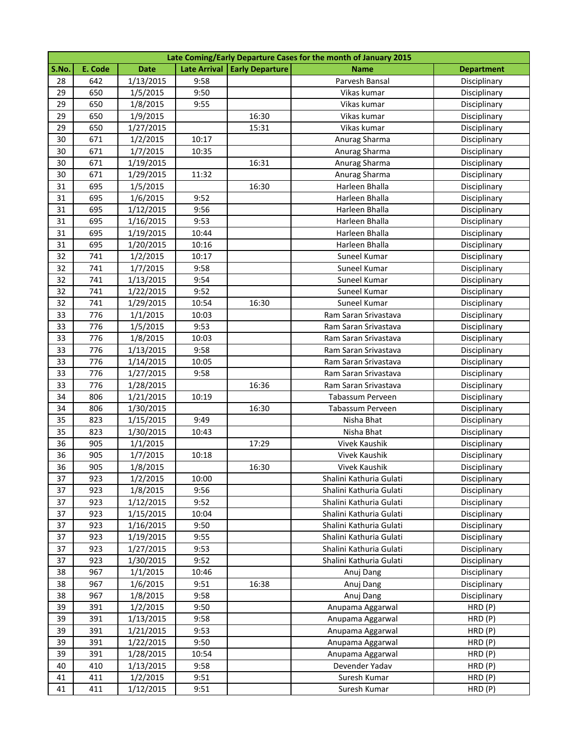| Late Coming/Early Departure Cases for the month of January 2015 | | | | | | |
|---|---|---|---|---|---|---|
| **S.No.** | **E. Code** | **Date** | **Late Arrival** | **Early Departure** | **Name** | **Department** |
| 28 | 642 | 1/13/2015 | 9:58 | | Parvesh Bansal | Disciplinary |
| 29 | 650 | 1/5/2015 | 9:50 | | Vikas kumar | Disciplinary |
| 29 | 650 | 1/8/2015 | 9:55 | | Vikas kumar | Disciplinary |
| 29 | 650 | 1/9/2015 | | 16:30 | Vikas kumar | Disciplinary |
| 29 | 650 | 1/27/2015 | | 15:31 | Vikas kumar | Disciplinary |
| 30 | 671 | 1/2/2015 | 10:17 | | Anurag Sharma | Disciplinary |
| 30 | 671 | 1/7/2015 | 10:35 | | Anurag Sharma | Disciplinary |
| 30 | 671 | 1/19/2015 | | 16:31 | Anurag Sharma | Disciplinary |
| 30 | 671 | 1/29/2015 | 11:32 | | Anurag Sharma | Disciplinary |
| 31 | 695 | 1/5/2015 | | 16:30 | Harleen Bhalla | Disciplinary |
| 31 | 695 | 1/6/2015 | 9:52 | | Harleen Bhalla | Disciplinary |
| 31 | 695 | 1/12/2015 | 9:56 | | Harleen Bhalla | Disciplinary |
| 31 | 695 | 1/16/2015 | 9:53 | | Harleen Bhalla | Disciplinary |
| 31 | 695 | 1/19/2015 | 10:44 | | Harleen Bhalla | Disciplinary |
| 31 | 695 | 1/20/2015 | 10:16 | | Harleen Bhalla | Disciplinary |
| 32 | 741 | 1/2/2015 | 10:17 | | Suneel Kumar | Disciplinary |
| 32 | 741 | 1/7/2015 | 9:58 | | Suneel Kumar | Disciplinary |
| 32 | 741 | 1/13/2015 | 9:54 | | Suneel Kumar | Disciplinary |
| 32 | 741 | 1/22/2015 | 9:52 | | Suneel Kumar | Disciplinary |
| 32 | 741 | 1/29/2015 | 10:54 | 16:30 | Suneel Kumar | Disciplinary |
| 33 | 776 | 1/1/2015 | 10:03 | | Ram Saran Srivastava | Disciplinary |
| 33 | 776 | 1/5/2015 | 9:53 | | Ram Saran Srivastava | Disciplinary |
| 33 | 776 | 1/8/2015 | 10:03 | | Ram Saran Srivastava | Disciplinary |
| 33 | 776 | 1/13/2015 | 9:58 | | Ram Saran Srivastava | Disciplinary |
| 33 | 776 | 1/14/2015 | 10:05 | | Ram Saran Srivastava | Disciplinary |
| 33 | 776 | 1/27/2015 | 9:58 | | Ram Saran Srivastava | Disciplinary |
| 33 | 776 | 1/28/2015 | | 16:36 | Ram Saran Srivastava | Disciplinary |
| 34 | 806 | 1/21/2015 | 10:19 | | Tabassum Perveen | Disciplinary |
| 34 | 806 | 1/30/2015 | | 16:30 | Tabassum Perveen | Disciplinary |
| 35 | 823 | 1/15/2015 | 9:49 | | Nisha Bhat | Disciplinary |
| 35 | 823 | 1/30/2015 | 10:43 | | Nisha Bhat | Disciplinary |
| 36 | 905 | 1/1/2015 | | 17:29 | Vivek Kaushik | Disciplinary |
| 36 | 905 | 1/7/2015 | 10:18 | | Vivek Kaushik | Disciplinary |
| 36 | 905 | 1/8/2015 | | 16:30 | Vivek Kaushik | Disciplinary |
| 37 | 923 | 1/2/2015 | 10:00 | | Shalini Kathuria Gulati | Disciplinary |
| 37 | 923 | 1/8/2015 | 9:56 | | Shalini Kathuria Gulati | Disciplinary |
| 37 | 923 | 1/12/2015 | 9:52 | | Shalini Kathuria Gulati | Disciplinary |
| 37 | 923 | 1/15/2015 | 10:04 | | Shalini Kathuria Gulati | Disciplinary |
| 37 | 923 | 1/16/2015 | 9:50 | | Shalini Kathuria Gulati | Disciplinary |
| 37 | 923 | 1/19/2015 | 9:55 | | Shalini Kathuria Gulati | Disciplinary |
| 37 | 923 | 1/27/2015 | 9:53 | | Shalini Kathuria Gulati | Disciplinary |
| 37 | 923 | 1/30/2015 | 9:52 | | Shalini Kathuria Gulati | Disciplinary |
| 38 | 967 | 1/1/2015 | 10:46 | | Anuj Dang | Disciplinary |
| 38 | 967 | 1/6/2015 | 9:51 | 16:38 | Anuj Dang | Disciplinary |
| 38 | 967 | 1/8/2015 | 9:58 | | Anuj Dang | Disciplinary |
| 39 | 391 | 1/2/2015 | 9:50 | | Anupama Aggarwal | HRD (P) |
| 39 | 391 | 1/13/2015 | 9:58 | | Anupama Aggarwal | HRD (P) |
| 39 | 391 | 1/21/2015 | 9:53 | | Anupama Aggarwal | HRD (P) |
| 39 | 391 | 1/22/2015 | 9:50 | | Anupama Aggarwal | HRD (P) |
| 39 | 391 | 1/28/2015 | 10:54 | | Anupama Aggarwal | HRD (P) |
| 40 | 410 | 1/13/2015 | 9:58 | | Devender Yadav | HRD (P) |
| 41 | 411 | 1/2/2015 | 9:51 | | Suresh Kumar | HRD (P) |
| 41 | 411 | 1/12/2015 | 9:51 | | Suresh Kumar | HRD (P) |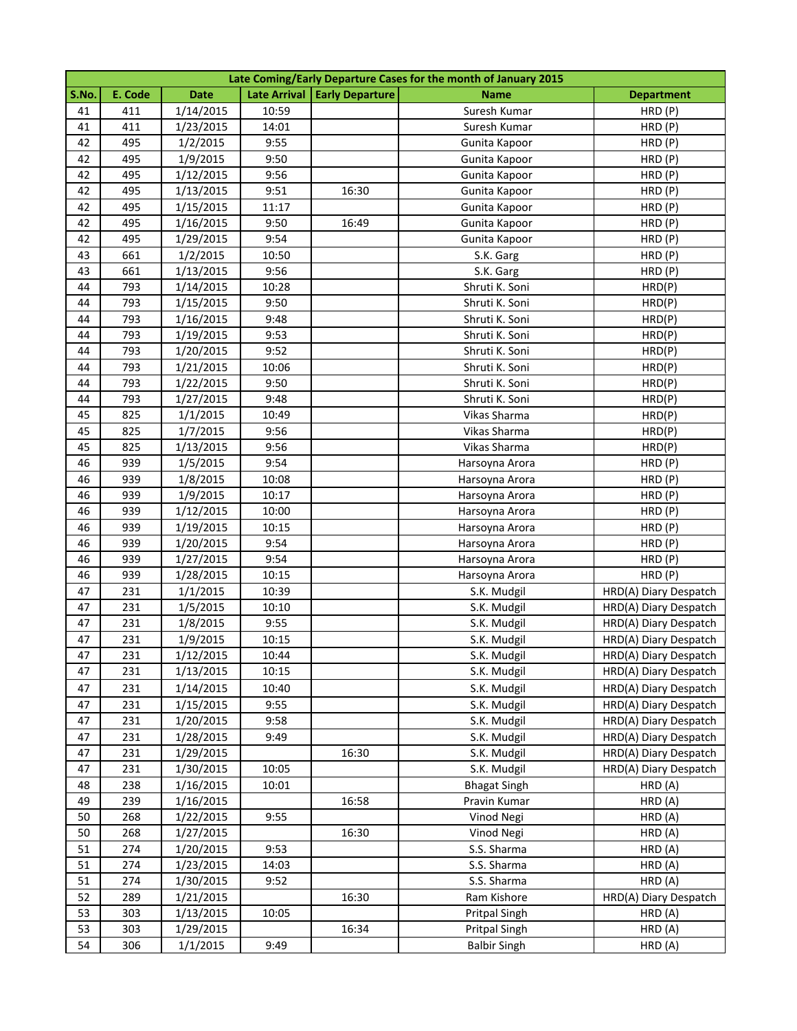| Late Coming/Early Departure Cases for the month of January 2015 | | | | | | |
|---|---|---|---|---|---|---|
| S.No. | E. Code | Date | Late Arrival | Early Departure | Name | Department |
| 41 | 411 | 1/14/2015 | 10:59 | | Suresh Kumar | HRD (P) |
| 41 | 411 | 1/23/2015 | 14:01 | | Suresh Kumar | HRD (P) |
| 42 | 495 | 1/2/2015 | 9:55 | | Gunita Kapoor | HRD (P) |
| 42 | 495 | 1/9/2015 | 9:50 | | Gunita Kapoor | HRD (P) |
| 42 | 495 | 1/12/2015 | 9:56 | | Gunita Kapoor | HRD (P) |
| 42 | 495 | 1/13/2015 | 9:51 | 16:30 | Gunita Kapoor | HRD (P) |
| 42 | 495 | 1/15/2015 | 11:17 | | Gunita Kapoor | HRD (P) |
| 42 | 495 | 1/16/2015 | 9:50 | 16:49 | Gunita Kapoor | HRD (P) |
| 42 | 495 | 1/29/2015 | 9:54 | | Gunita Kapoor | HRD (P) |
| 43 | 661 | 1/2/2015 | 10:50 | | S.K. Garg | HRD (P) |
| 43 | 661 | 1/13/2015 | 9:56 | | S.K. Garg | HRD (P) |
| 44 | 793 | 1/14/2015 | 10:28 | | Shruti K. Soni | HRD(P) |
| 44 | 793 | 1/15/2015 | 9:50 | | Shruti K. Soni | HRD(P) |
| 44 | 793 | 1/16/2015 | 9:48 | | Shruti K. Soni | HRD(P) |
| 44 | 793 | 1/19/2015 | 9:53 | | Shruti K. Soni | HRD(P) |
| 44 | 793 | 1/20/2015 | 9:52 | | Shruti K. Soni | HRD(P) |
| 44 | 793 | 1/21/2015 | 10:06 | | Shruti K. Soni | HRD(P) |
| 44 | 793 | 1/22/2015 | 9:50 | | Shruti K. Soni | HRD(P) |
| 44 | 793 | 1/27/2015 | 9:48 | | Shruti K. Soni | HRD(P) |
| 45 | 825 | 1/1/2015 | 10:49 | | Vikas Sharma | HRD(P) |
| 45 | 825 | 1/7/2015 | 9:56 | | Vikas Sharma | HRD(P) |
| 45 | 825 | 1/13/2015 | 9:56 | | Vikas Sharma | HRD(P) |
| 46 | 939 | 1/5/2015 | 9:54 | | Harsoyna Arora | HRD (P) |
| 46 | 939 | 1/8/2015 | 10:08 | | Harsoyna Arora | HRD (P) |
| 46 | 939 | 1/9/2015 | 10:17 | | Harsoyna Arora | HRD (P) |
| 46 | 939 | 1/12/2015 | 10:00 | | Harsoyna Arora | HRD (P) |
| 46 | 939 | 1/19/2015 | 10:15 | | Harsoyna Arora | HRD (P) |
| 46 | 939 | 1/20/2015 | 9:54 | | Harsoyna Arora | HRD (P) |
| 46 | 939 | 1/27/2015 | 9:54 | | Harsoyna Arora | HRD (P) |
| 46 | 939 | 1/28/2015 | 10:15 | | Harsoyna Arora | HRD (P) |
| 47 | 231 | 1/1/2015 | 10:39 | | S.K. Mudgil | HRD(A) Diary Despatch |
| 47 | 231 | 1/5/2015 | 10:10 | | S.K. Mudgil | HRD(A) Diary Despatch |
| 47 | 231 | 1/8/2015 | 9:55 | | S.K. Mudgil | HRD(A) Diary Despatch |
| 47 | 231 | 1/9/2015 | 10:15 | | S.K. Mudgil | HRD(A) Diary Despatch |
| 47 | 231 | 1/12/2015 | 10:44 | | S.K. Mudgil | HRD(A) Diary Despatch |
| 47 | 231 | 1/13/2015 | 10:15 | | S.K. Mudgil | HRD(A) Diary Despatch |
| 47 | 231 | 1/14/2015 | 10:40 | | S.K. Mudgil | HRD(A) Diary Despatch |
| 47 | 231 | 1/15/2015 | 9:55 | | S.K. Mudgil | HRD(A) Diary Despatch |
| 47 | 231 | 1/20/2015 | 9:58 | | S.K. Mudgil | HRD(A) Diary Despatch |
| 47 | 231 | 1/28/2015 | 9:49 | | S.K. Mudgil | HRD(A) Diary Despatch |
| 47 | 231 | 1/29/2015 | | 16:30 | S.K. Mudgil | HRD(A) Diary Despatch |
| 47 | 231 | 1/30/2015 | 10:05 | | S.K. Mudgil | HRD(A) Diary Despatch |
| 48 | 238 | 1/16/2015 | 10:01 | | Bhagat Singh | HRD (A) |
| 49 | 239 | 1/16/2015 | | 16:58 | Pravin Kumar | HRD (A) |
| 50 | 268 | 1/22/2015 | 9:55 | | Vinod Negi | HRD (A) |
| 50 | 268 | 1/27/2015 | | 16:30 | Vinod Negi | HRD (A) |
| 51 | 274 | 1/20/2015 | 9:53 | | S.S. Sharma | HRD (A) |
| 51 | 274 | 1/23/2015 | 14:03 | | S.S. Sharma | HRD (A) |
| 51 | 274 | 1/30/2015 | 9:52 | | S.S. Sharma | HRD (A) |
| 52 | 289 | 1/21/2015 | | 16:30 | Ram Kishore | HRD(A) Diary Despatch |
| 53 | 303 | 1/13/2015 | 10:05 | | Pritpal Singh | HRD (A) |
| 53 | 303 | 1/29/2015 | | 16:34 | Pritpal Singh | HRD (A) |
| 54 | 306 | 1/1/2015 | 9:49 | | Balbir Singh | HRD (A) |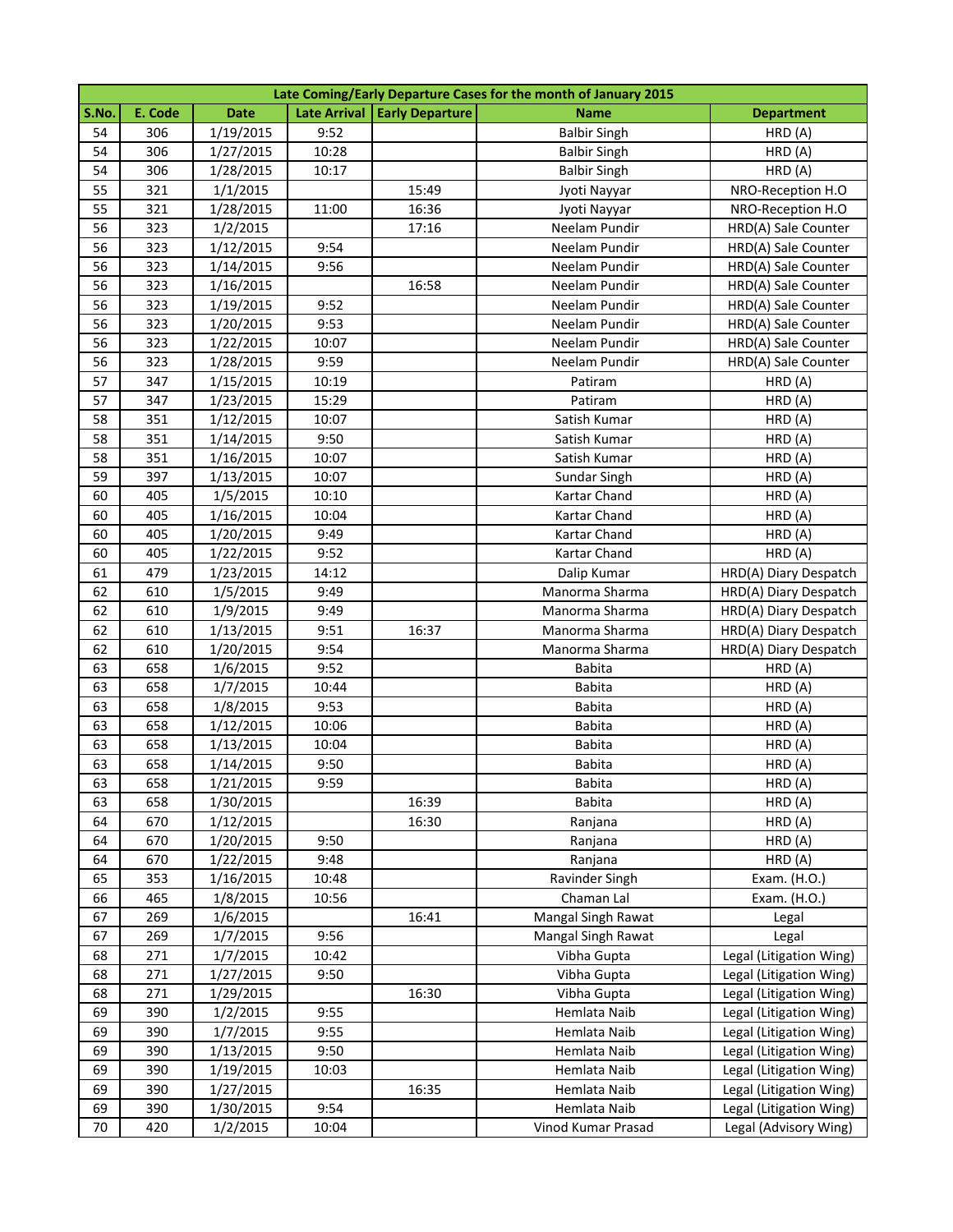| Late Coming/Early Departure Cases for the month of January 2015 | | | | | | |
|---|---|---|---|---|---|---|
| S.No. | E. Code | Date | Late Arrival | Early Departure | Name | Department |
| 54 | 306 | 1/19/2015 | 9:52 | | Balbir Singh | HRD (A) |
| 54 | 306 | 1/27/2015 | 10:28 | | Balbir Singh | HRD (A) |
| 54 | 306 | 1/28/2015 | 10:17 | | Balbir Singh | HRD (A) |
| 55 | 321 | 1/1/2015 | | 15:49 | Jyoti Nayyar | NRO-Reception H.O |
| 55 | 321 | 1/28/2015 | 11:00 | 16:36 | Jyoti Nayyar | NRO-Reception H.O |
| 56 | 323 | 1/2/2015 | | 17:16 | Neelam Pundir | HRD(A) Sale Counter |
| 56 | 323 | 1/12/2015 | 9:54 | | Neelam Pundir | HRD(A) Sale Counter |
| 56 | 323 | 1/14/2015 | 9:56 | | Neelam Pundir | HRD(A) Sale Counter |
| 56 | 323 | 1/16/2015 | | 16:58 | Neelam Pundir | HRD(A) Sale Counter |
| 56 | 323 | 1/19/2015 | 9:52 | | Neelam Pundir | HRD(A) Sale Counter |
| 56 | 323 | 1/20/2015 | 9:53 | | Neelam Pundir | HRD(A) Sale Counter |
| 56 | 323 | 1/22/2015 | 10:07 | | Neelam Pundir | HRD(A) Sale Counter |
| 56 | 323 | 1/28/2015 | 9:59 | | Neelam Pundir | HRD(A) Sale Counter |
| 57 | 347 | 1/15/2015 | 10:19 | | Patiram | HRD (A) |
| 57 | 347 | 1/23/2015 | 15:29 | | Patiram | HRD (A) |
| 58 | 351 | 1/12/2015 | 10:07 | | Satish Kumar | HRD (A) |
| 58 | 351 | 1/14/2015 | 9:50 | | Satish Kumar | HRD (A) |
| 58 | 351 | 1/16/2015 | 10:07 | | Satish Kumar | HRD (A) |
| 59 | 397 | 1/13/2015 | 10:07 | | Sundar Singh | HRD (A) |
| 60 | 405 | 1/5/2015 | 10:10 | | Kartar Chand | HRD (A) |
| 60 | 405 | 1/16/2015 | 10:04 | | Kartar Chand | HRD (A) |
| 60 | 405 | 1/20/2015 | 9:49 | | Kartar Chand | HRD (A) |
| 60 | 405 | 1/22/2015 | 9:52 | | Kartar Chand | HRD (A) |
| 61 | 479 | 1/23/2015 | 14:12 | | Dalip Kumar | HRD(A) Diary Despatch |
| 62 | 610 | 1/5/2015 | 9:49 | | Manorma Sharma | HRD(A) Diary Despatch |
| 62 | 610 | 1/9/2015 | 9:49 | | Manorma Sharma | HRD(A) Diary Despatch |
| 62 | 610 | 1/13/2015 | 9:51 | 16:37 | Manorma Sharma | HRD(A) Diary Despatch |
| 62 | 610 | 1/20/2015 | 9:54 | | Manorma Sharma | HRD(A) Diary Despatch |
| 63 | 658 | 1/6/2015 | 9:52 | | Babita | HRD (A) |
| 63 | 658 | 1/7/2015 | 10:44 | | Babita | HRD (A) |
| 63 | 658 | 1/8/2015 | 9:53 | | Babita | HRD (A) |
| 63 | 658 | 1/12/2015 | 10:06 | | Babita | HRD (A) |
| 63 | 658 | 1/13/2015 | 10:04 | | Babita | HRD (A) |
| 63 | 658 | 1/14/2015 | 9:50 | | Babita | HRD (A) |
| 63 | 658 | 1/21/2015 | 9:59 | | Babita | HRD (A) |
| 63 | 658 | 1/30/2015 | | 16:39 | Babita | HRD (A) |
| 64 | 670 | 1/12/2015 | | 16:30 | Ranjana | HRD (A) |
| 64 | 670 | 1/20/2015 | 9:50 | | Ranjana | HRD (A) |
| 64 | 670 | 1/22/2015 | 9:48 | | Ranjana | HRD (A) |
| 65 | 353 | 1/16/2015 | 10:48 | | Ravinder Singh | Exam. (H.O.) |
| 66 | 465 | 1/8/2015 | 10:56 | | Chaman Lal | Exam. (H.O.) |
| 67 | 269 | 1/6/2015 | | 16:41 | Mangal Singh Rawat | Legal |
| 67 | 269 | 1/7/2015 | 9:56 | | Mangal Singh Rawat | Legal |
| 68 | 271 | 1/7/2015 | 10:42 | | Vibha Gupta | Legal (Litigation Wing) |
| 68 | 271 | 1/27/2015 | 9:50 | | Vibha Gupta | Legal (Litigation Wing) |
| 68 | 271 | 1/29/2015 | | 16:30 | Vibha Gupta | Legal (Litigation Wing) |
| 69 | 390 | 1/2/2015 | 9:55 | | Hemlata Naib | Legal (Litigation Wing) |
| 69 | 390 | 1/7/2015 | 9:55 | | Hemlata Naib | Legal (Litigation Wing) |
| 69 | 390 | 1/13/2015 | 9:50 | | Hemlata Naib | Legal (Litigation Wing) |
| 69 | 390 | 1/19/2015 | 10:03 | | Hemlata Naib | Legal (Litigation Wing) |
| 69 | 390 | 1/27/2015 | | 16:35 | Hemlata Naib | Legal (Litigation Wing) |
| 69 | 390 | 1/30/2015 | 9:54 | | Hemlata Naib | Legal (Litigation Wing) |
| 70 | 420 | 1/2/2015 | 10:04 | | Vinod Kumar Prasad | Legal (Advisory Wing) |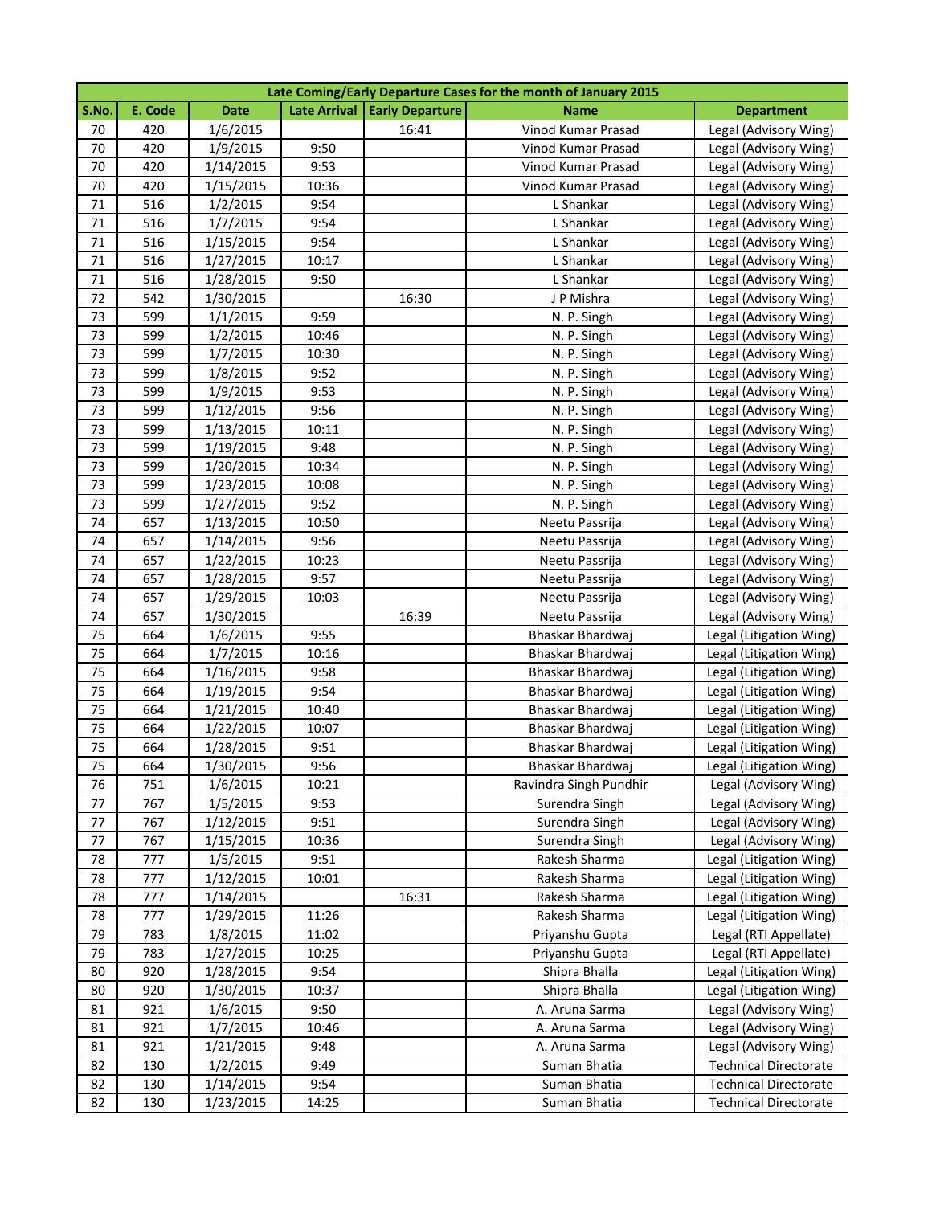| Late Coming/Early Departure Cases for the month of January 2015 | | | | | | |
|---|---|---|---|---|---|---|
| S.No. | E. Code | Date | Late Arrival | Early Departure | Name | Department |
| 70 | 420 | 1/6/2015 | | 16:41 | Vinod Kumar Prasad | Legal (Advisory Wing) |
| 70 | 420 | 1/9/2015 | 9:50 | | Vinod Kumar Prasad | Legal (Advisory Wing) |
| 70 | 420 | 1/14/2015 | 9:53 | | Vinod Kumar Prasad | Legal (Advisory Wing) |
| 70 | 420 | 1/15/2015 | 10:36 | | Vinod Kumar Prasad | Legal (Advisory Wing) |
| 71 | 516 | 1/2/2015 | 9:54 | | L Shankar | Legal (Advisory Wing) |
| 71 | 516 | 1/7/2015 | 9:54 | | L Shankar | Legal (Advisory Wing) |
| 71 | 516 | 1/15/2015 | 9:54 | | L Shankar | Legal (Advisory Wing) |
| 71 | 516 | 1/27/2015 | 10:17 | | L Shankar | Legal (Advisory Wing) |
| 71 | 516 | 1/28/2015 | 9:50 | | L Shankar | Legal (Advisory Wing) |
| 72 | 542 | 1/30/2015 | | 16:30 | J P Mishra | Legal (Advisory Wing) |
| 73 | 599 | 1/1/2015 | 9:59 | | N. P. Singh | Legal (Advisory Wing) |
| 73 | 599 | 1/2/2015 | 10:46 | | N. P. Singh | Legal (Advisory Wing) |
| 73 | 599 | 1/7/2015 | 10:30 | | N. P. Singh | Legal (Advisory Wing) |
| 73 | 599 | 1/8/2015 | 9:52 | | N. P. Singh | Legal (Advisory Wing) |
| 73 | 599 | 1/9/2015 | 9:53 | | N. P. Singh | Legal (Advisory Wing) |
| 73 | 599 | 1/12/2015 | 9:56 | | N. P. Singh | Legal (Advisory Wing) |
| 73 | 599 | 1/13/2015 | 10:11 | | N. P. Singh | Legal (Advisory Wing) |
| 73 | 599 | 1/19/2015 | 9:48 | | N. P. Singh | Legal (Advisory Wing) |
| 73 | 599 | 1/20/2015 | 10:34 | | N. P. Singh | Legal (Advisory Wing) |
| 73 | 599 | 1/23/2015 | 10:08 | | N. P. Singh | Legal (Advisory Wing) |
| 73 | 599 | 1/27/2015 | 9:52 | | N. P. Singh | Legal (Advisory Wing) |
| 74 | 657 | 1/13/2015 | 10:50 | | Neetu Passrija | Legal (Advisory Wing) |
| 74 | 657 | 1/14/2015 | 9:56 | | Neetu Passrija | Legal (Advisory Wing) |
| 74 | 657 | 1/22/2015 | 10:23 | | Neetu Passrija | Legal (Advisory Wing) |
| 74 | 657 | 1/28/2015 | 9:57 | | Neetu Passrija | Legal (Advisory Wing) |
| 74 | 657 | 1/29/2015 | 10:03 | | Neetu Passrija | Legal (Advisory Wing) |
| 74 | 657 | 1/30/2015 | | 16:39 | Neetu Passrija | Legal (Advisory Wing) |
| 75 | 664 | 1/6/2015 | 9:55 | | Bhaskar Bhardwaj | Legal (Litigation Wing) |
| 75 | 664 | 1/7/2015 | 10:16 | | Bhaskar Bhardwaj | Legal (Litigation Wing) |
| 75 | 664 | 1/16/2015 | 9:58 | | Bhaskar Bhardwaj | Legal (Litigation Wing) |
| 75 | 664 | 1/19/2015 | 9:54 | | Bhaskar Bhardwaj | Legal (Litigation Wing) |
| 75 | 664 | 1/21/2015 | 10:40 | | Bhaskar Bhardwaj | Legal (Litigation Wing) |
| 75 | 664 | 1/22/2015 | 10:07 | | Bhaskar Bhardwaj | Legal (Litigation Wing) |
| 75 | 664 | 1/28/2015 | 9:51 | | Bhaskar Bhardwaj | Legal (Litigation Wing) |
| 75 | 664 | 1/30/2015 | 9:56 | | Bhaskar Bhardwaj | Legal (Litigation Wing) |
| 76 | 751 | 1/6/2015 | 10:21 | | Ravindra Singh Pundhir | Legal (Advisory Wing) |
| 77 | 767 | 1/5/2015 | 9:53 | | Surendra Singh | Legal (Advisory Wing) |
| 77 | 767 | 1/12/2015 | 9:51 | | Surendra Singh | Legal (Advisory Wing) |
| 77 | 767 | 1/15/2015 | 10:36 | | Surendra Singh | Legal (Advisory Wing) |
| 78 | 777 | 1/5/2015 | 9:51 | | Rakesh Sharma | Legal (Litigation Wing) |
| 78 | 777 | 1/12/2015 | 10:01 | | Rakesh Sharma | Legal (Litigation Wing) |
| 78 | 777 | 1/14/2015 | | 16:31 | Rakesh Sharma | Legal (Litigation Wing) |
| 78 | 777 | 1/29/2015 | 11:26 | | Rakesh Sharma | Legal (Litigation Wing) |
| 79 | 783 | 1/8/2015 | 11:02 | | Priyanshu Gupta | Legal (RTI Appellate) |
| 79 | 783 | 1/27/2015 | 10:25 | | Priyanshu Gupta | Legal (RTI Appellate) |
| 80 | 920 | 1/28/2015 | 9:54 | | Shipra Bhalla | Legal (Litigation Wing) |
| 80 | 920 | 1/30/2015 | 10:37 | | Shipra Bhalla | Legal (Litigation Wing) |
| 81 | 921 | 1/6/2015 | 9:50 | | A. Aruna Sarma | Legal (Advisory Wing) |
| 81 | 921 | 1/7/2015 | 10:46 | | A. Aruna Sarma | Legal (Advisory Wing) |
| 81 | 921 | 1/21/2015 | 9:48 | | A. Aruna Sarma | Legal (Advisory Wing) |
| 82 | 130 | 1/2/2015 | 9:49 | | Suman Bhatia | Technical Directorate |
| 82 | 130 | 1/14/2015 | 9:54 | | Suman Bhatia | Technical Directorate |
| 82 | 130 | 1/23/2015 | 14:25 | | Suman Bhatia | Technical Directorate |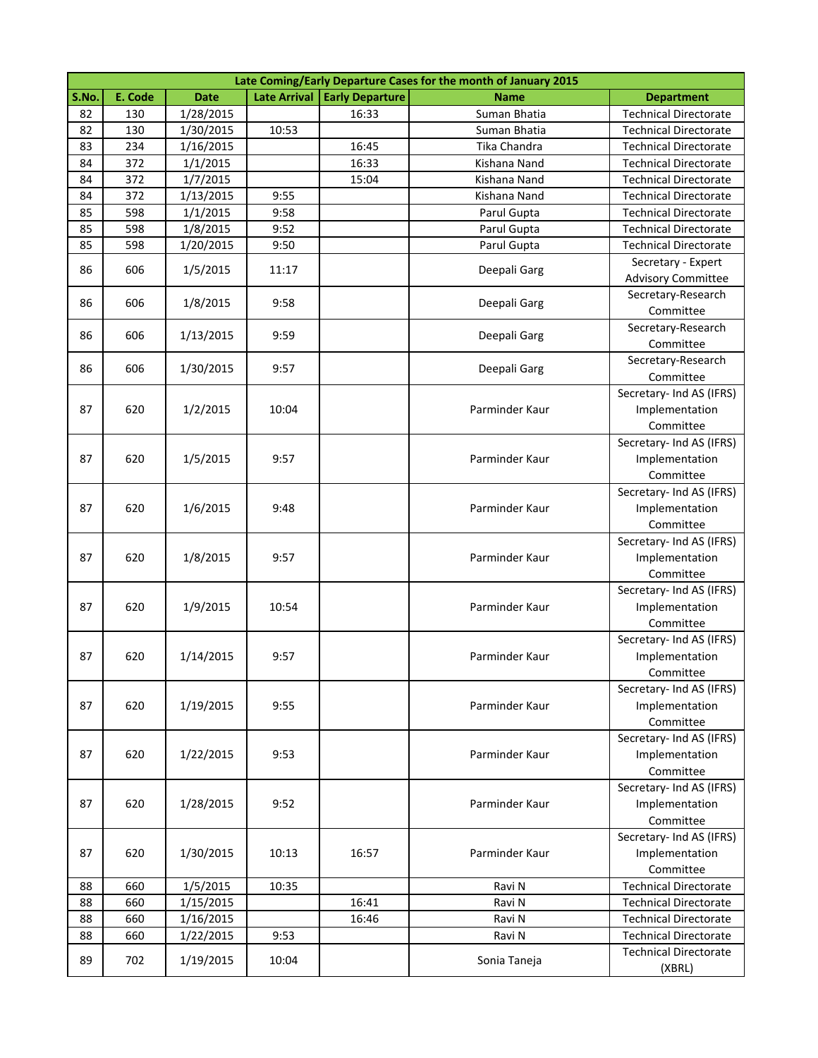| Late Coming/Early Departure Cases for the month of January 2015 | | | | | | |
|---|---|---|---|---|---|---|
| S.No. | E. Code | Date | Late Arrival | Early Departure | Name | Department |
| 82 | 130 | 1/28/2015 | | 16:33 | Suman Bhatia | Technical Directorate |
| 82 | 130 | 1/30/2015 | 10:53 | | Suman Bhatia | Technical Directorate |
| 83 | 234 | 1/16/2015 | | 16:45 | Tika Chandra | Technical Directorate |
| 84 | 372 | 1/1/2015 | | 16:33 | Kishana Nand | Technical Directorate |
| 84 | 372 | 1/7/2015 | | 15:04 | Kishana Nand | Technical Directorate |
| 84 | 372 | 1/13/2015 | 9:55 | | Kishana Nand | Technical Directorate |
| 85 | 598 | 1/1/2015 | 9:58 | | Parul Gupta | Technical Directorate |
| 85 | 598 | 1/8/2015 | 9:52 | | Parul Gupta | Technical Directorate |
| 85 | 598 | 1/20/2015 | 9:50 | | Parul Gupta | Technical Directorate |
| 86 | 606 | 1/5/2015 | 11:17 | | Deepali Garg | Secretary - Expert Advisory Committee |
| 86 | 606 | 1/8/2015 | 9:58 | | Deepali Garg | Secretary-Research Committee |
| 86 | 606 | 1/13/2015 | 9:59 | | Deepali Garg | Secretary-Research Committee |
| 86 | 606 | 1/30/2015 | 9:57 | | Deepali Garg | Secretary-Research Committee |
| 87 | 620 | 1/2/2015 | 10:04 | | Parminder Kaur | Secretary- Ind AS (IFRS) Implementation Committee |
| 87 | 620 | 1/5/2015 | 9:57 | | Parminder Kaur | Secretary- Ind AS (IFRS) Implementation Committee |
| 87 | 620 | 1/6/2015 | 9:48 | | Parminder Kaur | Secretary- Ind AS (IFRS) Implementation Committee |
| 87 | 620 | 1/8/2015 | 9:57 | | Parminder Kaur | Secretary- Ind AS (IFRS) Implementation Committee |
| 87 | 620 | 1/9/2015 | 10:54 | | Parminder Kaur | Secretary- Ind AS (IFRS) Implementation Committee |
| 87 | 620 | 1/14/2015 | 9:57 | | Parminder Kaur | Secretary- Ind AS (IFRS) Implementation Committee |
| 87 | 620 | 1/19/2015 | 9:55 | | Parminder Kaur | Secretary- Ind AS (IFRS) Implementation Committee |
| 87 | 620 | 1/22/2015 | 9:53 | | Parminder Kaur | Secretary- Ind AS (IFRS) Implementation Committee |
| 87 | 620 | 1/28/2015 | 9:52 | | Parminder Kaur | Secretary- Ind AS (IFRS) Implementation Committee |
| 87 | 620 | 1/30/2015 | 10:13 | 16:57 | Parminder Kaur | Secretary- Ind AS (IFRS) Implementation Committee |
| 88 | 660 | 1/5/2015 | 10:35 | | Ravi N | Technical Directorate |
| 88 | 660 | 1/15/2015 | | 16:41 | Ravi N | Technical Directorate |
| 88 | 660 | 1/16/2015 | | 16:46 | Ravi N | Technical Directorate |
| 88 | 660 | 1/22/2015 | 9:53 | | Ravi N | Technical Directorate |
| 89 | 702 | 1/19/2015 | 10:04 | | Sonia Taneja | Technical Directorate (XBRL) |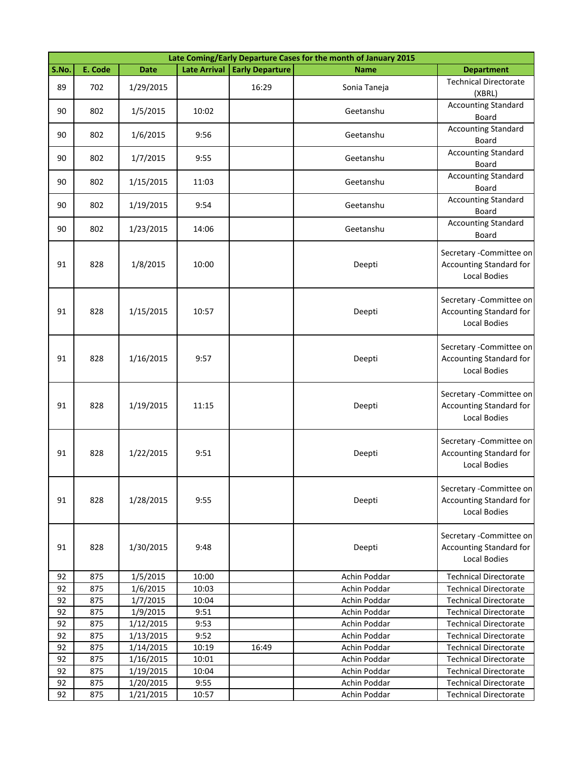| Late Coming/Early Departure Cases for the month of January 2015 | | | | | | |
|---|---|---|---|---|---|---|
| S.No. | E. Code | Date | Late Arrival | Early Departure | Name | Department |
| 89 | 702 | 1/29/2015 | | 16:29 | Sonia Taneja | Technical Directorate (XBRL) |
| 90 | 802 | 1/5/2015 | 10:02 | | Geetanshu | Accounting Standard Board |
| 90 | 802 | 1/6/2015 | 9:56 | | Geetanshu | Accounting Standard Board |
| 90 | 802 | 1/7/2015 | 9:55 | | Geetanshu | Accounting Standard Board |
| 90 | 802 | 1/15/2015 | 11:03 | | Geetanshu | Accounting Standard Board |
| 90 | 802 | 1/19/2015 | 9:54 | | Geetanshu | Accounting Standard Board |
| 90 | 802 | 1/23/2015 | 14:06 | | Geetanshu | Accounting Standard Board |
| 91 | 828 | 1/8/2015 | 10:00 | | Deepti | Secretary -Committee on Accounting Standard for Local Bodies |
| 91 | 828 | 1/15/2015 | 10:57 | | Deepti | Secretary -Committee on Accounting Standard for Local Bodies |
| 91 | 828 | 1/16/2015 | 9:57 | | Deepti | Secretary -Committee on Accounting Standard for Local Bodies |
| 91 | 828 | 1/19/2015 | 11:15 | | Deepti | Secretary -Committee on Accounting Standard for Local Bodies |
| 91 | 828 | 1/22/2015 | 9:51 | | Deepti | Secretary -Committee on Accounting Standard for Local Bodies |
| 91 | 828 | 1/28/2015 | 9:55 | | Deepti | Secretary -Committee on Accounting Standard for Local Bodies |
| 91 | 828 | 1/30/2015 | 9:48 | | Deepti | Secretary -Committee on Accounting Standard for Local Bodies |
| 92 | 875 | 1/5/2015 | 10:00 | | Achin Poddar | Technical Directorate |
| 92 | 875 | 1/6/2015 | 10:03 | | Achin Poddar | Technical Directorate |
| 92 | 875 | 1/7/2015 | 10:04 | | Achin Poddar | Technical Directorate |
| 92 | 875 | 1/9/2015 | 9:51 | | Achin Poddar | Technical Directorate |
| 92 | 875 | 1/12/2015 | 9:53 | | Achin Poddar | Technical Directorate |
| 92 | 875 | 1/13/2015 | 9:52 | | Achin Poddar | Technical Directorate |
| 92 | 875 | 1/14/2015 | 10:19 | 16:49 | Achin Poddar | Technical Directorate |
| 92 | 875 | 1/16/2015 | 10:01 | | Achin Poddar | Technical Directorate |
| 92 | 875 | 1/19/2015 | 10:04 | | Achin Poddar | Technical Directorate |
| 92 | 875 | 1/20/2015 | 9:55 | | Achin Poddar | Technical Directorate |
| 92 | 875 | 1/21/2015 | 10:57 | | Achin Poddar | Technical Directorate |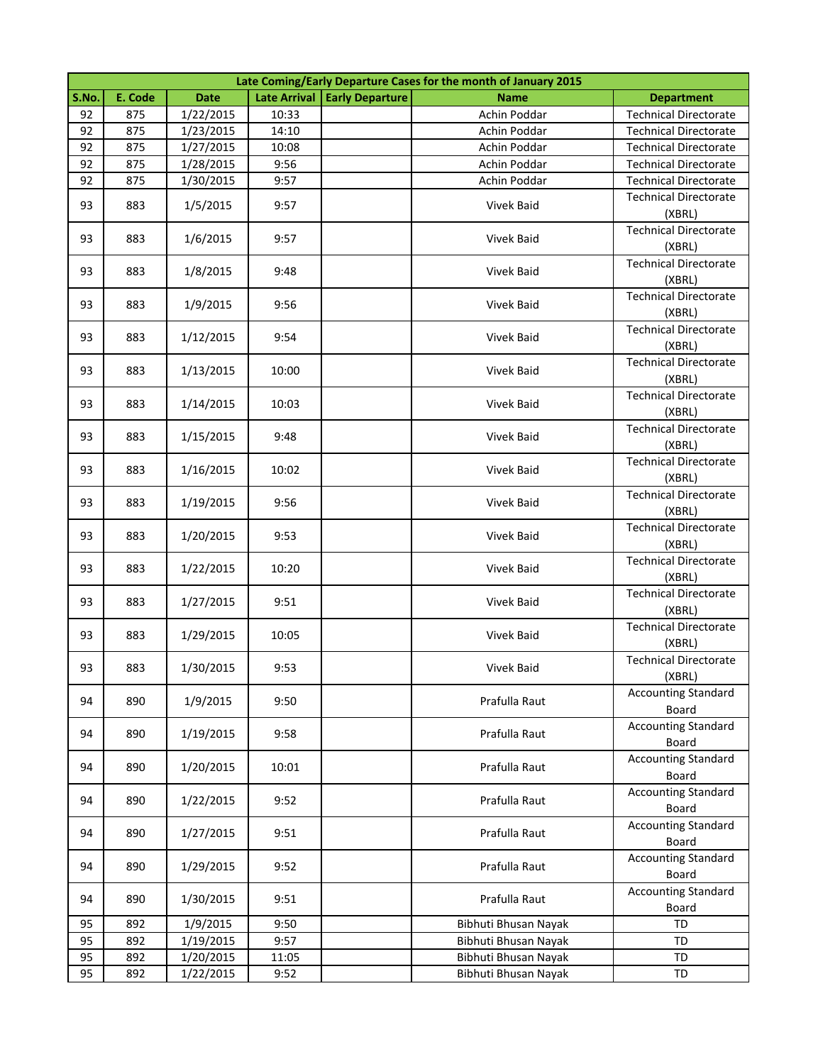| Late Coming/Early Departure Cases for the month of January 2015 | | | | | | |
|---|---|---|---|---|---|---|
| S.No. | E. Code | Date | Late Arrival | Early Departure | Name | Department |
| 92 | 875 | 1/22/2015 | 10:33 | | Achin Poddar | Technical Directorate |
| 92 | 875 | 1/23/2015 | 14:10 | | Achin Poddar | Technical Directorate |
| 92 | 875 | 1/27/2015 | 10:08 | | Achin Poddar | Technical Directorate |
| 92 | 875 | 1/28/2015 | 9:56 | | Achin Poddar | Technical Directorate |
| 92 | 875 | 1/30/2015 | 9:57 | | Achin Poddar | Technical Directorate |
| 93 | 883 | 1/5/2015 | 9:57 | | Vivek Baid | Technical Directorate (XBRL) |
| 93 | 883 | 1/6/2015 | 9:57 | | Vivek Baid | Technical Directorate (XBRL) |
| 93 | 883 | 1/8/2015 | 9:48 | | Vivek Baid | Technical Directorate (XBRL) |
| 93 | 883 | 1/9/2015 | 9:56 | | Vivek Baid | Technical Directorate (XBRL) |
| 93 | 883 | 1/12/2015 | 9:54 | | Vivek Baid | Technical Directorate (XBRL) |
| 93 | 883 | 1/13/2015 | 10:00 | | Vivek Baid | Technical Directorate (XBRL) |
| 93 | 883 | 1/14/2015 | 10:03 | | Vivek Baid | Technical Directorate (XBRL) |
| 93 | 883 | 1/15/2015 | 9:48 | | Vivek Baid | Technical Directorate (XBRL) |
| 93 | 883 | 1/16/2015 | 10:02 | | Vivek Baid | Technical Directorate (XBRL) |
| 93 | 883 | 1/19/2015 | 9:56 | | Vivek Baid | Technical Directorate (XBRL) |
| 93 | 883 | 1/20/2015 | 9:53 | | Vivek Baid | Technical Directorate (XBRL) |
| 93 | 883 | 1/22/2015 | 10:20 | | Vivek Baid | Technical Directorate (XBRL) |
| 93 | 883 | 1/27/2015 | 9:51 | | Vivek Baid | Technical Directorate (XBRL) |
| 93 | 883 | 1/29/2015 | 10:05 | | Vivek Baid | Technical Directorate (XBRL) |
| 93 | 883 | 1/30/2015 | 9:53 | | Vivek Baid | Technical Directorate (XBRL) |
| 94 | 890 | 1/9/2015 | 9:50 | | Prafulla Raut | Accounting Standard Board |
| 94 | 890 | 1/19/2015 | 9:58 | | Prafulla Raut | Accounting Standard Board |
| 94 | 890 | 1/20/2015 | 10:01 | | Prafulla Raut | Accounting Standard Board |
| 94 | 890 | 1/22/2015 | 9:52 | | Prafulla Raut | Accounting Standard Board |
| 94 | 890 | 1/27/2015 | 9:51 | | Prafulla Raut | Accounting Standard Board |
| 94 | 890 | 1/29/2015 | 9:52 | | Prafulla Raut | Accounting Standard Board |
| 94 | 890 | 1/30/2015 | 9:51 | | Prafulla Raut | Accounting Standard Board |
| 95 | 892 | 1/9/2015 | 9:50 | | Bibhuti Bhusan Nayak | TD |
| 95 | 892 | 1/19/2015 | 9:57 | | Bibhuti Bhusan Nayak | TD |
| 95 | 892 | 1/20/2015 | 11:05 | | Bibhuti Bhusan Nayak | TD |
| 95 | 892 | 1/22/2015 | 9:52 | | Bibhuti Bhusan Nayak | TD |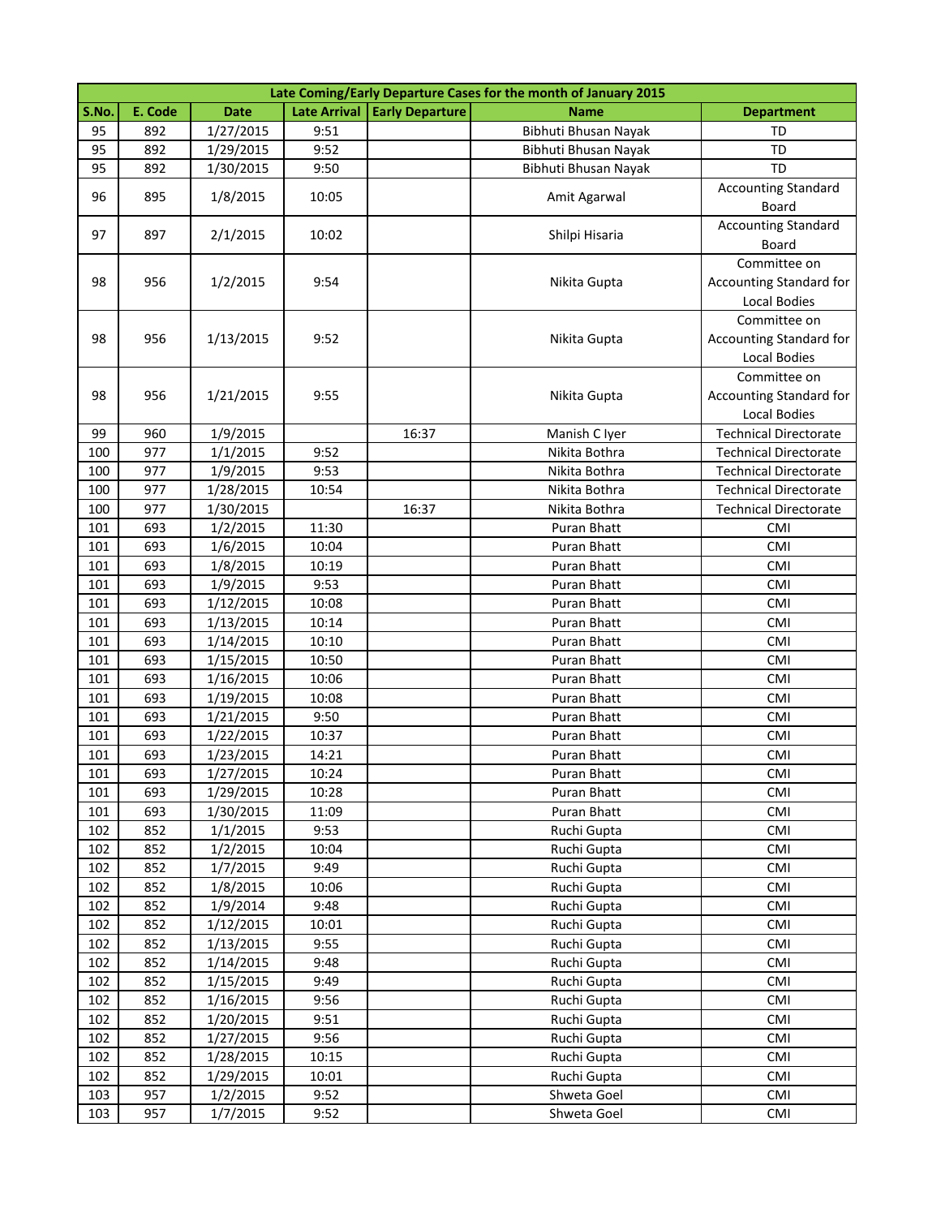| Late Coming/Early Departure Cases for the month of January 2015 | | | | | | |
|---|---|---|---|---|---|---|
| S.No. | E. Code | Date | Late Arrival | Early Departure | Name | Department |
| 95 | 892 | 1/27/2015 | 9:51 | | Bibhuti Bhusan Nayak | TD |
| 95 | 892 | 1/29/2015 | 9:52 | | Bibhuti Bhusan Nayak | TD |
| 95 | 892 | 1/30/2015 | 9:50 | | Bibhuti Bhusan Nayak | TD |
| 96 | 895 | 1/8/2015 | 10:05 | | Amit Agarwal | Accounting Standard Board |
| 97 | 897 | 2/1/2015 | 10:02 | | Shilpi Hisaria | Accounting Standard Board |
| 98 | 956 | 1/2/2015 | 9:54 | | Nikita Gupta | Committee on Accounting Standard for Local Bodies |
| 98 | 956 | 1/13/2015 | 9:52 | | Nikita Gupta | Committee on Accounting Standard for Local Bodies |
| 98 | 956 | 1/21/2015 | 9:55 | | Nikita Gupta | Committee on Accounting Standard for Local Bodies |
| 99 | 960 | 1/9/2015 | | 16:37 | Manish C Iyer | Technical Directorate |
| 100 | 977 | 1/1/2015 | 9:52 | | Nikita Bothra | Technical Directorate |
| 100 | 977 | 1/9/2015 | 9:53 | | Nikita Bothra | Technical Directorate |
| 100 | 977 | 1/28/2015 | 10:54 | | Nikita Bothra | Technical Directorate |
| 100 | 977 | 1/30/2015 | | 16:37 | Nikita Bothra | Technical Directorate |
| 101 | 693 | 1/2/2015 | 11:30 | | Puran Bhatt | CMI |
| 101 | 693 | 1/6/2015 | 10:04 | | Puran Bhatt | CMI |
| 101 | 693 | 1/8/2015 | 10:19 | | Puran Bhatt | CMI |
| 101 | 693 | 1/9/2015 | 9:53 | | Puran Bhatt | CMI |
| 101 | 693 | 1/12/2015 | 10:08 | | Puran Bhatt | CMI |
| 101 | 693 | 1/13/2015 | 10:14 | | Puran Bhatt | CMI |
| 101 | 693 | 1/14/2015 | 10:10 | | Puran Bhatt | CMI |
| 101 | 693 | 1/15/2015 | 10:50 | | Puran Bhatt | CMI |
| 101 | 693 | 1/16/2015 | 10:06 | | Puran Bhatt | CMI |
| 101 | 693 | 1/19/2015 | 10:08 | | Puran Bhatt | CMI |
| 101 | 693 | 1/21/2015 | 9:50 | | Puran Bhatt | CMI |
| 101 | 693 | 1/22/2015 | 10:37 | | Puran Bhatt | CMI |
| 101 | 693 | 1/23/2015 | 14:21 | | Puran Bhatt | CMI |
| 101 | 693 | 1/27/2015 | 10:24 | | Puran Bhatt | CMI |
| 101 | 693 | 1/29/2015 | 10:28 | | Puran Bhatt | CMI |
| 101 | 693 | 1/30/2015 | 11:09 | | Puran Bhatt | CMI |
| 102 | 852 | 1/1/2015 | 9:53 | | Ruchi Gupta | CMI |
| 102 | 852 | 1/2/2015 | 10:04 | | Ruchi Gupta | CMI |
| 102 | 852 | 1/7/2015 | 9:49 | | Ruchi Gupta | CMI |
| 102 | 852 | 1/8/2015 | 10:06 | | Ruchi Gupta | CMI |
| 102 | 852 | 1/9/2014 | 9:48 | | Ruchi Gupta | CMI |
| 102 | 852 | 1/12/2015 | 10:01 | | Ruchi Gupta | CMI |
| 102 | 852 | 1/13/2015 | 9:55 | | Ruchi Gupta | CMI |
| 102 | 852 | 1/14/2015 | 9:48 | | Ruchi Gupta | CMI |
| 102 | 852 | 1/15/2015 | 9:49 | | Ruchi Gupta | CMI |
| 102 | 852 | 1/16/2015 | 9:56 | | Ruchi Gupta | CMI |
| 102 | 852 | 1/20/2015 | 9:51 | | Ruchi Gupta | CMI |
| 102 | 852 | 1/27/2015 | 9:56 | | Ruchi Gupta | CMI |
| 102 | 852 | 1/28/2015 | 10:15 | | Ruchi Gupta | CMI |
| 102 | 852 | 1/29/2015 | 10:01 | | Ruchi Gupta | CMI |
| 103 | 957 | 1/2/2015 | 9:52 | | Shweta Goel | CMI |
| 103 | 957 | 1/7/2015 | 9:52 | | Shweta Goel | CMI |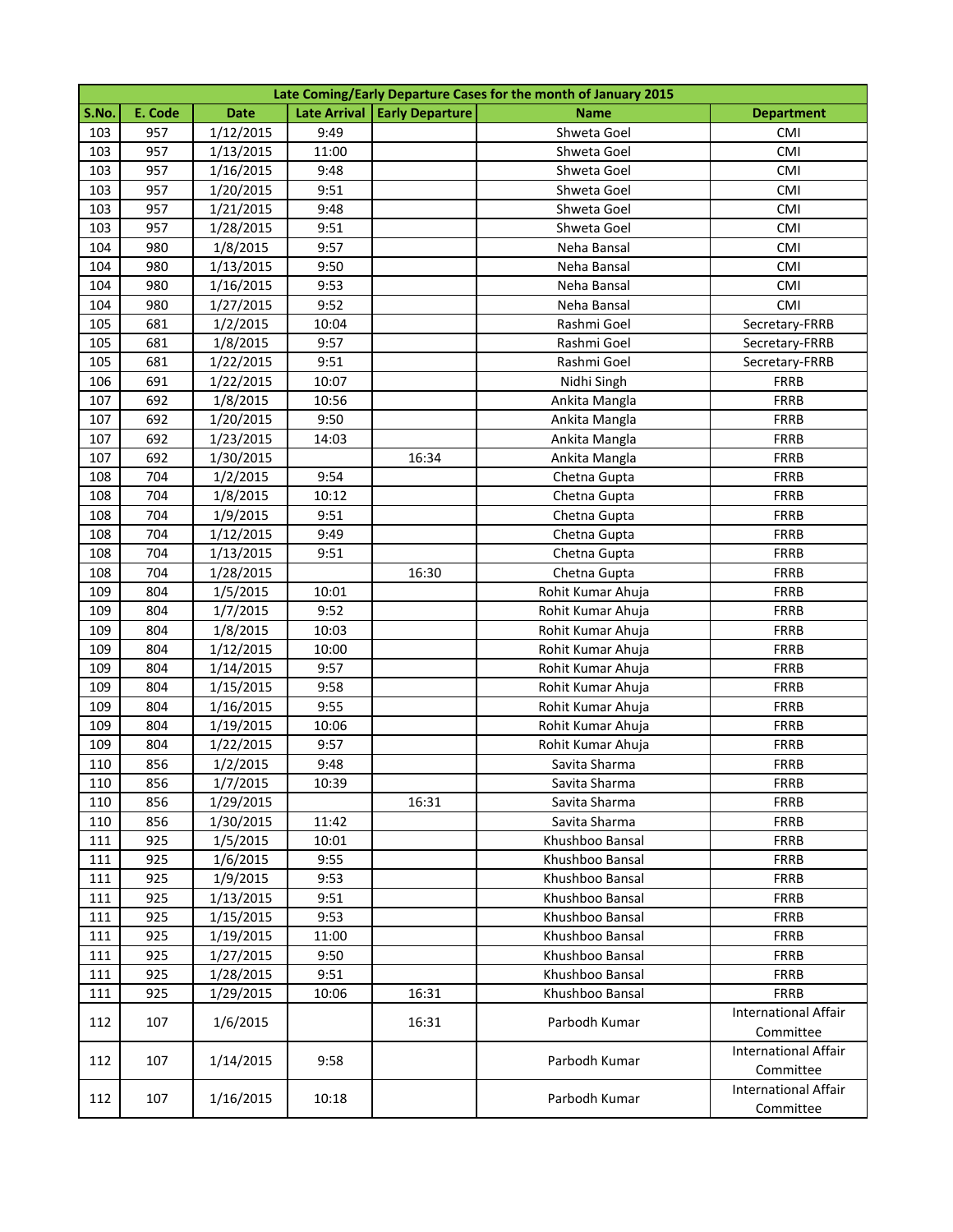| Late Coming/Early Departure Cases for the month of January 2015 | | | | | | |
|---|---|---|---|---|---|---|
| S.No. | E. Code | Date | Late Arrival | Early Departure | Name | Department |
| 103 | 957 | 1/12/2015 | 9:49 | | Shweta Goel | CMI |
| 103 | 957 | 1/13/2015 | 11:00 | | Shweta Goel | CMI |
| 103 | 957 | 1/16/2015 | 9:48 | | Shweta Goel | CMI |
| 103 | 957 | 1/20/2015 | 9:51 | | Shweta Goel | CMI |
| 103 | 957 | 1/21/2015 | 9:48 | | Shweta Goel | CMI |
| 103 | 957 | 1/28/2015 | 9:51 | | Shweta Goel | CMI |
| 104 | 980 | 1/8/2015 | 9:57 | | Neha Bansal | CMI |
| 104 | 980 | 1/13/2015 | 9:50 | | Neha Bansal | CMI |
| 104 | 980 | 1/16/2015 | 9:53 | | Neha Bansal | CMI |
| 104 | 980 | 1/27/2015 | 9:52 | | Neha Bansal | CMI |
| 105 | 681 | 1/2/2015 | 10:04 | | Rashmi Goel | Secretary-FRRB |
| 105 | 681 | 1/8/2015 | 9:57 | | Rashmi Goel | Secretary-FRRB |
| 105 | 681 | 1/22/2015 | 9:51 | | Rashmi Goel | Secretary-FRRB |
| 106 | 691 | 1/22/2015 | 10:07 | | Nidhi Singh | FRRB |
| 107 | 692 | 1/8/2015 | 10:56 | | Ankita Mangla | FRRB |
| 107 | 692 | 1/20/2015 | 9:50 | | Ankita Mangla | FRRB |
| 107 | 692 | 1/23/2015 | 14:03 | | Ankita Mangla | FRRB |
| 107 | 692 | 1/30/2015 | | 16:34 | Ankita Mangla | FRRB |
| 108 | 704 | 1/2/2015 | 9:54 | | Chetna Gupta | FRRB |
| 108 | 704 | 1/8/2015 | 10:12 | | Chetna Gupta | FRRB |
| 108 | 704 | 1/9/2015 | 9:51 | | Chetna Gupta | FRRB |
| 108 | 704 | 1/12/2015 | 9:49 | | Chetna Gupta | FRRB |
| 108 | 704 | 1/13/2015 | 9:51 | | Chetna Gupta | FRRB |
| 108 | 704 | 1/28/2015 | | 16:30 | Chetna Gupta | FRRB |
| 109 | 804 | 1/5/2015 | 10:01 | | Rohit Kumar Ahuja | FRRB |
| 109 | 804 | 1/7/2015 | 9:52 | | Rohit Kumar Ahuja | FRRB |
| 109 | 804 | 1/8/2015 | 10:03 | | Rohit Kumar Ahuja | FRRB |
| 109 | 804 | 1/12/2015 | 10:00 | | Rohit Kumar Ahuja | FRRB |
| 109 | 804 | 1/14/2015 | 9:57 | | Rohit Kumar Ahuja | FRRB |
| 109 | 804 | 1/15/2015 | 9:58 | | Rohit Kumar Ahuja | FRRB |
| 109 | 804 | 1/16/2015 | 9:55 | | Rohit Kumar Ahuja | FRRB |
| 109 | 804 | 1/19/2015 | 10:06 | | Rohit Kumar Ahuja | FRRB |
| 109 | 804 | 1/22/2015 | 9:57 | | Rohit Kumar Ahuja | FRRB |
| 110 | 856 | 1/2/2015 | 9:48 | | Savita Sharma | FRRB |
| 110 | 856 | 1/7/2015 | 10:39 | | Savita Sharma | FRRB |
| 110 | 856 | 1/29/2015 | | 16:31 | Savita Sharma | FRRB |
| 110 | 856 | 1/30/2015 | 11:42 | | Savita Sharma | FRRB |
| 111 | 925 | 1/5/2015 | 10:01 | | Khushboo Bansal | FRRB |
| 111 | 925 | 1/6/2015 | 9:55 | | Khushboo Bansal | FRRB |
| 111 | 925 | 1/9/2015 | 9:53 | | Khushboo Bansal | FRRB |
| 111 | 925 | 1/13/2015 | 9:51 | | Khushboo Bansal | FRRB |
| 111 | 925 | 1/15/2015 | 9:53 | | Khushboo Bansal | FRRB |
| 111 | 925 | 1/19/2015 | 11:00 | | Khushboo Bansal | FRRB |
| 111 | 925 | 1/27/2015 | 9:50 | | Khushboo Bansal | FRRB |
| 111 | 925 | 1/28/2015 | 9:51 | | Khushboo Bansal | FRRB |
| 111 | 925 | 1/29/2015 | 10:06 | 16:31 | Khushboo Bansal | FRRB |
| 112 | 107 | 1/6/2015 | | 16:31 | Parbodh Kumar | International Affair Committee |
| 112 | 107 | 1/14/2015 | 9:58 | | Parbodh Kumar | International Affair Committee |
| 112 | 107 | 1/16/2015 | 10:18 | | Parbodh Kumar | International Affair Committee |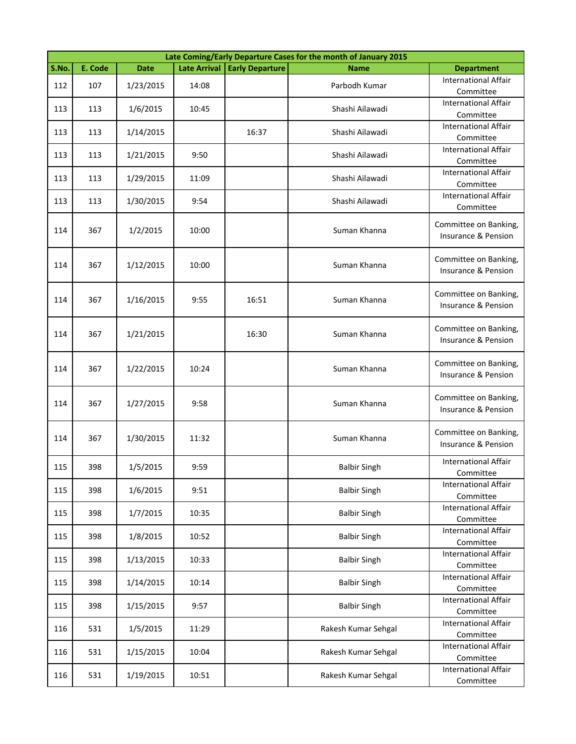| Late Coming/Early Departure Cases for the month of January 2015 | | | | | | |
|---|---|---|---|---|---|---|
| S.No. | E. Code | Date | Late Arrival | Early Departure | Name | Department |
| 112 | 107 | 1/23/2015 | 14:08 | | Parbodh Kumar | International Affair Committee |
| 113 | 113 | 1/6/2015 | 10:45 | | Shashi Ailawadi | International Affair Committee |
| 113 | 113 | 1/14/2015 | | 16:37 | Shashi Ailawadi | International Affair Committee |
| 113 | 113 | 1/21/2015 | 9:50 | | Shashi Ailawadi | International Affair Committee |
| 113 | 113 | 1/29/2015 | 11:09 | | Shashi Ailawadi | International Affair Committee |
| 113 | 113 | 1/30/2015 | 9:54 | | Shashi Ailawadi | International Affair Committee |
| 114 | 367 | 1/2/2015 | 10:00 | | Suman Khanna | Committee on Banking, Insurance & Pension |
| 114 | 367 | 1/12/2015 | 10:00 | | Suman Khanna | Committee on Banking, Insurance & Pension |
| 114 | 367 | 1/16/2015 | 9:55 | 16:51 | Suman Khanna | Committee on Banking, Insurance & Pension |
| 114 | 367 | 1/21/2015 | | 16:30 | Suman Khanna | Committee on Banking, Insurance & Pension |
| 114 | 367 | 1/22/2015 | 10:24 | | Suman Khanna | Committee on Banking, Insurance & Pension |
| 114 | 367 | 1/27/2015 | 9:58 | | Suman Khanna | Committee on Banking, Insurance & Pension |
| 114 | 367 | 1/30/2015 | 11:32 | | Suman Khanna | Committee on Banking, Insurance & Pension |
| 115 | 398 | 1/5/2015 | 9:59 | | Balbir Singh | International Affair Committee |
| 115 | 398 | 1/6/2015 | 9:51 | | Balbir Singh | International Affair Committee |
| 115 | 398 | 1/7/2015 | 10:35 | | Balbir Singh | International Affair Committee |
| 115 | 398 | 1/8/2015 | 10:52 | | Balbir Singh | International Affair Committee |
| 115 | 398 | 1/13/2015 | 10:33 | | Balbir Singh | International Affair Committee |
| 115 | 398 | 1/14/2015 | 10:14 | | Balbir Singh | International Affair Committee |
| 115 | 398 | 1/15/2015 | 9:57 | | Balbir Singh | International Affair Committee |
| 116 | 531 | 1/5/2015 | 11:29 | | Rakesh Kumar Sehgal | International Affair Committee |
| 116 | 531 | 1/15/2015 | 10:04 | | Rakesh Kumar Sehgal | International Affair Committee |
| 116 | 531 | 1/19/2015 | 10:51 | | Rakesh Kumar Sehgal | International Affair Committee |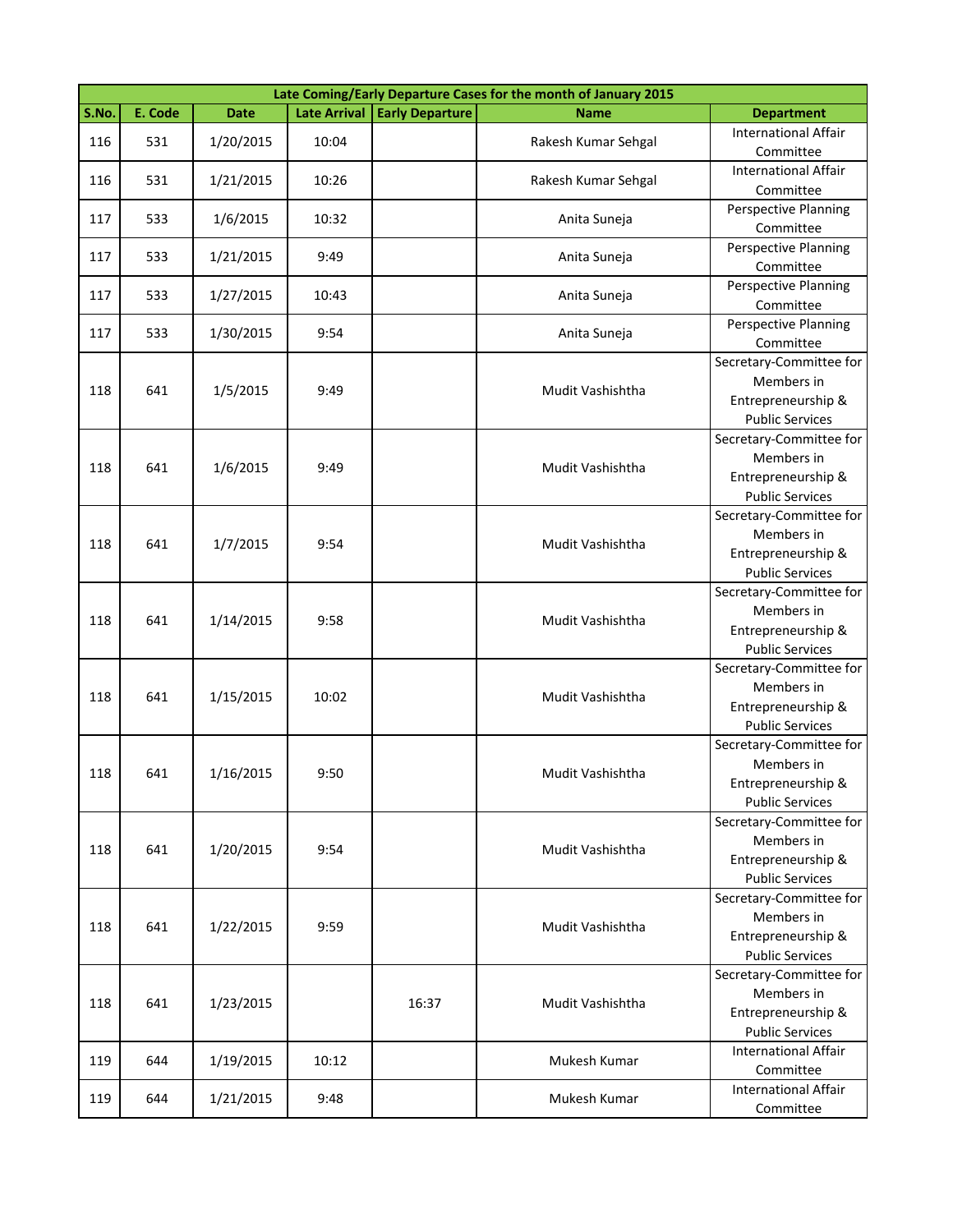| Late Coming/Early Departure Cases for the month of January 2015 | | | | | | |
|---|---|---|---|---|---|---|
| **S.No.** | **E. Code** | **Date** | **Late Arrival** | **Early Departure** | **Name** | **Department** |
| 116 | 531 | 1/20/2015 | 10:04 | | Rakesh Kumar Sehgal | International Affair Committee |
| 116 | 531 | 1/21/2015 | 10:26 | | Rakesh Kumar Sehgal | International Affair Committee |
| 117 | 533 | 1/6/2015 | 10:32 | | Anita Suneja | Perspective Planning Committee |
| 117 | 533 | 1/21/2015 | 9:49 | | Anita Suneja | Perspective Planning Committee |
| 117 | 533 | 1/27/2015 | 10:43 | | Anita Suneja | Perspective Planning Committee |
| 117 | 533 | 1/30/2015 | 9:54 | | Anita Suneja | Perspective Planning Committee |
| 118 | 641 | 1/5/2015 | 9:49 | | Mudit Vashishtha | Secretary-Committee for Members in Entrepreneurship & Public Services |
| 118 | 641 | 1/6/2015 | 9:49 | | Mudit Vashishtha | Secretary-Committee for Members in Entrepreneurship & Public Services |
| 118 | 641 | 1/7/2015 | 9:54 | | Mudit Vashishtha | Secretary-Committee for Members in Entrepreneurship & Public Services |
| 118 | 641 | 1/14/2015 | 9:58 | | Mudit Vashishtha | Secretary-Committee for Members in Entrepreneurship & Public Services |
| 118 | 641 | 1/15/2015 | 10:02 | | Mudit Vashishtha | Secretary-Committee for Members in Entrepreneurship & Public Services |
| 118 | 641 | 1/16/2015 | 9:50 | | Mudit Vashishtha | Secretary-Committee for Members in Entrepreneurship & Public Services |
| 118 | 641 | 1/20/2015 | 9:54 | | Mudit Vashishtha | Secretary-Committee for Members in Entrepreneurship & Public Services |
| 118 | 641 | 1/22/2015 | 9:59 | | Mudit Vashishtha | Secretary-Committee for Members in Entrepreneurship & Public Services |
| 118 | 641 | 1/23/2015 | | 16:37 | Mudit Vashishtha | Secretary-Committee for Members in Entrepreneurship & Public Services |
| 119 | 644 | 1/19/2015 | 10:12 | | Mukesh Kumar | International Affair Committee |
| 119 | 644 | 1/21/2015 | 9:48 | | Mukesh Kumar | International Affair Committee |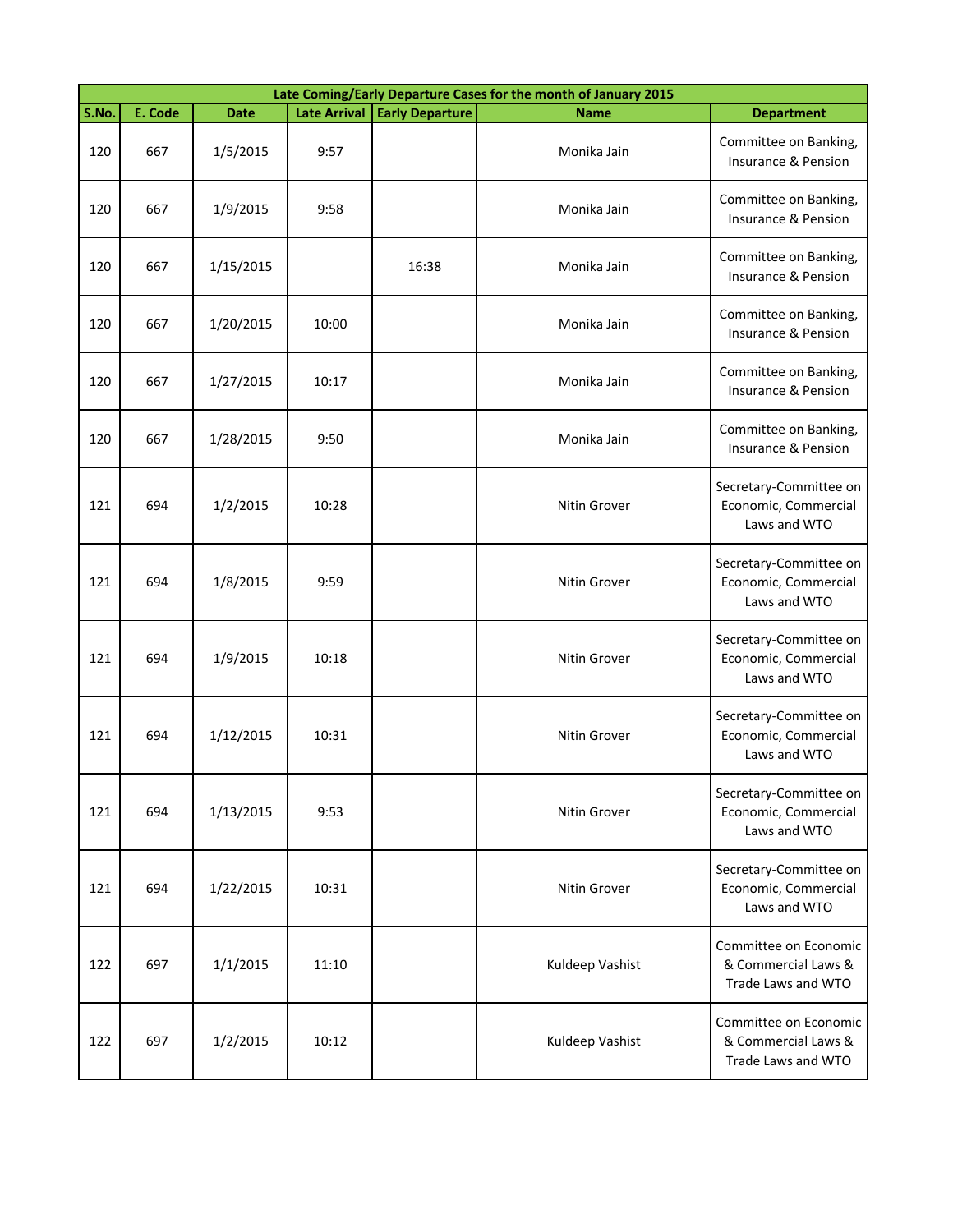| Late Coming/Early Departure Cases for the month of January 2015 | | | | | | |
|---|---|---|---|---|---|---|
| S.No. | E. Code | Date | Late Arrival | Early Departure | Name | Department |
| 120 | 667 | 1/5/2015 | 9:57 | | Monika Jain | Committee on Banking, Insurance & Pension |
| 120 | 667 | 1/9/2015 | 9:58 | | Monika Jain | Committee on Banking, Insurance & Pension |
| 120 | 667 | 1/15/2015 | | 16:38 | Monika Jain | Committee on Banking, Insurance & Pension |
| 120 | 667 | 1/20/2015 | 10:00 | | Monika Jain | Committee on Banking, Insurance & Pension |
| 120 | 667 | 1/27/2015 | 10:17 | | Monika Jain | Committee on Banking, Insurance & Pension |
| 120 | 667 | 1/28/2015 | 9:50 | | Monika Jain | Committee on Banking, Insurance & Pension |
| 121 | 694 | 1/2/2015 | 10:28 | | Nitin Grover | Secretary-Committee on Economic, Commercial Laws and WTO |
| 121 | 694 | 1/8/2015 | 9:59 | | Nitin Grover | Secretary-Committee on Economic, Commercial Laws and WTO |
| 121 | 694 | 1/9/2015 | 10:18 | | Nitin Grover | Secretary-Committee on Economic, Commercial Laws and WTO |
| 121 | 694 | 1/12/2015 | 10:31 | | Nitin Grover | Secretary-Committee on Economic, Commercial Laws and WTO |
| 121 | 694 | 1/13/2015 | 9:53 | | Nitin Grover | Secretary-Committee on Economic, Commercial Laws and WTO |
| 121 | 694 | 1/22/2015 | 10:31 | | Nitin Grover | Secretary-Committee on Economic, Commercial Laws and WTO |
| 122 | 697 | 1/1/2015 | 11:10 | | Kuldeep Vashist | Committee on Economic & Commercial Laws & Trade Laws and WTO |
| 122 | 697 | 1/2/2015 | 10:12 | | Kuldeep Vashist | Committee on Economic & Commercial Laws & Trade Laws and WTO |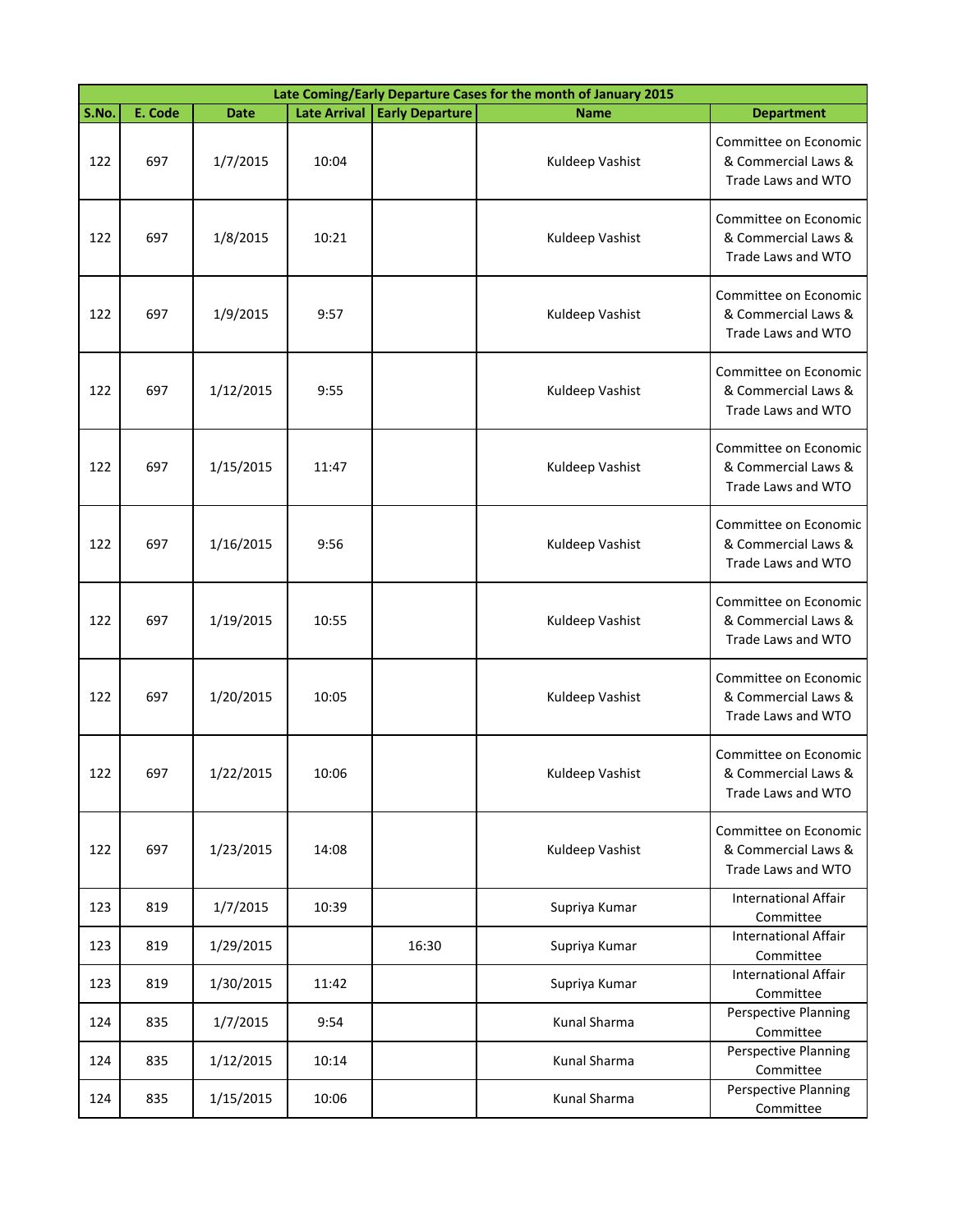| Late Coming/Early Departure Cases for the month of January 2015 | | | | | | |
|---|---|---|---|---|---|---|
| S.No. | E. Code | Date | Late Arrival | Early Departure | Name | Department |
| 122 | 697 | 1/7/2015 | 10:04 | | Kuldeep Vashist | Committee on Economic & Commercial Laws & Trade Laws and WTO |
| 122 | 697 | 1/8/2015 | 10:21 | | Kuldeep Vashist | Committee on Economic & Commercial Laws & Trade Laws and WTO |
| 122 | 697 | 1/9/2015 | 9:57 | | Kuldeep Vashist | Committee on Economic & Commercial Laws & Trade Laws and WTO |
| 122 | 697 | 1/12/2015 | 9:55 | | Kuldeep Vashist | Committee on Economic & Commercial Laws & Trade Laws and WTO |
| 122 | 697 | 1/15/2015 | 11:47 | | Kuldeep Vashist | Committee on Economic & Commercial Laws & Trade Laws and WTO |
| 122 | 697 | 1/16/2015 | 9:56 | | Kuldeep Vashist | Committee on Economic & Commercial Laws & Trade Laws and WTO |
| 122 | 697 | 1/19/2015 | 10:55 | | Kuldeep Vashist | Committee on Economic & Commercial Laws & Trade Laws and WTO |
| 122 | 697 | 1/20/2015 | 10:05 | | Kuldeep Vashist | Committee on Economic & Commercial Laws & Trade Laws and WTO |
| 122 | 697 | 1/22/2015 | 10:06 | | Kuldeep Vashist | Committee on Economic & Commercial Laws & Trade Laws and WTO |
| 122 | 697 | 1/23/2015 | 14:08 | | Kuldeep Vashist | Committee on Economic & Commercial Laws & Trade Laws and WTO |
| 123 | 819 | 1/7/2015 | 10:39 | | Supriya Kumar | International Affair Committee |
| 123 | 819 | 1/29/2015 | | 16:30 | Supriya Kumar | International Affair Committee |
| 123 | 819 | 1/30/2015 | 11:42 | | Supriya Kumar | International Affair Committee |
| 124 | 835 | 1/7/2015 | 9:54 | | Kunal Sharma | Perspective Planning Committee |
| 124 | 835 | 1/12/2015 | 10:14 | | Kunal Sharma | Perspective Planning Committee |
| 124 | 835 | 1/15/2015 | 10:06 | | Kunal Sharma | Perspective Planning Committee |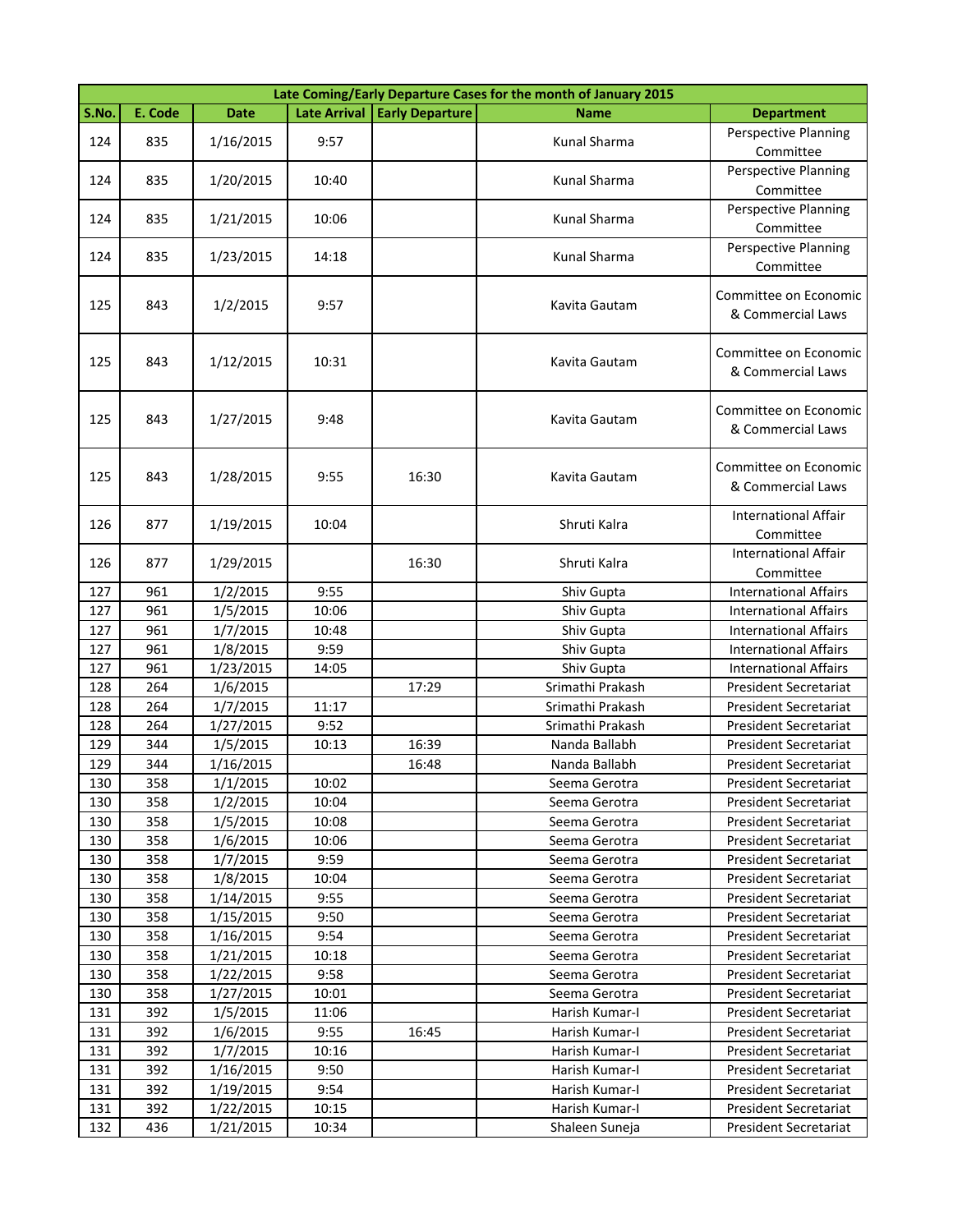| Late Coming/Early Departure Cases for the month of January 2015 | | | | | | |
|---|---|---|---|---|---|---|
| S.No. | E. Code | Date | Late Arrival | Early Departure | Name | Department |
| 124 | 835 | 1/16/2015 | 9:57 | | Kunal Sharma | Perspective Planning Committee |
| 124 | 835 | 1/20/2015 | 10:40 | | Kunal Sharma | Perspective Planning Committee |
| 124 | 835 | 1/21/2015 | 10:06 | | Kunal Sharma | Perspective Planning Committee |
| 124 | 835 | 1/23/2015 | 14:18 | | Kunal Sharma | Perspective Planning Committee |
| 125 | 843 | 1/2/2015 | 9:57 | | Kavita Gautam | Committee on Economic & Commercial Laws |
| 125 | 843 | 1/12/2015 | 10:31 | | Kavita Gautam | Committee on Economic & Commercial Laws |
| 125 | 843 | 1/27/2015 | 9:48 | | Kavita Gautam | Committee on Economic & Commercial Laws |
| 125 | 843 | 1/28/2015 | 9:55 | 16:30 | Kavita Gautam | Committee on Economic & Commercial Laws |
| 126 | 877 | 1/19/2015 | 10:04 | | Shruti Kalra | International Affair Committee |
| 126 | 877 | 1/29/2015 | | 16:30 | Shruti Kalra | International Affair Committee |
| 127 | 961 | 1/2/2015 | 9:55 | | Shiv Gupta | International Affairs |
| 127 | 961 | 1/5/2015 | 10:06 | | Shiv Gupta | International Affairs |
| 127 | 961 | 1/7/2015 | 10:48 | | Shiv Gupta | International Affairs |
| 127 | 961 | 1/8/2015 | 9:59 | | Shiv Gupta | International Affairs |
| 127 | 961 | 1/23/2015 | 14:05 | | Shiv Gupta | International Affairs |
| 128 | 264 | 1/6/2015 | | 17:29 | Srimathi Prakash | President Secretariat |
| 128 | 264 | 1/7/2015 | 11:17 | | Srimathi Prakash | President Secretariat |
| 128 | 264 | 1/27/2015 | 9:52 | | Srimathi Prakash | President Secretariat |
| 129 | 344 | 1/5/2015 | 10:13 | 16:39 | Nanda Ballabh | President Secretariat |
| 129 | 344 | 1/16/2015 | | 16:48 | Nanda Ballabh | President Secretariat |
| 130 | 358 | 1/1/2015 | 10:02 | | Seema Gerotra | President Secretariat |
| 130 | 358 | 1/2/2015 | 10:04 | | Seema Gerotra | President Secretariat |
| 130 | 358 | 1/5/2015 | 10:08 | | Seema Gerotra | President Secretariat |
| 130 | 358 | 1/6/2015 | 10:06 | | Seema Gerotra | President Secretariat |
| 130 | 358 | 1/7/2015 | 9:59 | | Seema Gerotra | President Secretariat |
| 130 | 358 | 1/8/2015 | 10:04 | | Seema Gerotra | President Secretariat |
| 130 | 358 | 1/14/2015 | 9:55 | | Seema Gerotra | President Secretariat |
| 130 | 358 | 1/15/2015 | 9:50 | | Seema Gerotra | President Secretariat |
| 130 | 358 | 1/16/2015 | 9:54 | | Seema Gerotra | President Secretariat |
| 130 | 358 | 1/21/2015 | 10:18 | | Seema Gerotra | President Secretariat |
| 130 | 358 | 1/22/2015 | 9:58 | | Seema Gerotra | President Secretariat |
| 130 | 358 | 1/27/2015 | 10:01 | | Seema Gerotra | President Secretariat |
| 131 | 392 | 1/5/2015 | 11:06 | | Harish Kumar-I | President Secretariat |
| 131 | 392 | 1/6/2015 | 9:55 | 16:45 | Harish Kumar-I | President Secretariat |
| 131 | 392 | 1/7/2015 | 10:16 | | Harish Kumar-I | President Secretariat |
| 131 | 392 | 1/16/2015 | 9:50 | | Harish Kumar-I | President Secretariat |
| 131 | 392 | 1/19/2015 | 9:54 | | Harish Kumar-I | President Secretariat |
| 131 | 392 | 1/22/2015 | 10:15 | | Harish Kumar-I | President Secretariat |
| 132 | 436 | 1/21/2015 | 10:34 | | Shaleen Suneja | President Secretariat |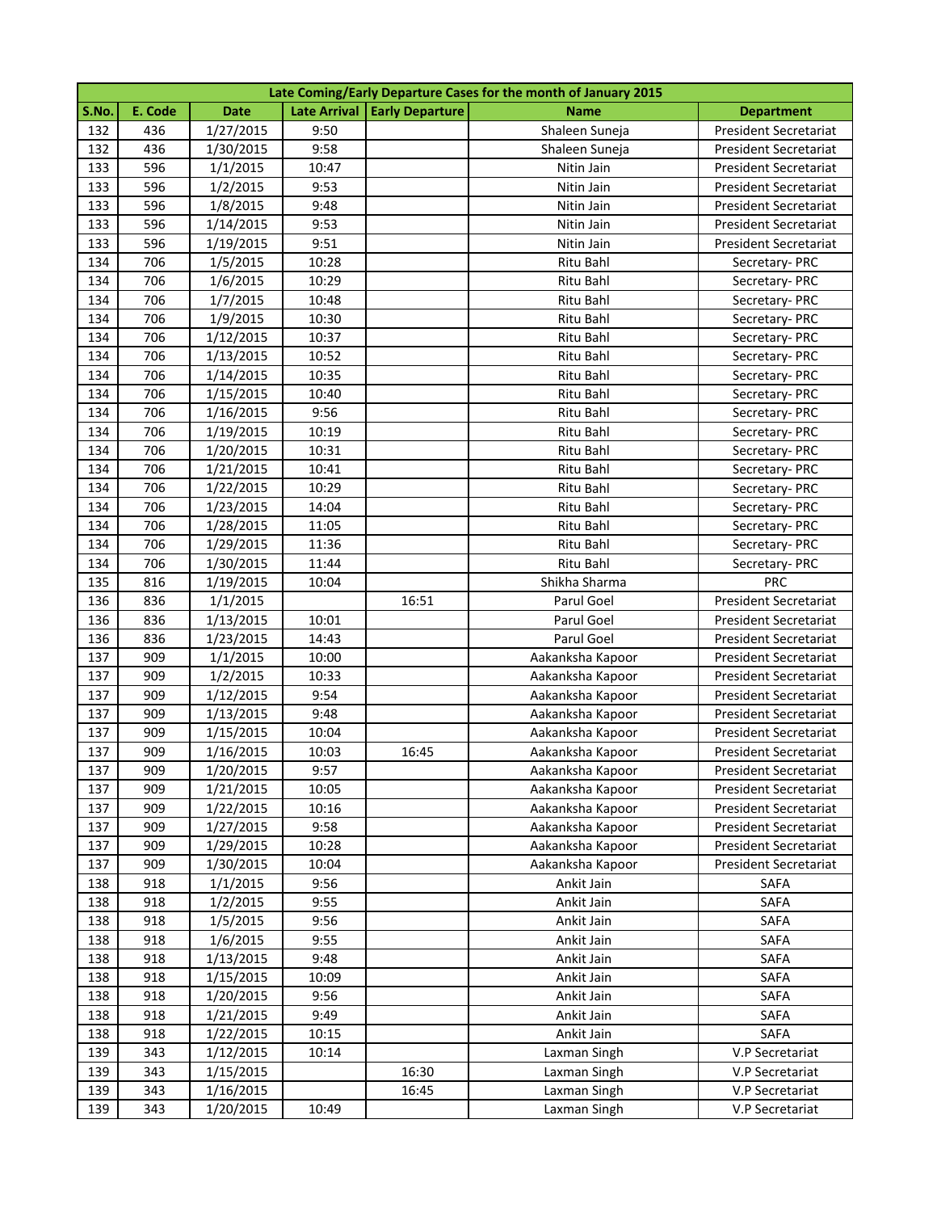| Late Coming/Early Departure Cases for the month of January 2015 | | | | | | |
|---|---|---|---|---|---|---|
| S.No. | E. Code | Date | Late Arrival | Early Departure | Name | Department |
| 132 | 436 | 1/27/2015 | 9:50 | | Shaleen Suneja | President Secretariat |
| 132 | 436 | 1/30/2015 | 9:58 | | Shaleen Suneja | President Secretariat |
| 133 | 596 | 1/1/2015 | 10:47 | | Nitin Jain | President Secretariat |
| 133 | 596 | 1/2/2015 | 9:53 | | Nitin Jain | President Secretariat |
| 133 | 596 | 1/8/2015 | 9:48 | | Nitin Jain | President Secretariat |
| 133 | 596 | 1/14/2015 | 9:53 | | Nitin Jain | President Secretariat |
| 133 | 596 | 1/19/2015 | 9:51 | | Nitin Jain | President Secretariat |
| 134 | 706 | 1/5/2015 | 10:28 | | Ritu Bahl | Secretary- PRC |
| 134 | 706 | 1/6/2015 | 10:29 | | Ritu Bahl | Secretary- PRC |
| 134 | 706 | 1/7/2015 | 10:48 | | Ritu Bahl | Secretary- PRC |
| 134 | 706 | 1/9/2015 | 10:30 | | Ritu Bahl | Secretary- PRC |
| 134 | 706 | 1/12/2015 | 10:37 | | Ritu Bahl | Secretary- PRC |
| 134 | 706 | 1/13/2015 | 10:52 | | Ritu Bahl | Secretary- PRC |
| 134 | 706 | 1/14/2015 | 10:35 | | Ritu Bahl | Secretary- PRC |
| 134 | 706 | 1/15/2015 | 10:40 | | Ritu Bahl | Secretary- PRC |
| 134 | 706 | 1/16/2015 | 9:56 | | Ritu Bahl | Secretary- PRC |
| 134 | 706 | 1/19/2015 | 10:19 | | Ritu Bahl | Secretary- PRC |
| 134 | 706 | 1/20/2015 | 10:31 | | Ritu Bahl | Secretary- PRC |
| 134 | 706 | 1/21/2015 | 10:41 | | Ritu Bahl | Secretary- PRC |
| 134 | 706 | 1/22/2015 | 10:29 | | Ritu Bahl | Secretary- PRC |
| 134 | 706 | 1/23/2015 | 14:04 | | Ritu Bahl | Secretary- PRC |
| 134 | 706 | 1/28/2015 | 11:05 | | Ritu Bahl | Secretary- PRC |
| 134 | 706 | 1/29/2015 | 11:36 | | Ritu Bahl | Secretary- PRC |
| 134 | 706 | 1/30/2015 | 11:44 | | Ritu Bahl | Secretary- PRC |
| 135 | 816 | 1/19/2015 | 10:04 | | Shikha Sharma | PRC |
| 136 | 836 | 1/1/2015 | | 16:51 | Parul Goel | President Secretariat |
| 136 | 836 | 1/13/2015 | 10:01 | | Parul Goel | President Secretariat |
| 136 | 836 | 1/23/2015 | 14:43 | | Parul Goel | President Secretariat |
| 137 | 909 | 1/1/2015 | 10:00 | | Aakanksha Kapoor | President Secretariat |
| 137 | 909 | 1/2/2015 | 10:33 | | Aakanksha Kapoor | President Secretariat |
| 137 | 909 | 1/12/2015 | 9:54 | | Aakanksha Kapoor | President Secretariat |
| 137 | 909 | 1/13/2015 | 9:48 | | Aakanksha Kapoor | President Secretariat |
| 137 | 909 | 1/15/2015 | 10:04 | | Aakanksha Kapoor | President Secretariat |
| 137 | 909 | 1/16/2015 | 10:03 | 16:45 | Aakanksha Kapoor | President Secretariat |
| 137 | 909 | 1/20/2015 | 9:57 | | Aakanksha Kapoor | President Secretariat |
| 137 | 909 | 1/21/2015 | 10:05 | | Aakanksha Kapoor | President Secretariat |
| 137 | 909 | 1/22/2015 | 10:16 | | Aakanksha Kapoor | President Secretariat |
| 137 | 909 | 1/27/2015 | 9:58 | | Aakanksha Kapoor | President Secretariat |
| 137 | 909 | 1/29/2015 | 10:28 | | Aakanksha Kapoor | President Secretariat |
| 137 | 909 | 1/30/2015 | 10:04 | | Aakanksha Kapoor | President Secretariat |
| 138 | 918 | 1/1/2015 | 9:56 | | Ankit Jain | SAFA |
| 138 | 918 | 1/2/2015 | 9:55 | | Ankit Jain | SAFA |
| 138 | 918 | 1/5/2015 | 9:56 | | Ankit Jain | SAFA |
| 138 | 918 | 1/6/2015 | 9:55 | | Ankit Jain | SAFA |
| 138 | 918 | 1/13/2015 | 9:48 | | Ankit Jain | SAFA |
| 138 | 918 | 1/15/2015 | 10:09 | | Ankit Jain | SAFA |
| 138 | 918 | 1/20/2015 | 9:56 | | Ankit Jain | SAFA |
| 138 | 918 | 1/21/2015 | 9:49 | | Ankit Jain | SAFA |
| 138 | 918 | 1/22/2015 | 10:15 | | Ankit Jain | SAFA |
| 139 | 343 | 1/12/2015 | 10:14 | | Laxman Singh | V.P Secretariat |
| 139 | 343 | 1/15/2015 | | 16:30 | Laxman Singh | V.P Secretariat |
| 139 | 343 | 1/16/2015 | | 16:45 | Laxman Singh | V.P Secretariat |
| 139 | 343 | 1/20/2015 | 10:49 | | Laxman Singh | V.P Secretariat |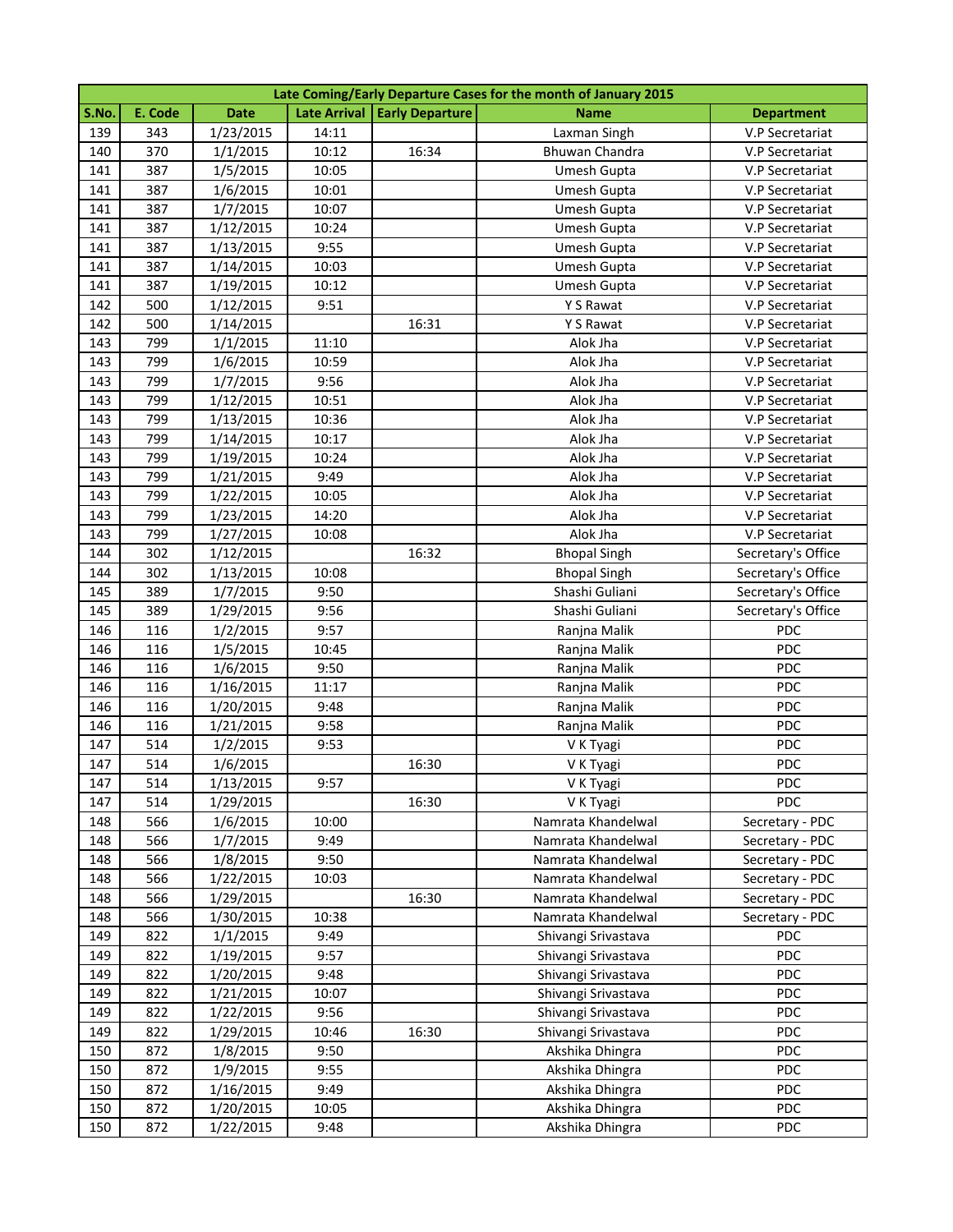| Late Coming/Early Departure Cases for the month of January 2015 | | | | | | |
|---|---|---|---|---|---|---|
| S.No. | E. Code | Date | Late Arrival | Early Departure | Name | Department |
| 139 | 343 | 1/23/2015 | 14:11 | | Laxman Singh | V.P Secretariat |
| 140 | 370 | 1/1/2015 | 10:12 | 16:34 | Bhuwan Chandra | V.P Secretariat |
| 141 | 387 | 1/5/2015 | 10:05 | | Umesh Gupta | V.P Secretariat |
| 141 | 387 | 1/6/2015 | 10:01 | | Umesh Gupta | V.P Secretariat |
| 141 | 387 | 1/7/2015 | 10:07 | | Umesh Gupta | V.P Secretariat |
| 141 | 387 | 1/12/2015 | 10:24 | | Umesh Gupta | V.P Secretariat |
| 141 | 387 | 1/13/2015 | 9:55 | | Umesh Gupta | V.P Secretariat |
| 141 | 387 | 1/14/2015 | 10:03 | | Umesh Gupta | V.P Secretariat |
| 141 | 387 | 1/19/2015 | 10:12 | | Umesh Gupta | V.P Secretariat |
| 142 | 500 | 1/12/2015 | 9:51 | | Y S Rawat | V.P Secretariat |
| 142 | 500 | 1/14/2015 | | 16:31 | Y S Rawat | V.P Secretariat |
| 143 | 799 | 1/1/2015 | 11:10 | | Alok Jha | V.P Secretariat |
| 143 | 799 | 1/6/2015 | 10:59 | | Alok Jha | V.P Secretariat |
| 143 | 799 | 1/7/2015 | 9:56 | | Alok Jha | V.P Secretariat |
| 143 | 799 | 1/12/2015 | 10:51 | | Alok Jha | V.P Secretariat |
| 143 | 799 | 1/13/2015 | 10:36 | | Alok Jha | V.P Secretariat |
| 143 | 799 | 1/14/2015 | 10:17 | | Alok Jha | V.P Secretariat |
| 143 | 799 | 1/19/2015 | 10:24 | | Alok Jha | V.P Secretariat |
| 143 | 799 | 1/21/2015 | 9:49 | | Alok Jha | V.P Secretariat |
| 143 | 799 | 1/22/2015 | 10:05 | | Alok Jha | V.P Secretariat |
| 143 | 799 | 1/23/2015 | 14:20 | | Alok Jha | V.P Secretariat |
| 143 | 799 | 1/27/2015 | 10:08 | | Alok Jha | V.P Secretariat |
| 144 | 302 | 1/12/2015 | | 16:32 | Bhopal Singh | Secretary's Office |
| 144 | 302 | 1/13/2015 | 10:08 | | Bhopal Singh | Secretary's Office |
| 145 | 389 | 1/7/2015 | 9:50 | | Shashi Guliani | Secretary's Office |
| 145 | 389 | 1/29/2015 | 9:56 | | Shashi Guliani | Secretary's Office |
| 146 | 116 | 1/2/2015 | 9:57 | | Ranjna Malik | PDC |
| 146 | 116 | 1/5/2015 | 10:45 | | Ranjna Malik | PDC |
| 146 | 116 | 1/6/2015 | 9:50 | | Ranjna Malik | PDC |
| 146 | 116 | 1/16/2015 | 11:17 | | Ranjna Malik | PDC |
| 146 | 116 | 1/20/2015 | 9:48 | | Ranjna Malik | PDC |
| 146 | 116 | 1/21/2015 | 9:58 | | Ranjna Malik | PDC |
| 147 | 514 | 1/2/2015 | 9:53 | | V K Tyagi | PDC |
| 147 | 514 | 1/6/2015 | | 16:30 | V K Tyagi | PDC |
| 147 | 514 | 1/13/2015 | 9:57 | | V K Tyagi | PDC |
| 147 | 514 | 1/29/2015 | | 16:30 | V K Tyagi | PDC |
| 148 | 566 | 1/6/2015 | 10:00 | | Namrata Khandelwal | Secretary - PDC |
| 148 | 566 | 1/7/2015 | 9:49 | | Namrata Khandelwal | Secretary - PDC |
| 148 | 566 | 1/8/2015 | 9:50 | | Namrata Khandelwal | Secretary - PDC |
| 148 | 566 | 1/22/2015 | 10:03 | | Namrata Khandelwal | Secretary - PDC |
| 148 | 566 | 1/29/2015 | | 16:30 | Namrata Khandelwal | Secretary - PDC |
| 148 | 566 | 1/30/2015 | 10:38 | | Namrata Khandelwal | Secretary - PDC |
| 149 | 822 | 1/1/2015 | 9:49 | | Shivangi Srivastava | PDC |
| 149 | 822 | 1/19/2015 | 9:57 | | Shivangi Srivastava | PDC |
| 149 | 822 | 1/20/2015 | 9:48 | | Shivangi Srivastava | PDC |
| 149 | 822 | 1/21/2015 | 10:07 | | Shivangi Srivastava | PDC |
| 149 | 822 | 1/22/2015 | 9:56 | | Shivangi Srivastava | PDC |
| 149 | 822 | 1/29/2015 | 10:46 | 16:30 | Shivangi Srivastava | PDC |
| 150 | 872 | 1/8/2015 | 9:50 | | Akshika Dhingra | PDC |
| 150 | 872 | 1/9/2015 | 9:55 | | Akshika Dhingra | PDC |
| 150 | 872 | 1/16/2015 | 9:49 | | Akshika Dhingra | PDC |
| 150 | 872 | 1/20/2015 | 10:05 | | Akshika Dhingra | PDC |
| 150 | 872 | 1/22/2015 | 9:48 | | Akshika Dhingra | PDC |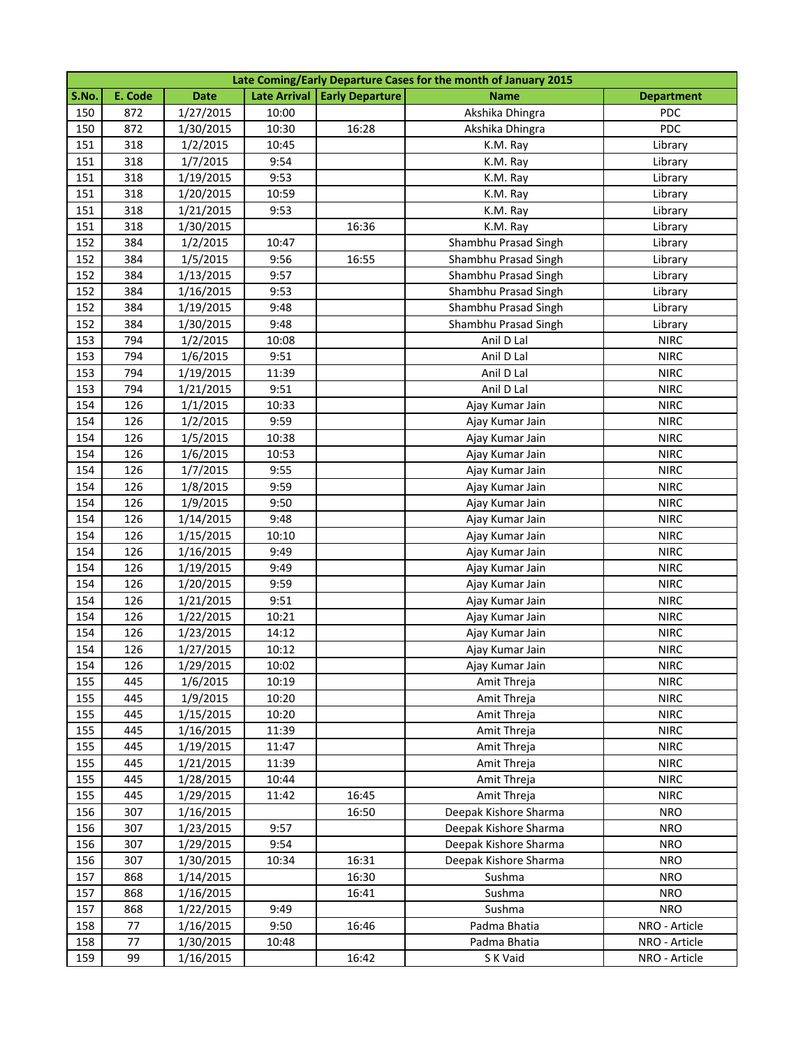| Late Coming/Early Departure Cases for the month of January 2015 | | | | | | |
|---|---|---|---|---|---|---|
| S.No. | E. Code | Date | Late Arrival | Early Departure | Name | Department |
| 150 | 872 | 1/27/2015 | 10:00 | | Akshika Dhingra | PDC |
| 150 | 872 | 1/30/2015 | 10:30 | 16:28 | Akshika Dhingra | PDC |
| 151 | 318 | 1/2/2015 | 10:45 | | K.M. Ray | Library |
| 151 | 318 | 1/7/2015 | 9:54 | | K.M. Ray | Library |
| 151 | 318 | 1/19/2015 | 9:53 | | K.M. Ray | Library |
| 151 | 318 | 1/20/2015 | 10:59 | | K.M. Ray | Library |
| 151 | 318 | 1/21/2015 | 9:53 | | K.M. Ray | Library |
| 151 | 318 | 1/30/2015 | | 16:36 | K.M. Ray | Library |
| 152 | 384 | 1/2/2015 | 10:47 | | Shambhu Prasad Singh | Library |
| 152 | 384 | 1/5/2015 | 9:56 | 16:55 | Shambhu Prasad Singh | Library |
| 152 | 384 | 1/13/2015 | 9:57 | | Shambhu Prasad Singh | Library |
| 152 | 384 | 1/16/2015 | 9:53 | | Shambhu Prasad Singh | Library |
| 152 | 384 | 1/19/2015 | 9:48 | | Shambhu Prasad Singh | Library |
| 152 | 384 | 1/30/2015 | 9:48 | | Shambhu Prasad Singh | Library |
| 153 | 794 | 1/2/2015 | 10:08 | | Anil D Lal | NIRC |
| 153 | 794 | 1/6/2015 | 9:51 | | Anil D Lal | NIRC |
| 153 | 794 | 1/19/2015 | 11:39 | | Anil D Lal | NIRC |
| 153 | 794 | 1/21/2015 | 9:51 | | Anil D Lal | NIRC |
| 154 | 126 | 1/1/2015 | 10:33 | | Ajay Kumar Jain | NIRC |
| 154 | 126 | 1/2/2015 | 9:59 | | Ajay Kumar Jain | NIRC |
| 154 | 126 | 1/5/2015 | 10:38 | | Ajay Kumar Jain | NIRC |
| 154 | 126 | 1/6/2015 | 10:53 | | Ajay Kumar Jain | NIRC |
| 154 | 126 | 1/7/2015 | 9:55 | | Ajay Kumar Jain | NIRC |
| 154 | 126 | 1/8/2015 | 9:59 | | Ajay Kumar Jain | NIRC |
| 154 | 126 | 1/9/2015 | 9:50 | | Ajay Kumar Jain | NIRC |
| 154 | 126 | 1/14/2015 | 9:48 | | Ajay Kumar Jain | NIRC |
| 154 | 126 | 1/15/2015 | 10:10 | | Ajay Kumar Jain | NIRC |
| 154 | 126 | 1/16/2015 | 9:49 | | Ajay Kumar Jain | NIRC |
| 154 | 126 | 1/19/2015 | 9:49 | | Ajay Kumar Jain | NIRC |
| 154 | 126 | 1/20/2015 | 9:59 | | Ajay Kumar Jain | NIRC |
| 154 | 126 | 1/21/2015 | 9:51 | | Ajay Kumar Jain | NIRC |
| 154 | 126 | 1/22/2015 | 10:21 | | Ajay Kumar Jain | NIRC |
| 154 | 126 | 1/23/2015 | 14:12 | | Ajay Kumar Jain | NIRC |
| 154 | 126 | 1/27/2015 | 10:12 | | Ajay Kumar Jain | NIRC |
| 154 | 126 | 1/29/2015 | 10:02 | | Ajay Kumar Jain | NIRC |
| 155 | 445 | 1/6/2015 | 10:19 | | Amit Threja | NIRC |
| 155 | 445 | 1/9/2015 | 10:20 | | Amit Threja | NIRC |
| 155 | 445 | 1/15/2015 | 10:20 | | Amit Threja | NIRC |
| 155 | 445 | 1/16/2015 | 11:39 | | Amit Threja | NIRC |
| 155 | 445 | 1/19/2015 | 11:47 | | Amit Threja | NIRC |
| 155 | 445 | 1/21/2015 | 11:39 | | Amit Threja | NIRC |
| 155 | 445 | 1/28/2015 | 10:44 | | Amit Threja | NIRC |
| 155 | 445 | 1/29/2015 | 11:42 | 16:45 | Amit Threja | NIRC |
| 156 | 307 | 1/16/2015 | | 16:50 | Deepak Kishore Sharma | NRO |
| 156 | 307 | 1/23/2015 | 9:57 | | Deepak Kishore Sharma | NRO |
| 156 | 307 | 1/29/2015 | 9:54 | | Deepak Kishore Sharma | NRO |
| 156 | 307 | 1/30/2015 | 10:34 | 16:31 | Deepak Kishore Sharma | NRO |
| 157 | 868 | 1/14/2015 | | 16:30 | Sushma | NRO |
| 157 | 868 | 1/16/2015 | | 16:41 | Sushma | NRO |
| 157 | 868 | 1/22/2015 | 9:49 | | Sushma | NRO |
| 158 | 77 | 1/16/2015 | 9:50 | 16:46 | Padma Bhatia | NRO - Article |
| 158 | 77 | 1/30/2015 | 10:48 | | Padma Bhatia | NRO - Article |
| 159 | 99 | 1/16/2015 | | 16:42 | S K Vaid | NRO - Article |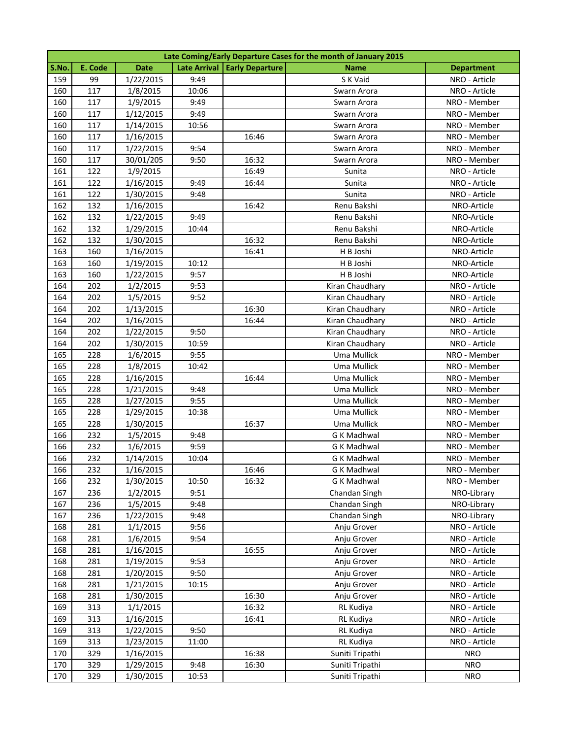| Late Coming/Early Departure Cases for the month of January 2015 | | | | | | |
|---|---|---|---|---|---|---|
| S.No. | E. Code | Date | Late Arrival | Early Departure | Name | Department |
| 159 | 99 | 1/22/2015 | 9:49 | | S K Vaid | NRO - Article |
| 160 | 117 | 1/8/2015 | 10:06 | | Swarn Arora | NRO - Article |
| 160 | 117 | 1/9/2015 | 9:49 | | Swarn Arora | NRO - Member |
| 160 | 117 | 1/12/2015 | 9:49 | | Swarn Arora | NRO - Member |
| 160 | 117 | 1/14/2015 | 10:56 | | Swarn Arora | NRO - Member |
| 160 | 117 | 1/16/2015 | | 16:46 | Swarn Arora | NRO - Member |
| 160 | 117 | 1/22/2015 | 9:54 | | Swarn Arora | NRO - Member |
| 160 | 117 | 30/01/205 | 9:50 | 16:32 | Swarn Arora | NRO - Member |
| 161 | 122 | 1/9/2015 | | 16:49 | Sunita | NRO - Article |
| 161 | 122 | 1/16/2015 | 9:49 | 16:44 | Sunita | NRO - Article |
| 161 | 122 | 1/30/2015 | 9:48 | | Sunita | NRO - Article |
| 162 | 132 | 1/16/2015 | | 16:42 | Renu Bakshi | NRO-Article |
| 162 | 132 | 1/22/2015 | 9:49 | | Renu Bakshi | NRO-Article |
| 162 | 132 | 1/29/2015 | 10:44 | | Renu Bakshi | NRO-Article |
| 162 | 132 | 1/30/2015 | | 16:32 | Renu Bakshi | NRO-Article |
| 163 | 160 | 1/16/2015 | | 16:41 | H B Joshi | NRO-Article |
| 163 | 160 | 1/19/2015 | 10:12 | | H B Joshi | NRO-Article |
| 163 | 160 | 1/22/2015 | 9:57 | | H B Joshi | NRO-Article |
| 164 | 202 | 1/2/2015 | 9:53 | | Kiran Chaudhary | NRO - Article |
| 164 | 202 | 1/5/2015 | 9:52 | | Kiran Chaudhary | NRO - Article |
| 164 | 202 | 1/13/2015 | | 16:30 | Kiran Chaudhary | NRO - Article |
| 164 | 202 | 1/16/2015 | | 16:44 | Kiran Chaudhary | NRO - Article |
| 164 | 202 | 1/22/2015 | 9:50 | | Kiran Chaudhary | NRO - Article |
| 164 | 202 | 1/30/2015 | 10:59 | | Kiran Chaudhary | NRO - Article |
| 165 | 228 | 1/6/2015 | 9:55 | | Uma Mullick | NRO - Member |
| 165 | 228 | 1/8/2015 | 10:42 | | Uma Mullick | NRO - Member |
| 165 | 228 | 1/16/2015 | | 16:44 | Uma Mullick | NRO - Member |
| 165 | 228 | 1/21/2015 | 9:48 | | Uma Mullick | NRO - Member |
| 165 | 228 | 1/27/2015 | 9:55 | | Uma Mullick | NRO - Member |
| 165 | 228 | 1/29/2015 | 10:38 | | Uma Mullick | NRO - Member |
| 165 | 228 | 1/30/2015 | | 16:37 | Uma Mullick | NRO - Member |
| 166 | 232 | 1/5/2015 | 9:48 | | G K Madhwal | NRO - Member |
| 166 | 232 | 1/6/2015 | 9:59 | | G K Madhwal | NRO - Member |
| 166 | 232 | 1/14/2015 | 10:04 | | G K Madhwal | NRO - Member |
| 166 | 232 | 1/16/2015 | | 16:46 | G K Madhwal | NRO - Member |
| 166 | 232 | 1/30/2015 | 10:50 | 16:32 | G K Madhwal | NRO - Member |
| 167 | 236 | 1/2/2015 | 9:51 | | Chandan Singh | NRO-Library |
| 167 | 236 | 1/5/2015 | 9:48 | | Chandan Singh | NRO-Library |
| 167 | 236 | 1/22/2015 | 9:48 | | Chandan Singh | NRO-Library |
| 168 | 281 | 1/1/2015 | 9:56 | | Anju Grover | NRO - Article |
| 168 | 281 | 1/6/2015 | 9:54 | | Anju Grover | NRO - Article |
| 168 | 281 | 1/16/2015 | | 16:55 | Anju Grover | NRO - Article |
| 168 | 281 | 1/19/2015 | 9:53 | | Anju Grover | NRO - Article |
| 168 | 281 | 1/20/2015 | 9:50 | | Anju Grover | NRO - Article |
| 168 | 281 | 1/21/2015 | 10:15 | | Anju Grover | NRO - Article |
| 168 | 281 | 1/30/2015 | | 16:30 | Anju Grover | NRO - Article |
| 169 | 313 | 1/1/2015 | | 16:32 | RL Kudiya | NRO - Article |
| 169 | 313 | 1/16/2015 | | 16:41 | RL Kudiya | NRO - Article |
| 169 | 313 | 1/22/2015 | 9:50 | | RL Kudiya | NRO - Article |
| 169 | 313 | 1/23/2015 | 11:00 | | RL Kudiya | NRO - Article |
| 170 | 329 | 1/16/2015 | | 16:38 | Suniti Tripathi | NRO |
| 170 | 329 | 1/29/2015 | 9:48 | 16:30 | Suniti Tripathi | NRO |
| 170 | 329 | 1/30/2015 | 10:53 | | Suniti Tripathi | NRO |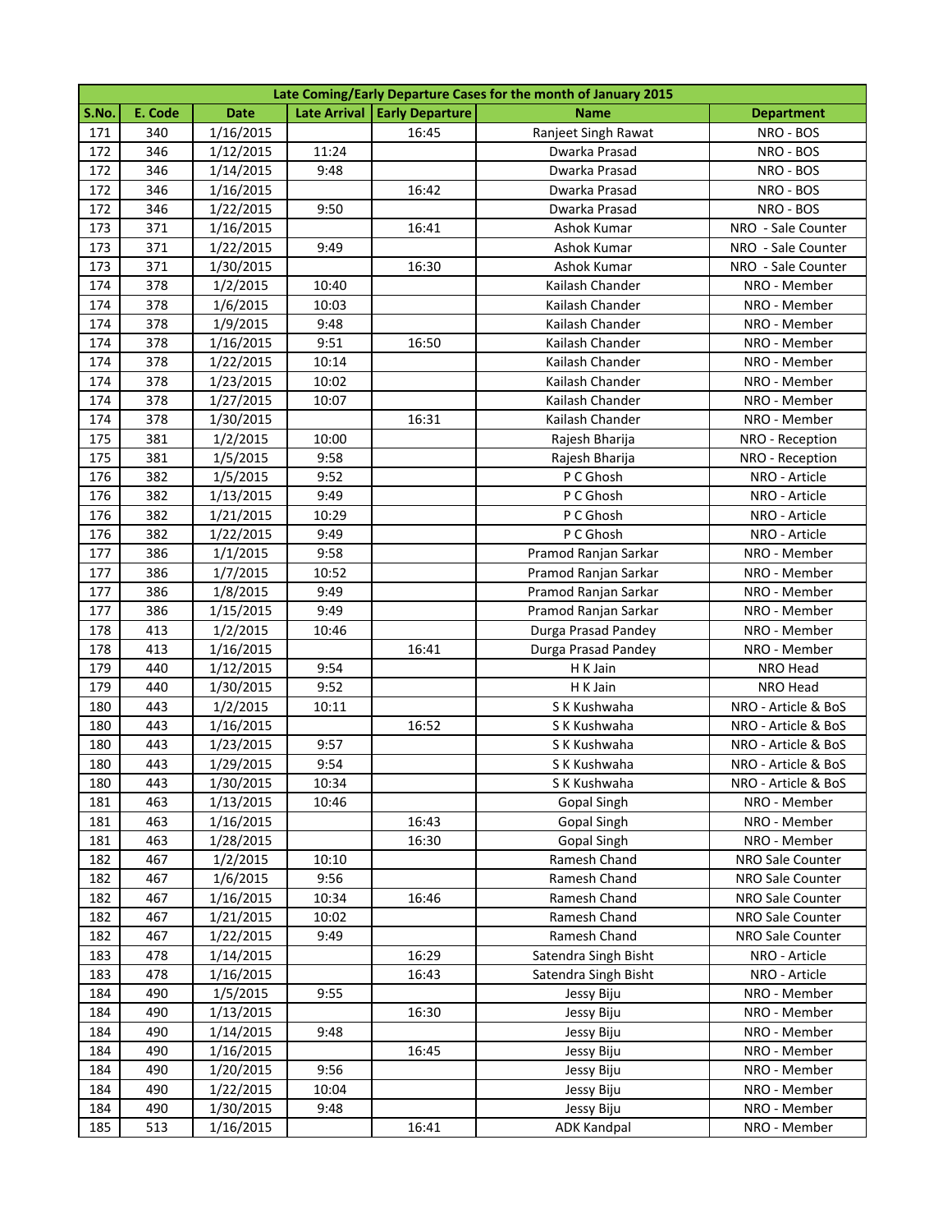| Late Coming/Early Departure Cases for the month of January 2015 | | | | | | |
|---|---|---|---|---|---|---|
| **S.No.** | **E. Code** | **Date** | **Late Arrival** | **Early Departure** | **Name** | **Department** |
| 171 | 340 | 1/16/2015 | | 16:45 | Ranjeet Singh Rawat | NRO - BOS |
| 172 | 346 | 1/12/2015 | 11:24 | | Dwarka Prasad | NRO - BOS |
| 172 | 346 | 1/14/2015 | 9:48 | | Dwarka Prasad | NRO - BOS |
| 172 | 346 | 1/16/2015 | | 16:42 | Dwarka Prasad | NRO - BOS |
| 172 | 346 | 1/22/2015 | 9:50 | | Dwarka Prasad | NRO - BOS |
| 173 | 371 | 1/16/2015 | | 16:41 | Ashok Kumar | NRO - Sale Counter |
| 173 | 371 | 1/22/2015 | 9:49 | | Ashok Kumar | NRO - Sale Counter |
| 173 | 371 | 1/30/2015 | | 16:30 | Ashok Kumar | NRO - Sale Counter |
| 174 | 378 | 1/2/2015 | 10:40 | | Kailash Chander | NRO - Member |
| 174 | 378 | 1/6/2015 | 10:03 | | Kailash Chander | NRO - Member |
| 174 | 378 | 1/9/2015 | 9:48 | | Kailash Chander | NRO - Member |
| 174 | 378 | 1/16/2015 | 9:51 | 16:50 | Kailash Chander | NRO - Member |
| 174 | 378 | 1/22/2015 | 10:14 | | Kailash Chander | NRO - Member |
| 174 | 378 | 1/23/2015 | 10:02 | | Kailash Chander | NRO - Member |
| 174 | 378 | 1/27/2015 | 10:07 | | Kailash Chander | NRO - Member |
| 174 | 378 | 1/30/2015 | | 16:31 | Kailash Chander | NRO - Member |
| 175 | 381 | 1/2/2015 | 10:00 | | Rajesh Bharija | NRO - Reception |
| 175 | 381 | 1/5/2015 | 9:58 | | Rajesh Bharija | NRO - Reception |
| 176 | 382 | 1/5/2015 | 9:52 | | P C Ghosh | NRO - Article |
| 176 | 382 | 1/13/2015 | 9:49 | | P C Ghosh | NRO - Article |
| 176 | 382 | 1/21/2015 | 10:29 | | P C Ghosh | NRO - Article |
| 176 | 382 | 1/22/2015 | 9:49 | | P C Ghosh | NRO - Article |
| 177 | 386 | 1/1/2015 | 9:58 | | Pramod Ranjan Sarkar | NRO - Member |
| 177 | 386 | 1/7/2015 | 10:52 | | Pramod Ranjan Sarkar | NRO - Member |
| 177 | 386 | 1/8/2015 | 9:49 | | Pramod Ranjan Sarkar | NRO - Member |
| 177 | 386 | 1/15/2015 | 9:49 | | Pramod Ranjan Sarkar | NRO - Member |
| 178 | 413 | 1/2/2015 | 10:46 | | Durga Prasad Pandey | NRO - Member |
| 178 | 413 | 1/16/2015 | | 16:41 | Durga Prasad Pandey | NRO - Member |
| 179 | 440 | 1/12/2015 | 9:54 | | H K Jain | NRO Head |
| 179 | 440 | 1/30/2015 | 9:52 | | H K Jain | NRO Head |
| 180 | 443 | 1/2/2015 | 10:11 | | S K Kushwaha | NRO - Article & BoS |
| 180 | 443 | 1/16/2015 | | 16:52 | S K Kushwaha | NRO - Article & BoS |
| 180 | 443 | 1/23/2015 | 9:57 | | S K Kushwaha | NRO - Article & BoS |
| 180 | 443 | 1/29/2015 | 9:54 | | S K Kushwaha | NRO - Article & BoS |
| 180 | 443 | 1/30/2015 | 10:34 | | S K Kushwaha | NRO - Article & BoS |
| 181 | 463 | 1/13/2015 | 10:46 | | Gopal Singh | NRO - Member |
| 181 | 463 | 1/16/2015 | | 16:43 | Gopal Singh | NRO - Member |
| 181 | 463 | 1/28/2015 | | 16:30 | Gopal Singh | NRO - Member |
| 182 | 467 | 1/2/2015 | 10:10 | | Ramesh Chand | NRO Sale Counter |
| 182 | 467 | 1/6/2015 | 9:56 | | Ramesh Chand | NRO Sale Counter |
| 182 | 467 | 1/16/2015 | 10:34 | 16:46 | Ramesh Chand | NRO Sale Counter |
| 182 | 467 | 1/21/2015 | 10:02 | | Ramesh Chand | NRO Sale Counter |
| 182 | 467 | 1/22/2015 | 9:49 | | Ramesh Chand | NRO Sale Counter |
| 183 | 478 | 1/14/2015 | | 16:29 | Satendra Singh Bisht | NRO - Article |
| 183 | 478 | 1/16/2015 | | 16:43 | Satendra Singh Bisht | NRO - Article |
| 184 | 490 | 1/5/2015 | 9:55 | | Jessy Biju | NRO - Member |
| 184 | 490 | 1/13/2015 | | 16:30 | Jessy Biju | NRO - Member |
| 184 | 490 | 1/14/2015 | 9:48 | | Jessy Biju | NRO - Member |
| 184 | 490 | 1/16/2015 | | 16:45 | Jessy Biju | NRO - Member |
| 184 | 490 | 1/20/2015 | 9:56 | | Jessy Biju | NRO - Member |
| 184 | 490 | 1/22/2015 | 10:04 | | Jessy Biju | NRO - Member |
| 184 | 490 | 1/30/2015 | 9:48 | | Jessy Biju | NRO - Member |
| 185 | 513 | 1/16/2015 | | 16:41 | ADK Kandpal | NRO - Member |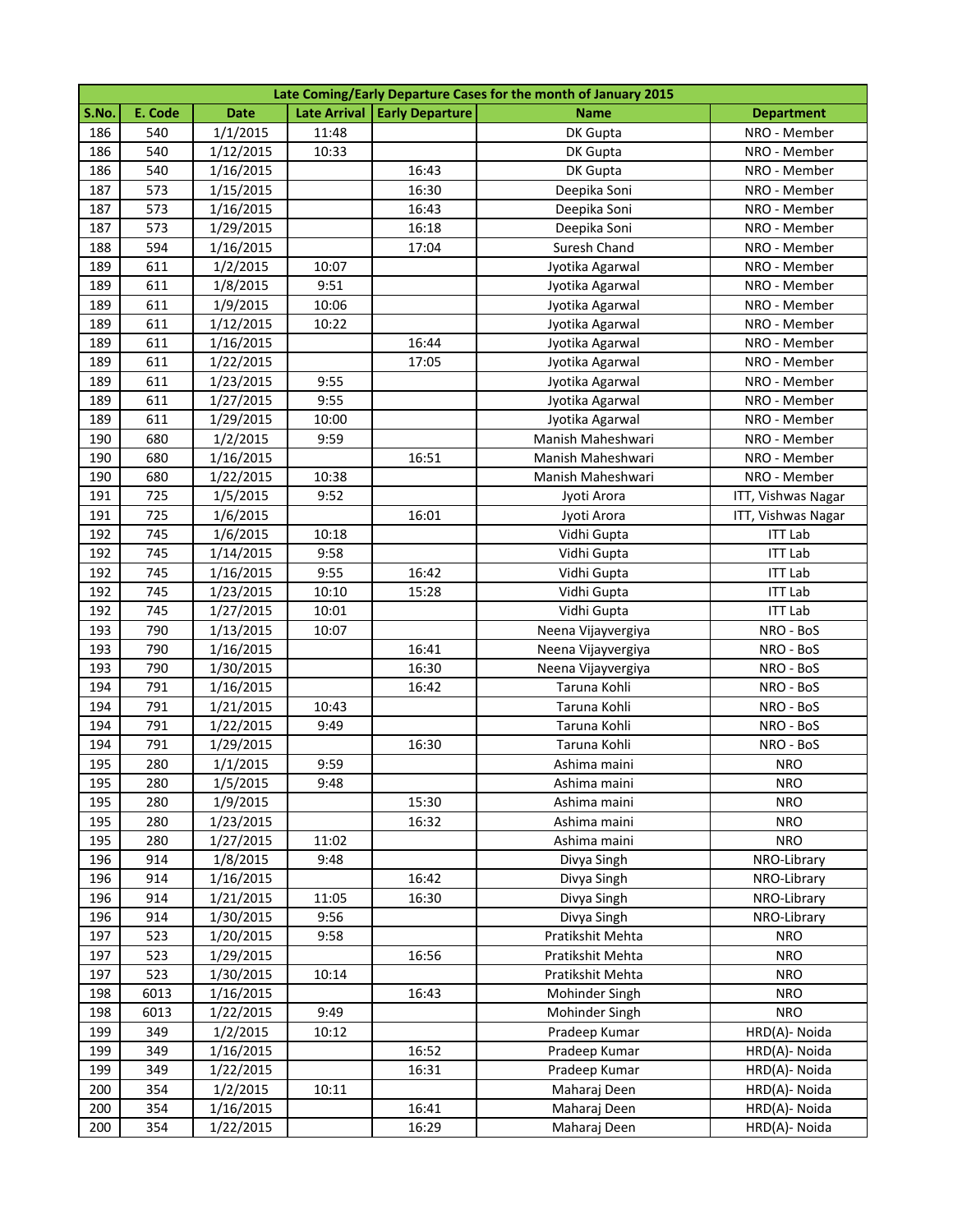| Late Coming/Early Departure Cases for the month of January 2015 | | | | | | |
|---|---|---|---|---|---|---|
| S.No. | E. Code | Date | Late Arrival | Early Departure | Name | Department |
| 186 | 540 | 1/1/2015 | 11:48 | | DK Gupta | NRO - Member |
| 186 | 540 | 1/12/2015 | 10:33 | | DK Gupta | NRO - Member |
| 186 | 540 | 1/16/2015 | | 16:43 | DK Gupta | NRO - Member |
| 187 | 573 | 1/15/2015 | | 16:30 | Deepika Soni | NRO - Member |
| 187 | 573 | 1/16/2015 | | 16:43 | Deepika Soni | NRO - Member |
| 187 | 573 | 1/29/2015 | | 16:18 | Deepika Soni | NRO - Member |
| 188 | 594 | 1/16/2015 | | 17:04 | Suresh Chand | NRO - Member |
| 189 | 611 | 1/2/2015 | 10:07 | | Jyotika Agarwal | NRO - Member |
| 189 | 611 | 1/8/2015 | 9:51 | | Jyotika Agarwal | NRO - Member |
| 189 | 611 | 1/9/2015 | 10:06 | | Jyotika Agarwal | NRO - Member |
| 189 | 611 | 1/12/2015 | 10:22 | | Jyotika Agarwal | NRO - Member |
| 189 | 611 | 1/16/2015 | | 16:44 | Jyotika Agarwal | NRO - Member |
| 189 | 611 | 1/22/2015 | | 17:05 | Jyotika Agarwal | NRO - Member |
| 189 | 611 | 1/23/2015 | 9:55 | | Jyotika Agarwal | NRO - Member |
| 189 | 611 | 1/27/2015 | 9:55 | | Jyotika Agarwal | NRO - Member |
| 189 | 611 | 1/29/2015 | 10:00 | | Jyotika Agarwal | NRO - Member |
| 190 | 680 | 1/2/2015 | 9:59 | | Manish Maheshwari | NRO - Member |
| 190 | 680 | 1/16/2015 | | 16:51 | Manish Maheshwari | NRO - Member |
| 190 | 680 | 1/22/2015 | 10:38 | | Manish Maheshwari | NRO - Member |
| 191 | 725 | 1/5/2015 | 9:52 | | Jyoti Arora | ITT, Vishwas Nagar |
| 191 | 725 | 1/6/2015 | | 16:01 | Jyoti Arora | ITT, Vishwas Nagar |
| 192 | 745 | 1/6/2015 | 10:18 | | Vidhi Gupta | ITT Lab |
| 192 | 745 | 1/14/2015 | 9:58 | | Vidhi Gupta | ITT Lab |
| 192 | 745 | 1/16/2015 | 9:55 | 16:42 | Vidhi Gupta | ITT Lab |
| 192 | 745 | 1/23/2015 | 10:10 | 15:28 | Vidhi Gupta | ITT Lab |
| 192 | 745 | 1/27/2015 | 10:01 | | Vidhi Gupta | ITT Lab |
| 193 | 790 | 1/13/2015 | 10:07 | | Neena Vijayvergiya | NRO - BoS |
| 193 | 790 | 1/16/2015 | | 16:41 | Neena Vijayvergiya | NRO - BoS |
| 193 | 790 | 1/30/2015 | | 16:30 | Neena Vijayvergiya | NRO - BoS |
| 194 | 791 | 1/16/2015 | | 16:42 | Taruna Kohli | NRO - BoS |
| 194 | 791 | 1/21/2015 | 10:43 | | Taruna Kohli | NRO - BoS |
| 194 | 791 | 1/22/2015 | 9:49 | | Taruna Kohli | NRO - BoS |
| 194 | 791 | 1/29/2015 | | 16:30 | Taruna Kohli | NRO - BoS |
| 195 | 280 | 1/1/2015 | 9:59 | | Ashima maini | NRO |
| 195 | 280 | 1/5/2015 | 9:48 | | Ashima maini | NRO |
| 195 | 280 | 1/9/2015 | | 15:30 | Ashima maini | NRO |
| 195 | 280 | 1/23/2015 | | 16:32 | Ashima maini | NRO |
| 195 | 280 | 1/27/2015 | 11:02 | | Ashima maini | NRO |
| 196 | 914 | 1/8/2015 | 9:48 | | Divya Singh | NRO-Library |
| 196 | 914 | 1/16/2015 | | 16:42 | Divya Singh | NRO-Library |
| 196 | 914 | 1/21/2015 | 11:05 | 16:30 | Divya Singh | NRO-Library |
| 196 | 914 | 1/30/2015 | 9:56 | | Divya Singh | NRO-Library |
| 197 | 523 | 1/20/2015 | 9:58 | | Pratikshit Mehta | NRO |
| 197 | 523 | 1/29/2015 | | 16:56 | Pratikshit Mehta | NRO |
| 197 | 523 | 1/30/2015 | 10:14 | | Pratikshit Mehta | NRO |
| 198 | 6013 | 1/16/2015 | | 16:43 | Mohinder Singh | NRO |
| 198 | 6013 | 1/22/2015 | 9:49 | | Mohinder Singh | NRO |
| 199 | 349 | 1/2/2015 | 10:12 | | Pradeep Kumar | HRD(A)- Noida |
| 199 | 349 | 1/16/2015 | | 16:52 | Pradeep Kumar | HRD(A)- Noida |
| 199 | 349 | 1/22/2015 | | 16:31 | Pradeep Kumar | HRD(A)- Noida |
| 200 | 354 | 1/2/2015 | 10:11 | | Maharaj Deen | HRD(A)- Noida |
| 200 | 354 | 1/16/2015 | | 16:41 | Maharaj Deen | HRD(A)- Noida |
| 200 | 354 | 1/22/2015 | | 16:29 | Maharaj Deen | HRD(A)- Noida |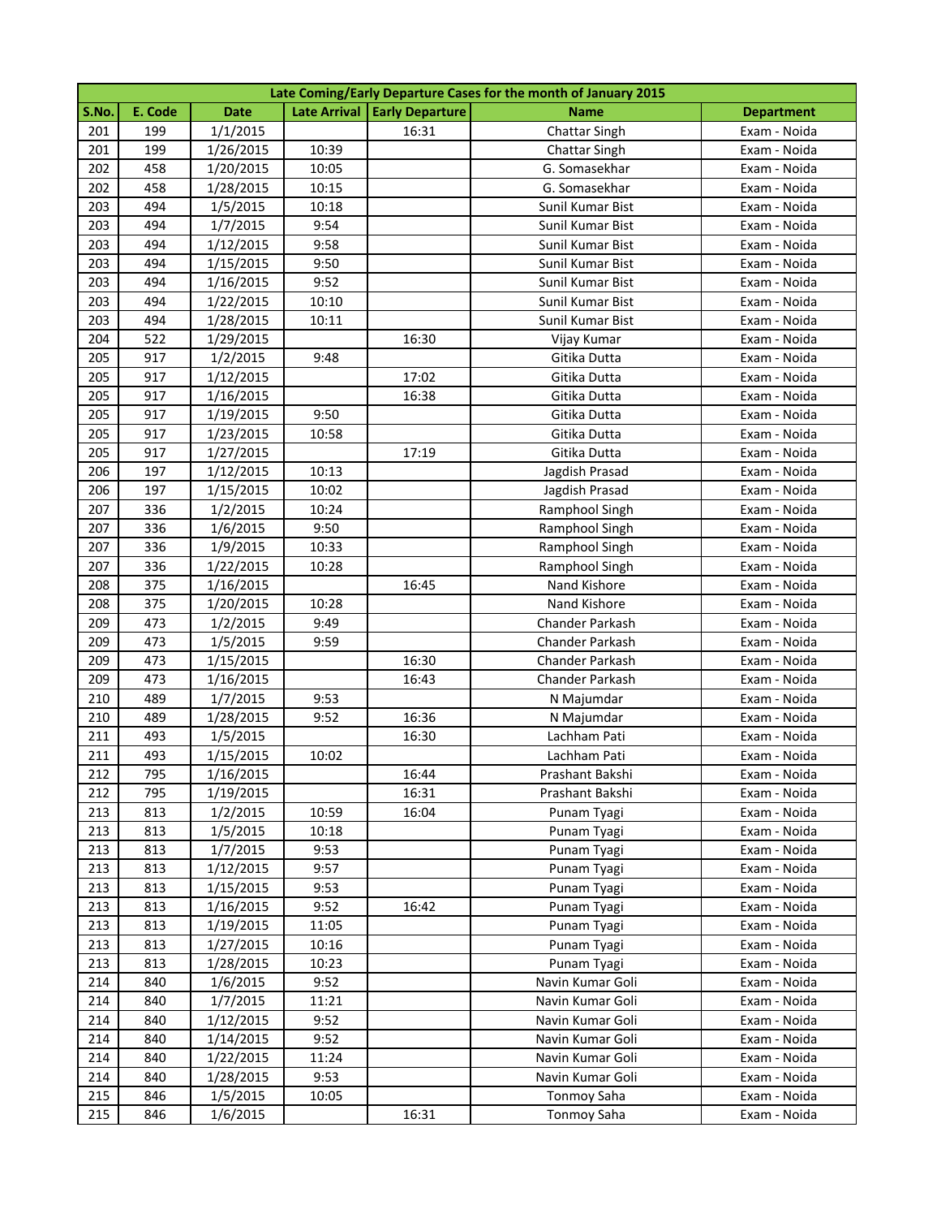| Late Coming/Early Departure Cases for the month of January 2015 | | | | | | |
|---|---|---|---|---|---|---|
| S.No. | E. Code | Date | Late Arrival | Early Departure | Name | Department |
| 201 | 199 | 1/1/2015 | | 16:31 | Chattar Singh | Exam - Noida |
| 201 | 199 | 1/26/2015 | 10:39 | | Chattar Singh | Exam - Noida |
| 202 | 458 | 1/20/2015 | 10:05 | | G. Somasekhar | Exam - Noida |
| 202 | 458 | 1/28/2015 | 10:15 | | G. Somasekhar | Exam - Noida |
| 203 | 494 | 1/5/2015 | 10:18 | | Sunil Kumar Bist | Exam - Noida |
| 203 | 494 | 1/7/2015 | 9:54 | | Sunil Kumar Bist | Exam - Noida |
| 203 | 494 | 1/12/2015 | 9:58 | | Sunil Kumar Bist | Exam - Noida |
| 203 | 494 | 1/15/2015 | 9:50 | | Sunil Kumar Bist | Exam - Noida |
| 203 | 494 | 1/16/2015 | 9:52 | | Sunil Kumar Bist | Exam - Noida |
| 203 | 494 | 1/22/2015 | 10:10 | | Sunil Kumar Bist | Exam - Noida |
| 203 | 494 | 1/28/2015 | 10:11 | | Sunil Kumar Bist | Exam - Noida |
| 204 | 522 | 1/29/2015 | | 16:30 | Vijay Kumar | Exam - Noida |
| 205 | 917 | 1/2/2015 | 9:48 | | Gitika Dutta | Exam - Noida |
| 205 | 917 | 1/12/2015 | | 17:02 | Gitika Dutta | Exam - Noida |
| 205 | 917 | 1/16/2015 | | 16:38 | Gitika Dutta | Exam - Noida |
| 205 | 917 | 1/19/2015 | 9:50 | | Gitika Dutta | Exam - Noida |
| 205 | 917 | 1/23/2015 | 10:58 | | Gitika Dutta | Exam - Noida |
| 205 | 917 | 1/27/2015 | | 17:19 | Gitika Dutta | Exam - Noida |
| 206 | 197 | 1/12/2015 | 10:13 | | Jagdish Prasad | Exam - Noida |
| 206 | 197 | 1/15/2015 | 10:02 | | Jagdish Prasad | Exam - Noida |
| 207 | 336 | 1/2/2015 | 10:24 | | Ramphool Singh | Exam - Noida |
| 207 | 336 | 1/6/2015 | 9:50 | | Ramphool Singh | Exam - Noida |
| 207 | 336 | 1/9/2015 | 10:33 | | Ramphool Singh | Exam - Noida |
| 207 | 336 | 1/22/2015 | 10:28 | | Ramphool Singh | Exam - Noida |
| 208 | 375 | 1/16/2015 | | 16:45 | Nand Kishore | Exam - Noida |
| 208 | 375 | 1/20/2015 | 10:28 | | Nand Kishore | Exam - Noida |
| 209 | 473 | 1/2/2015 | 9:49 | | Chander Parkash | Exam - Noida |
| 209 | 473 | 1/5/2015 | 9:59 | | Chander Parkash | Exam - Noida |
| 209 | 473 | 1/15/2015 | | 16:30 | Chander Parkash | Exam - Noida |
| 209 | 473 | 1/16/2015 | | 16:43 | Chander Parkash | Exam - Noida |
| 210 | 489 | 1/7/2015 | 9:53 | | N Majumdar | Exam - Noida |
| 210 | 489 | 1/28/2015 | 9:52 | 16:36 | N Majumdar | Exam - Noida |
| 211 | 493 | 1/5/2015 | | 16:30 | Lachham Pati | Exam - Noida |
| 211 | 493 | 1/15/2015 | 10:02 | | Lachham Pati | Exam - Noida |
| 212 | 795 | 1/16/2015 | | 16:44 | Prashant Bakshi | Exam - Noida |
| 212 | 795 | 1/19/2015 | | 16:31 | Prashant Bakshi | Exam - Noida |
| 213 | 813 | 1/2/2015 | 10:59 | 16:04 | Punam Tyagi | Exam - Noida |
| 213 | 813 | 1/5/2015 | 10:18 | | Punam Tyagi | Exam - Noida |
| 213 | 813 | 1/7/2015 | 9:53 | | Punam Tyagi | Exam - Noida |
| 213 | 813 | 1/12/2015 | 9:57 | | Punam Tyagi | Exam - Noida |
| 213 | 813 | 1/15/2015 | 9:53 | | Punam Tyagi | Exam - Noida |
| 213 | 813 | 1/16/2015 | 9:52 | 16:42 | Punam Tyagi | Exam - Noida |
| 213 | 813 | 1/19/2015 | 11:05 | | Punam Tyagi | Exam - Noida |
| 213 | 813 | 1/27/2015 | 10:16 | | Punam Tyagi | Exam - Noida |
| 213 | 813 | 1/28/2015 | 10:23 | | Punam Tyagi | Exam - Noida |
| 214 | 840 | 1/6/2015 | 9:52 | | Navin Kumar Goli | Exam - Noida |
| 214 | 840 | 1/7/2015 | 11:21 | | Navin Kumar Goli | Exam - Noida |
| 214 | 840 | 1/12/2015 | 9:52 | | Navin Kumar Goli | Exam - Noida |
| 214 | 840 | 1/14/2015 | 9:52 | | Navin Kumar Goli | Exam - Noida |
| 214 | 840 | 1/22/2015 | 11:24 | | Navin Kumar Goli | Exam - Noida |
| 214 | 840 | 1/28/2015 | 9:53 | | Navin Kumar Goli | Exam - Noida |
| 215 | 846 | 1/5/2015 | 10:05 | | Tonmoy Saha | Exam - Noida |
| 215 | 846 | 1/6/2015 | | 16:31 | Tonmoy Saha | Exam - Noida |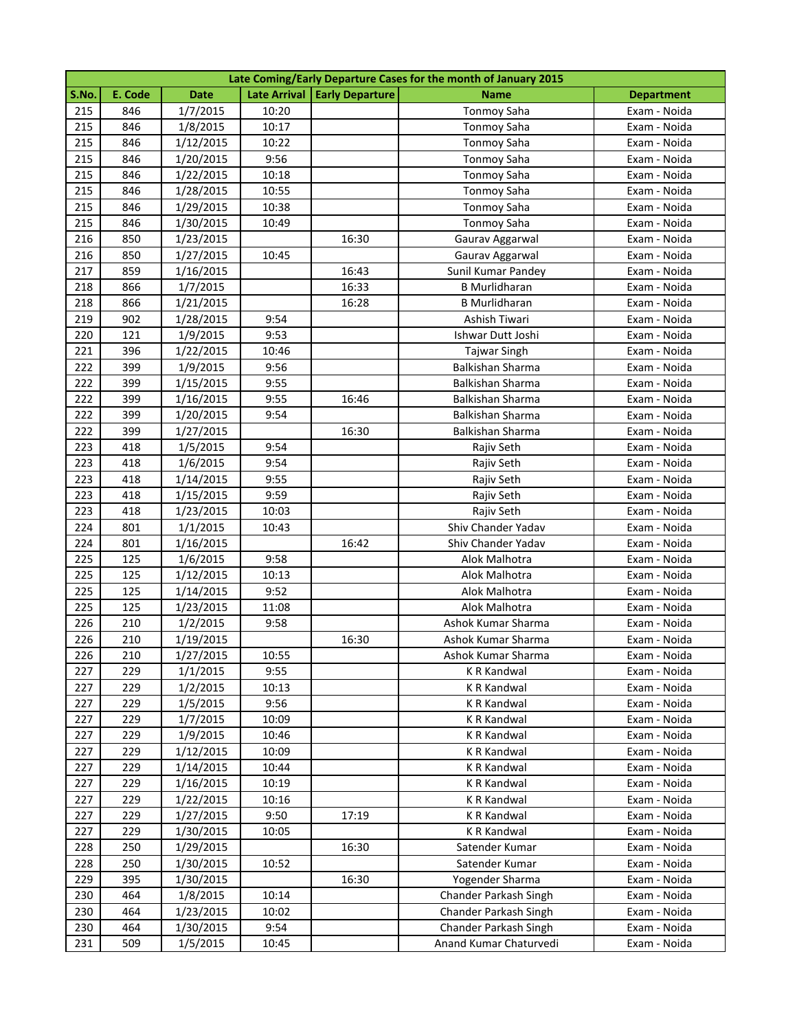| Late Coming/Early Departure Cases for the month of January 2015 | | | | | | |
|---|---|---|---|---|---|---|
| S.No. | E. Code | Date | Late Arrival | Early Departure | Name | Department |
| 215 | 846 | 1/7/2015 | 10:20 | | Tonmoy Saha | Exam - Noida |
| 215 | 846 | 1/8/2015 | 10:17 | | Tonmoy Saha | Exam - Noida |
| 215 | 846 | 1/12/2015 | 10:22 | | Tonmoy Saha | Exam - Noida |
| 215 | 846 | 1/20/2015 | 9:56 | | Tonmoy Saha | Exam - Noida |
| 215 | 846 | 1/22/2015 | 10:18 | | Tonmoy Saha | Exam - Noida |
| 215 | 846 | 1/28/2015 | 10:55 | | Tonmoy Saha | Exam - Noida |
| 215 | 846 | 1/29/2015 | 10:38 | | Tonmoy Saha | Exam - Noida |
| 215 | 846 | 1/30/2015 | 10:49 | | Tonmoy Saha | Exam - Noida |
| 216 | 850 | 1/23/2015 | | 16:30 | Gaurav Aggarwal | Exam - Noida |
| 216 | 850 | 1/27/2015 | 10:45 | | Gaurav Aggarwal | Exam - Noida |
| 217 | 859 | 1/16/2015 | | 16:43 | Sunil Kumar Pandey | Exam - Noida |
| 218 | 866 | 1/7/2015 | | 16:33 | B Murlidharan | Exam - Noida |
| 218 | 866 | 1/21/2015 | | 16:28 | B Murlidharan | Exam - Noida |
| 219 | 902 | 1/28/2015 | 9:54 | | Ashish Tiwari | Exam - Noida |
| 220 | 121 | 1/9/2015 | 9:53 | | Ishwar Dutt Joshi | Exam - Noida |
| 221 | 396 | 1/22/2015 | 10:46 | | Tajwar Singh | Exam - Noida |
| 222 | 399 | 1/9/2015 | 9:56 | | Balkishan Sharma | Exam - Noida |
| 222 | 399 | 1/15/2015 | 9:55 | | Balkishan Sharma | Exam - Noida |
| 222 | 399 | 1/16/2015 | 9:55 | 16:46 | Balkishan Sharma | Exam - Noida |
| 222 | 399 | 1/20/2015 | 9:54 | | Balkishan Sharma | Exam - Noida |
| 222 | 399 | 1/27/2015 | | 16:30 | Balkishan Sharma | Exam - Noida |
| 223 | 418 | 1/5/2015 | 9:54 | | Rajiv Seth | Exam - Noida |
| 223 | 418 | 1/6/2015 | 9:54 | | Rajiv Seth | Exam - Noida |
| 223 | 418 | 1/14/2015 | 9:55 | | Rajiv Seth | Exam - Noida |
| 223 | 418 | 1/15/2015 | 9:59 | | Rajiv Seth | Exam - Noida |
| 223 | 418 | 1/23/2015 | 10:03 | | Rajiv Seth | Exam - Noida |
| 224 | 801 | 1/1/2015 | 10:43 | | Shiv Chander Yadav | Exam - Noida |
| 224 | 801 | 1/16/2015 | | 16:42 | Shiv Chander Yadav | Exam - Noida |
| 225 | 125 | 1/6/2015 | 9:58 | | Alok Malhotra | Exam - Noida |
| 225 | 125 | 1/12/2015 | 10:13 | | Alok Malhotra | Exam - Noida |
| 225 | 125 | 1/14/2015 | 9:52 | | Alok Malhotra | Exam - Noida |
| 225 | 125 | 1/23/2015 | 11:08 | | Alok Malhotra | Exam - Noida |
| 226 | 210 | 1/2/2015 | 9:58 | | Ashok Kumar Sharma | Exam - Noida |
| 226 | 210 | 1/19/2015 | | 16:30 | Ashok Kumar Sharma | Exam - Noida |
| 226 | 210 | 1/27/2015 | 10:55 | | Ashok Kumar Sharma | Exam - Noida |
| 227 | 229 | 1/1/2015 | 9:55 | | K R Kandwal | Exam - Noida |
| 227 | 229 | 1/2/2015 | 10:13 | | K R Kandwal | Exam - Noida |
| 227 | 229 | 1/5/2015 | 9:56 | | K R Kandwal | Exam - Noida |
| 227 | 229 | 1/7/2015 | 10:09 | | K R Kandwal | Exam - Noida |
| 227 | 229 | 1/9/2015 | 10:46 | | K R Kandwal | Exam - Noida |
| 227 | 229 | 1/12/2015 | 10:09 | | K R Kandwal | Exam - Noida |
| 227 | 229 | 1/14/2015 | 10:44 | | K R Kandwal | Exam - Noida |
| 227 | 229 | 1/16/2015 | 10:19 | | K R Kandwal | Exam - Noida |
| 227 | 229 | 1/22/2015 | 10:16 | | K R Kandwal | Exam - Noida |
| 227 | 229 | 1/27/2015 | 9:50 | 17:19 | K R Kandwal | Exam - Noida |
| 227 | 229 | 1/30/2015 | 10:05 | | K R Kandwal | Exam - Noida |
| 228 | 250 | 1/29/2015 | | 16:30 | Satender Kumar | Exam - Noida |
| 228 | 250 | 1/30/2015 | 10:52 | | Satender Kumar | Exam - Noida |
| 229 | 395 | 1/30/2015 | | 16:30 | Yogender Sharma | Exam - Noida |
| 230 | 464 | 1/8/2015 | 10:14 | | Chander Parkash Singh | Exam - Noida |
| 230 | 464 | 1/23/2015 | 10:02 | | Chander Parkash Singh | Exam - Noida |
| 230 | 464 | 1/30/2015 | 9:54 | | Chander Parkash Singh | Exam - Noida |
| 231 | 509 | 1/5/2015 | 10:45 | | Anand Kumar Chaturvedi | Exam - Noida |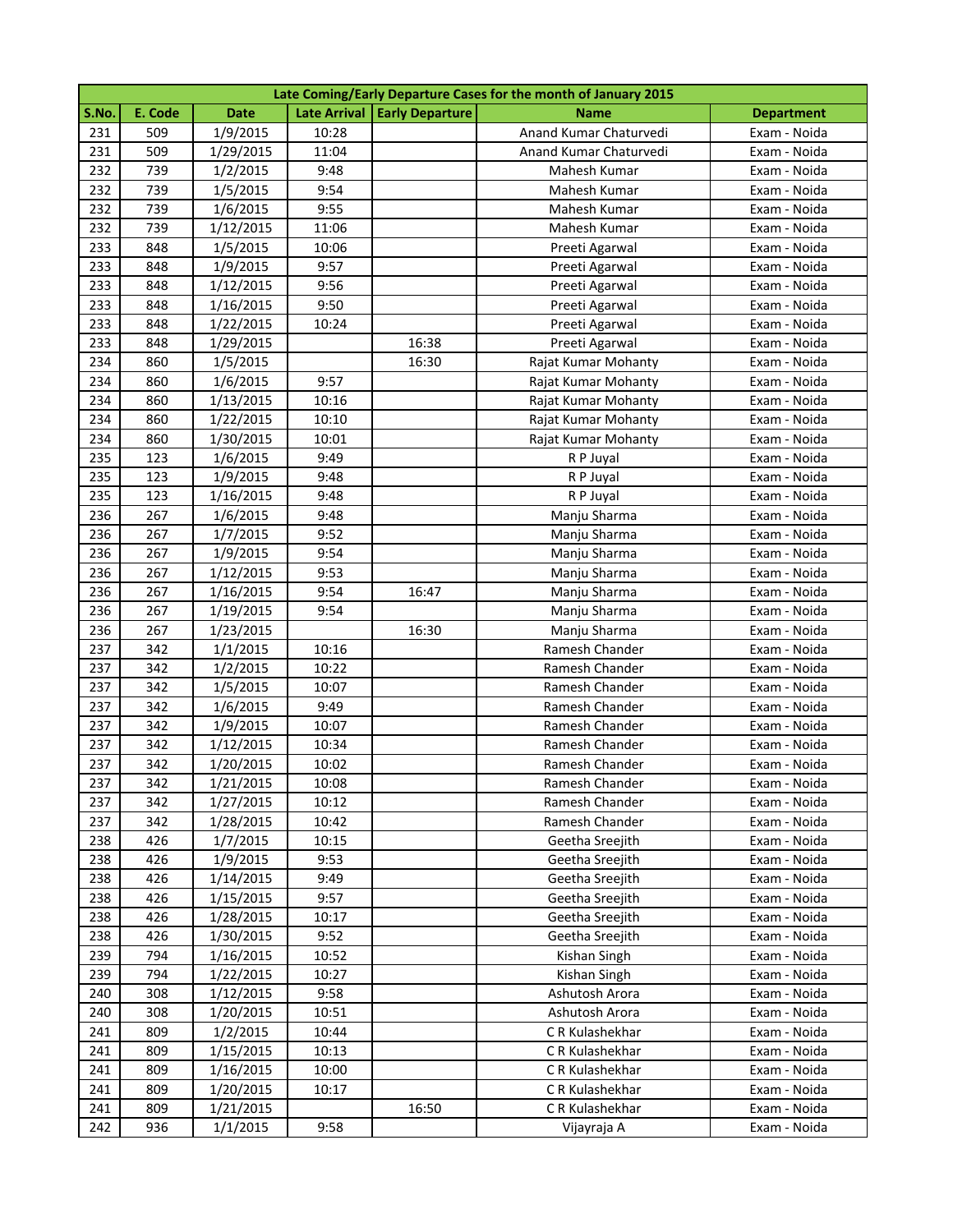| Late Coming/Early Departure Cases for the month of January 2015 | | | | | | |
|---|---|---|---|---|---|---|
| S.No. | E. Code | Date | Late Arrival | Early Departure | Name | Department |
| 231 | 509 | 1/9/2015 | 10:28 | | Anand Kumar Chaturvedi | Exam - Noida |
| 231 | 509 | 1/29/2015 | 11:04 | | Anand Kumar Chaturvedi | Exam - Noida |
| 232 | 739 | 1/2/2015 | 9:48 | | Mahesh Kumar | Exam - Noida |
| 232 | 739 | 1/5/2015 | 9:54 | | Mahesh Kumar | Exam - Noida |
| 232 | 739 | 1/6/2015 | 9:55 | | Mahesh Kumar | Exam - Noida |
| 232 | 739 | 1/12/2015 | 11:06 | | Mahesh Kumar | Exam - Noida |
| 233 | 848 | 1/5/2015 | 10:06 | | Preeti Agarwal | Exam - Noida |
| 233 | 848 | 1/9/2015 | 9:57 | | Preeti Agarwal | Exam - Noida |
| 233 | 848 | 1/12/2015 | 9:56 | | Preeti Agarwal | Exam - Noida |
| 233 | 848 | 1/16/2015 | 9:50 | | Preeti Agarwal | Exam - Noida |
| 233 | 848 | 1/22/2015 | 10:24 | | Preeti Agarwal | Exam - Noida |
| 233 | 848 | 1/29/2015 | | 16:38 | Preeti Agarwal | Exam - Noida |
| 234 | 860 | 1/5/2015 | | 16:30 | Rajat Kumar Mohanty | Exam - Noida |
| 234 | 860 | 1/6/2015 | 9:57 | | Rajat Kumar Mohanty | Exam - Noida |
| 234 | 860 | 1/13/2015 | 10:16 | | Rajat Kumar Mohanty | Exam - Noida |
| 234 | 860 | 1/22/2015 | 10:10 | | Rajat Kumar Mohanty | Exam - Noida |
| 234 | 860 | 1/30/2015 | 10:01 | | Rajat Kumar Mohanty | Exam - Noida |
| 235 | 123 | 1/6/2015 | 9:49 | | R P Juyal | Exam - Noida |
| 235 | 123 | 1/9/2015 | 9:48 | | R P Juyal | Exam - Noida |
| 235 | 123 | 1/16/2015 | 9:48 | | R P Juyal | Exam - Noida |
| 236 | 267 | 1/6/2015 | 9:48 | | Manju Sharma | Exam - Noida |
| 236 | 267 | 1/7/2015 | 9:52 | | Manju Sharma | Exam - Noida |
| 236 | 267 | 1/9/2015 | 9:54 | | Manju Sharma | Exam - Noida |
| 236 | 267 | 1/12/2015 | 9:53 | | Manju Sharma | Exam - Noida |
| 236 | 267 | 1/16/2015 | 9:54 | 16:47 | Manju Sharma | Exam - Noida |
| 236 | 267 | 1/19/2015 | 9:54 | | Manju Sharma | Exam - Noida |
| 236 | 267 | 1/23/2015 | | 16:30 | Manju Sharma | Exam - Noida |
| 237 | 342 | 1/1/2015 | 10:16 | | Ramesh Chander | Exam - Noida |
| 237 | 342 | 1/2/2015 | 10:22 | | Ramesh Chander | Exam - Noida |
| 237 | 342 | 1/5/2015 | 10:07 | | Ramesh Chander | Exam - Noida |
| 237 | 342 | 1/6/2015 | 9:49 | | Ramesh Chander | Exam - Noida |
| 237 | 342 | 1/9/2015 | 10:07 | | Ramesh Chander | Exam - Noida |
| 237 | 342 | 1/12/2015 | 10:34 | | Ramesh Chander | Exam - Noida |
| 237 | 342 | 1/20/2015 | 10:02 | | Ramesh Chander | Exam - Noida |
| 237 | 342 | 1/21/2015 | 10:08 | | Ramesh Chander | Exam - Noida |
| 237 | 342 | 1/27/2015 | 10:12 | | Ramesh Chander | Exam - Noida |
| 237 | 342 | 1/28/2015 | 10:42 | | Ramesh Chander | Exam - Noida |
| 238 | 426 | 1/7/2015 | 10:15 | | Geetha Sreejith | Exam - Noida |
| 238 | 426 | 1/9/2015 | 9:53 | | Geetha Sreejith | Exam - Noida |
| 238 | 426 | 1/14/2015 | 9:49 | | Geetha Sreejith | Exam - Noida |
| 238 | 426 | 1/15/2015 | 9:57 | | Geetha Sreejith | Exam - Noida |
| 238 | 426 | 1/28/2015 | 10:17 | | Geetha Sreejith | Exam - Noida |
| 238 | 426 | 1/30/2015 | 9:52 | | Geetha Sreejith | Exam - Noida |
| 239 | 794 | 1/16/2015 | 10:52 | | Kishan Singh | Exam - Noida |
| 239 | 794 | 1/22/2015 | 10:27 | | Kishan Singh | Exam - Noida |
| 240 | 308 | 1/12/2015 | 9:58 | | Ashutosh Arora | Exam - Noida |
| 240 | 308 | 1/20/2015 | 10:51 | | Ashutosh Arora | Exam - Noida |
| 241 | 809 | 1/2/2015 | 10:44 | | C R Kulashekhar | Exam - Noida |
| 241 | 809 | 1/15/2015 | 10:13 | | C R Kulashekhar | Exam - Noida |
| 241 | 809 | 1/16/2015 | 10:00 | | C R Kulashekhar | Exam - Noida |
| 241 | 809 | 1/20/2015 | 10:17 | | C R Kulashekhar | Exam - Noida |
| 241 | 809 | 1/21/2015 | | 16:50 | C R Kulashekhar | Exam - Noida |
| 242 | 936 | 1/1/2015 | 9:58 | | Vijayraja A | Exam - Noida |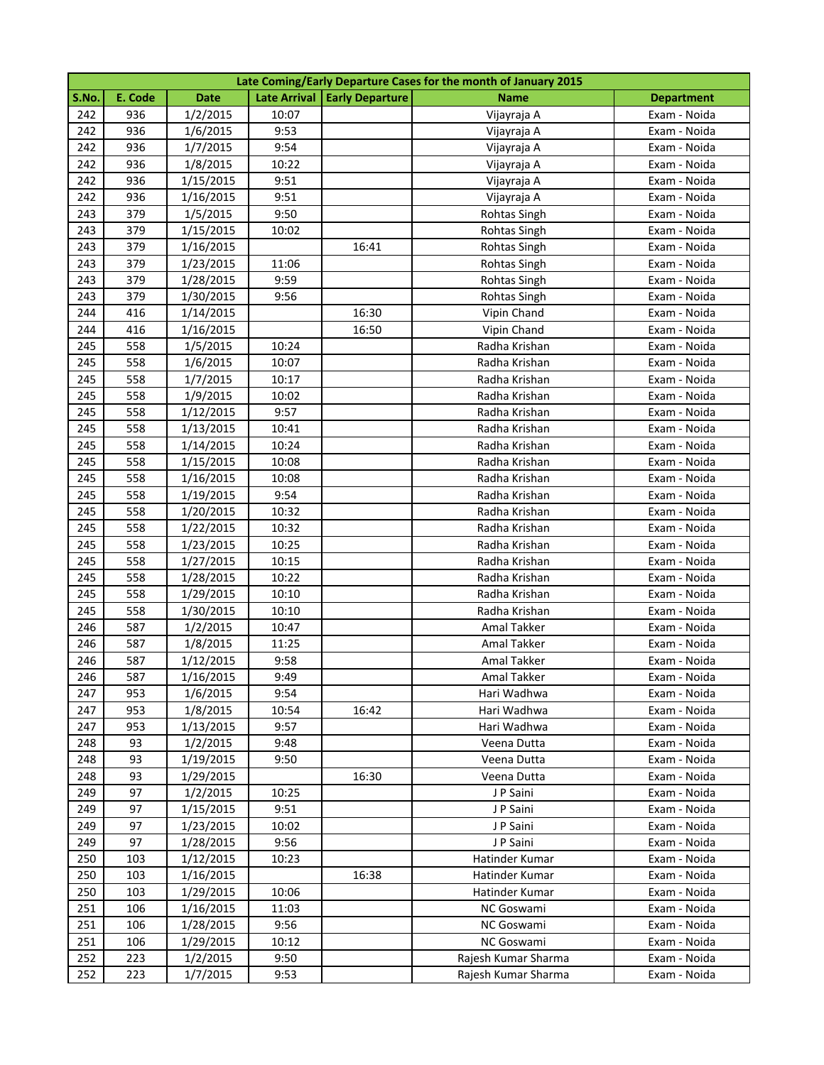| Late Coming/Early Departure Cases for the month of January 2015 | | | | | | |
|---|---|---|---|---|---|---|
| S.No. | E. Code | Date | Late Arrival | Early Departure | Name | Department |
| 242 | 936 | 1/2/2015 | 10:07 | | Vijayraja A | Exam - Noida |
| 242 | 936 | 1/6/2015 | 9:53 | | Vijayraja A | Exam - Noida |
| 242 | 936 | 1/7/2015 | 9:54 | | Vijayraja A | Exam - Noida |
| 242 | 936 | 1/8/2015 | 10:22 | | Vijayraja A | Exam - Noida |
| 242 | 936 | 1/15/2015 | 9:51 | | Vijayraja A | Exam - Noida |
| 242 | 936 | 1/16/2015 | 9:51 | | Vijayraja A | Exam - Noida |
| 243 | 379 | 1/5/2015 | 9:50 | | Rohtas Singh | Exam - Noida |
| 243 | 379 | 1/15/2015 | 10:02 | | Rohtas Singh | Exam - Noida |
| 243 | 379 | 1/16/2015 | | 16:41 | Rohtas Singh | Exam - Noida |
| 243 | 379 | 1/23/2015 | 11:06 | | Rohtas Singh | Exam - Noida |
| 243 | 379 | 1/28/2015 | 9:59 | | Rohtas Singh | Exam - Noida |
| 243 | 379 | 1/30/2015 | 9:56 | | Rohtas Singh | Exam - Noida |
| 244 | 416 | 1/14/2015 | | 16:30 | Vipin Chand | Exam - Noida |
| 244 | 416 | 1/16/2015 | | 16:50 | Vipin Chand | Exam - Noida |
| 245 | 558 | 1/5/2015 | 10:24 | | Radha Krishan | Exam - Noida |
| 245 | 558 | 1/6/2015 | 10:07 | | Radha Krishan | Exam - Noida |
| 245 | 558 | 1/7/2015 | 10:17 | | Radha Krishan | Exam - Noida |
| 245 | 558 | 1/9/2015 | 10:02 | | Radha Krishan | Exam - Noida |
| 245 | 558 | 1/12/2015 | 9:57 | | Radha Krishan | Exam - Noida |
| 245 | 558 | 1/13/2015 | 10:41 | | Radha Krishan | Exam - Noida |
| 245 | 558 | 1/14/2015 | 10:24 | | Radha Krishan | Exam - Noida |
| 245 | 558 | 1/15/2015 | 10:08 | | Radha Krishan | Exam - Noida |
| 245 | 558 | 1/16/2015 | 10:08 | | Radha Krishan | Exam - Noida |
| 245 | 558 | 1/19/2015 | 9:54 | | Radha Krishan | Exam - Noida |
| 245 | 558 | 1/20/2015 | 10:32 | | Radha Krishan | Exam - Noida |
| 245 | 558 | 1/22/2015 | 10:32 | | Radha Krishan | Exam - Noida |
| 245 | 558 | 1/23/2015 | 10:25 | | Radha Krishan | Exam - Noida |
| 245 | 558 | 1/27/2015 | 10:15 | | Radha Krishan | Exam - Noida |
| 245 | 558 | 1/28/2015 | 10:22 | | Radha Krishan | Exam - Noida |
| 245 | 558 | 1/29/2015 | 10:10 | | Radha Krishan | Exam - Noida |
| 245 | 558 | 1/30/2015 | 10:10 | | Radha Krishan | Exam - Noida |
| 246 | 587 | 1/2/2015 | 10:47 | | Amal Takker | Exam - Noida |
| 246 | 587 | 1/8/2015 | 11:25 | | Amal Takker | Exam - Noida |
| 246 | 587 | 1/12/2015 | 9:58 | | Amal Takker | Exam - Noida |
| 246 | 587 | 1/16/2015 | 9:49 | | Amal Takker | Exam - Noida |
| 247 | 953 | 1/6/2015 | 9:54 | | Hari Wadhwa | Exam - Noida |
| 247 | 953 | 1/8/2015 | 10:54 | 16:42 | Hari Wadhwa | Exam - Noida |
| 247 | 953 | 1/13/2015 | 9:57 | | Hari Wadhwa | Exam - Noida |
| 248 | 93 | 1/2/2015 | 9:48 | | Veena Dutta | Exam - Noida |
| 248 | 93 | 1/19/2015 | 9:50 | | Veena Dutta | Exam - Noida |
| 248 | 93 | 1/29/2015 | | 16:30 | Veena Dutta | Exam - Noida |
| 249 | 97 | 1/2/2015 | 10:25 | | J P Saini | Exam - Noida |
| 249 | 97 | 1/15/2015 | 9:51 | | J P Saini | Exam - Noida |
| 249 | 97 | 1/23/2015 | 10:02 | | J P Saini | Exam - Noida |
| 249 | 97 | 1/28/2015 | 9:56 | | J P Saini | Exam - Noida |
| 250 | 103 | 1/12/2015 | 10:23 | | Hatinder Kumar | Exam - Noida |
| 250 | 103 | 1/16/2015 | | 16:38 | Hatinder Kumar | Exam - Noida |
| 250 | 103 | 1/29/2015 | 10:06 | | Hatinder Kumar | Exam - Noida |
| 251 | 106 | 1/16/2015 | 11:03 | | NC Goswami | Exam - Noida |
| 251 | 106 | 1/28/2015 | 9:56 | | NC Goswami | Exam - Noida |
| 251 | 106 | 1/29/2015 | 10:12 | | NC Goswami | Exam - Noida |
| 252 | 223 | 1/2/2015 | 9:50 | | Rajesh Kumar Sharma | Exam - Noida |
| 252 | 223 | 1/7/2015 | 9:53 | | Rajesh Kumar Sharma | Exam - Noida |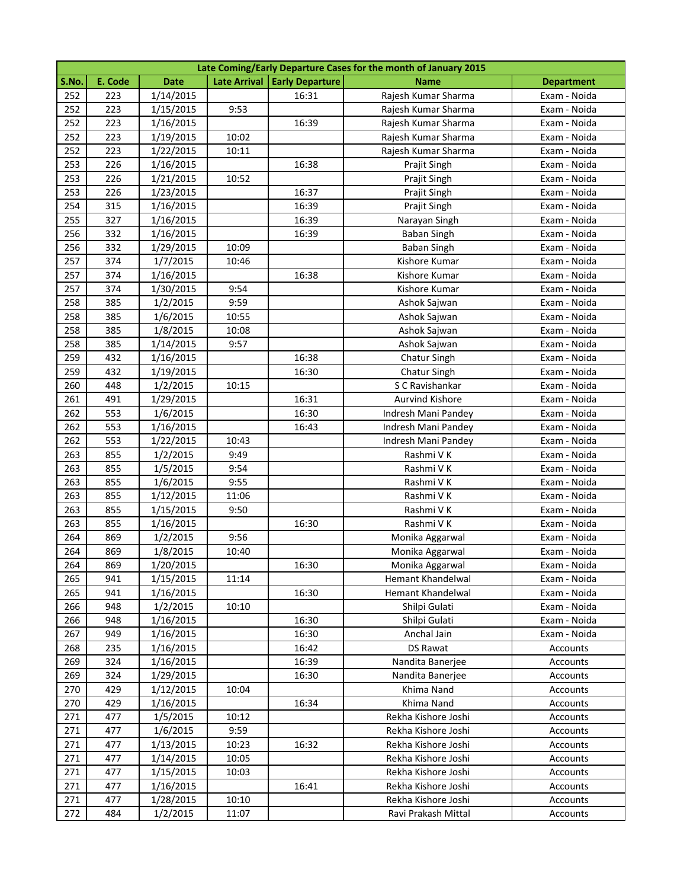| Late Coming/Early Departure Cases for the month of January 2015 | | | | | | |
|---|---|---|---|---|---|---|
| S.No. | E. Code | Date | Late Arrival | Early Departure | Name | Department |
| 252 | 223 | 1/14/2015 | | 16:31 | Rajesh Kumar Sharma | Exam - Noida |
| 252 | 223 | 1/15/2015 | 9:53 | | Rajesh Kumar Sharma | Exam - Noida |
| 252 | 223 | 1/16/2015 | | 16:39 | Rajesh Kumar Sharma | Exam - Noida |
| 252 | 223 | 1/19/2015 | 10:02 | | Rajesh Kumar Sharma | Exam - Noida |
| 252 | 223 | 1/22/2015 | 10:11 | | Rajesh Kumar Sharma | Exam - Noida |
| 253 | 226 | 1/16/2015 | | 16:38 | Prajit Singh | Exam - Noida |
| 253 | 226 | 1/21/2015 | 10:52 | | Prajit Singh | Exam - Noida |
| 253 | 226 | 1/23/2015 | | 16:37 | Prajit Singh | Exam - Noida |
| 254 | 315 | 1/16/2015 | | 16:39 | Prajit Singh | Exam - Noida |
| 255 | 327 | 1/16/2015 | | 16:39 | Narayan Singh | Exam - Noida |
| 256 | 332 | 1/16/2015 | | 16:39 | Baban Singh | Exam - Noida |
| 256 | 332 | 1/29/2015 | 10:09 | | Baban Singh | Exam - Noida |
| 257 | 374 | 1/7/2015 | 10:46 | | Kishore Kumar | Exam - Noida |
| 257 | 374 | 1/16/2015 | | 16:38 | Kishore Kumar | Exam - Noida |
| 257 | 374 | 1/30/2015 | 9:54 | | Kishore Kumar | Exam - Noida |
| 258 | 385 | 1/2/2015 | 9:59 | | Ashok Sajwan | Exam - Noida |
| 258 | 385 | 1/6/2015 | 10:55 | | Ashok Sajwan | Exam - Noida |
| 258 | 385 | 1/8/2015 | 10:08 | | Ashok Sajwan | Exam - Noida |
| 258 | 385 | 1/14/2015 | 9:57 | | Ashok Sajwan | Exam - Noida |
| 259 | 432 | 1/16/2015 | | 16:38 | Chatur Singh | Exam - Noida |
| 259 | 432 | 1/19/2015 | | 16:30 | Chatur Singh | Exam - Noida |
| 260 | 448 | 1/2/2015 | 10:15 | | S C Ravishankar | Exam - Noida |
| 261 | 491 | 1/29/2015 | | 16:31 | Aurvind Kishore | Exam - Noida |
| 262 | 553 | 1/6/2015 | | 16:30 | Indresh Mani Pandey | Exam - Noida |
| 262 | 553 | 1/16/2015 | | 16:43 | Indresh Mani Pandey | Exam - Noida |
| 262 | 553 | 1/22/2015 | 10:43 | | Indresh Mani Pandey | Exam - Noida |
| 263 | 855 | 1/2/2015 | 9:49 | | Rashmi V K | Exam - Noida |
| 263 | 855 | 1/5/2015 | 9:54 | | Rashmi V K | Exam - Noida |
| 263 | 855 | 1/6/2015 | 9:55 | | Rashmi V K | Exam - Noida |
| 263 | 855 | 1/12/2015 | 11:06 | | Rashmi V K | Exam - Noida |
| 263 | 855 | 1/15/2015 | 9:50 | | Rashmi V K | Exam - Noida |
| 263 | 855 | 1/16/2015 | | 16:30 | Rashmi V K | Exam - Noida |
| 264 | 869 | 1/2/2015 | 9:56 | | Monika Aggarwal | Exam - Noida |
| 264 | 869 | 1/8/2015 | 10:40 | | Monika Aggarwal | Exam - Noida |
| 264 | 869 | 1/20/2015 | | 16:30 | Monika Aggarwal | Exam - Noida |
| 265 | 941 | 1/15/2015 | 11:14 | | Hemant Khandelwal | Exam - Noida |
| 265 | 941 | 1/16/2015 | | 16:30 | Hemant Khandelwal | Exam - Noida |
| 266 | 948 | 1/2/2015 | 10:10 | | Shilpi Gulati | Exam - Noida |
| 266 | 948 | 1/16/2015 | | 16:30 | Shilpi Gulati | Exam - Noida |
| 267 | 949 | 1/16/2015 | | 16:30 | Anchal Jain | Exam - Noida |
| 268 | 235 | 1/16/2015 | | 16:42 | DS Rawat | Accounts |
| 269 | 324 | 1/16/2015 | | 16:39 | Nandita Banerjee | Accounts |
| 269 | 324 | 1/29/2015 | | 16:30 | Nandita Banerjee | Accounts |
| 270 | 429 | 1/12/2015 | 10:04 | | Khima Nand | Accounts |
| 270 | 429 | 1/16/2015 | | 16:34 | Khima Nand | Accounts |
| 271 | 477 | 1/5/2015 | 10:12 | | Rekha Kishore Joshi | Accounts |
| 271 | 477 | 1/6/2015 | 9:59 | | Rekha Kishore Joshi | Accounts |
| 271 | 477 | 1/13/2015 | 10:23 | 16:32 | Rekha Kishore Joshi | Accounts |
| 271 | 477 | 1/14/2015 | 10:05 | | Rekha Kishore Joshi | Accounts |
| 271 | 477 | 1/15/2015 | 10:03 | | Rekha Kishore Joshi | Accounts |
| 271 | 477 | 1/16/2015 | | 16:41 | Rekha Kishore Joshi | Accounts |
| 271 | 477 | 1/28/2015 | 10:10 | | Rekha Kishore Joshi | Accounts |
| 272 | 484 | 1/2/2015 | 11:07 | | Ravi Prakash Mittal | Accounts |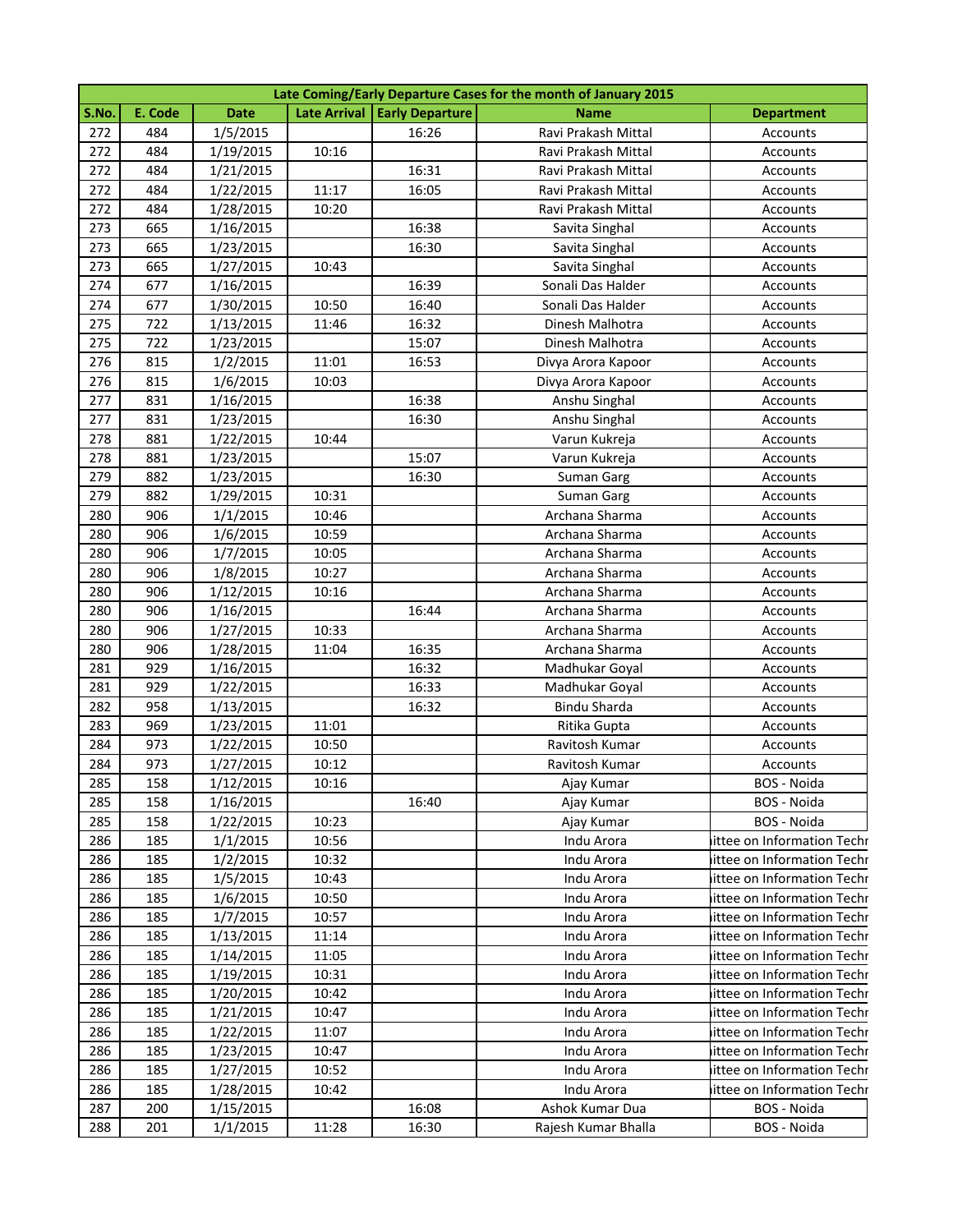| Late Coming/Early Departure Cases for the month of January 2015 | | | | | | |
|---|---|---|---|---|---|---|
| S.No. | E. Code | Date | Late Arrival | Early Departure | Name | Department |
| 272 | 484 | 1/5/2015 | | 16:26 | Ravi Prakash Mittal | Accounts |
| 272 | 484 | 1/19/2015 | 10:16 | | Ravi Prakash Mittal | Accounts |
| 272 | 484 | 1/21/2015 | | 16:31 | Ravi Prakash Mittal | Accounts |
| 272 | 484 | 1/22/2015 | 11:17 | 16:05 | Ravi Prakash Mittal | Accounts |
| 272 | 484 | 1/28/2015 | 10:20 | | Ravi Prakash Mittal | Accounts |
| 273 | 665 | 1/16/2015 | | 16:38 | Savita Singhal | Accounts |
| 273 | 665 | 1/23/2015 | | 16:30 | Savita Singhal | Accounts |
| 273 | 665 | 1/27/2015 | 10:43 | | Savita Singhal | Accounts |
| 274 | 677 | 1/16/2015 | | 16:39 | Sonali Das Halder | Accounts |
| 274 | 677 | 1/30/2015 | 10:50 | 16:40 | Sonali Das Halder | Accounts |
| 275 | 722 | 1/13/2015 | 11:46 | 16:32 | Dinesh Malhotra | Accounts |
| 275 | 722 | 1/23/2015 | | 15:07 | Dinesh Malhotra | Accounts |
| 276 | 815 | 1/2/2015 | 11:01 | 16:53 | Divya Arora Kapoor | Accounts |
| 276 | 815 | 1/6/2015 | 10:03 | | Divya Arora Kapoor | Accounts |
| 277 | 831 | 1/16/2015 | | 16:38 | Anshu Singhal | Accounts |
| 277 | 831 | 1/23/2015 | | 16:30 | Anshu Singhal | Accounts |
| 278 | 881 | 1/22/2015 | 10:44 | | Varun Kukreja | Accounts |
| 278 | 881 | 1/23/2015 | | 15:07 | Varun Kukreja | Accounts |
| 279 | 882 | 1/23/2015 | | 16:30 | Suman Garg | Accounts |
| 279 | 882 | 1/29/2015 | 10:31 | | Suman Garg | Accounts |
| 280 | 906 | 1/1/2015 | 10:46 | | Archana Sharma | Accounts |
| 280 | 906 | 1/6/2015 | 10:59 | | Archana Sharma | Accounts |
| 280 | 906 | 1/7/2015 | 10:05 | | Archana Sharma | Accounts |
| 280 | 906 | 1/8/2015 | 10:27 | | Archana Sharma | Accounts |
| 280 | 906 | 1/12/2015 | 10:16 | | Archana Sharma | Accounts |
| 280 | 906 | 1/16/2015 | | 16:44 | Archana Sharma | Accounts |
| 280 | 906 | 1/27/2015 | 10:33 | | Archana Sharma | Accounts |
| 280 | 906 | 1/28/2015 | 11:04 | 16:35 | Archana Sharma | Accounts |
| 281 | 929 | 1/16/2015 | | 16:32 | Madhukar Goyal | Accounts |
| 281 | 929 | 1/22/2015 | | 16:33 | Madhukar Goyal | Accounts |
| 282 | 958 | 1/13/2015 | | 16:32 | Bindu Sharda | Accounts |
| 283 | 969 | 1/23/2015 | 11:01 | | Ritika Gupta | Accounts |
| 284 | 973 | 1/22/2015 | 10:50 | | Ravitosh Kumar | Accounts |
| 284 | 973 | 1/27/2015 | 10:12 | | Ravitosh Kumar | Accounts |
| 285 | 158 | 1/12/2015 | 10:16 | | Ajay Kumar | BOS - Noida |
| 285 | 158 | 1/16/2015 | | 16:40 | Ajay Kumar | BOS - Noida |
| 285 | 158 | 1/22/2015 | 10:23 | | Ajay Kumar | BOS - Noida |
| 286 | 185 | 1/1/2015 | 10:56 | | Indu Arora | ittee on Information Techr |
| 286 | 185 | 1/2/2015 | 10:32 | | Indu Arora | ittee on Information Techr |
| 286 | 185 | 1/5/2015 | 10:43 | | Indu Arora | ittee on Information Techr |
| 286 | 185 | 1/6/2015 | 10:50 | | Indu Arora | ittee on Information Techr |
| 286 | 185 | 1/7/2015 | 10:57 | | Indu Arora | ittee on Information Techr |
| 286 | 185 | 1/13/2015 | 11:14 | | Indu Arora | ittee on Information Techr |
| 286 | 185 | 1/14/2015 | 11:05 | | Indu Arora | ittee on Information Techr |
| 286 | 185 | 1/19/2015 | 10:31 | | Indu Arora | ittee on Information Techr |
| 286 | 185 | 1/20/2015 | 10:42 | | Indu Arora | ittee on Information Techr |
| 286 | 185 | 1/21/2015 | 10:47 | | Indu Arora | ittee on Information Techr |
| 286 | 185 | 1/22/2015 | 11:07 | | Indu Arora | ittee on Information Techr |
| 286 | 185 | 1/23/2015 | 10:47 | | Indu Arora | ittee on Information Techr |
| 286 | 185 | 1/27/2015 | 10:52 | | Indu Arora | ittee on Information Techr |
| 286 | 185 | 1/28/2015 | 10:42 | | Indu Arora | ittee on Information Techr |
| 287 | 200 | 1/15/2015 | | 16:08 | Ashok Kumar Dua | BOS - Noida |
| 288 | 201 | 1/1/2015 | 11:28 | 16:30 | Rajesh Kumar Bhalla | BOS - Noida |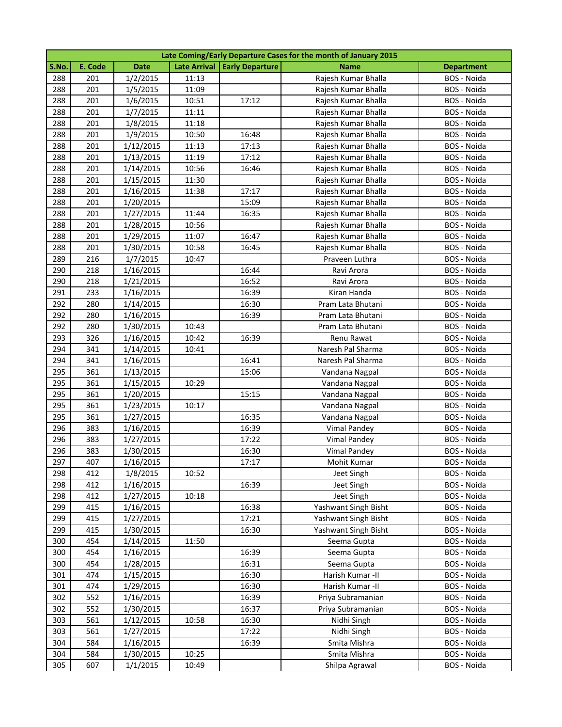| Late Coming/Early Departure Cases for the month of January 2015 | | | | | | |
|---|---|---|---|---|---|---|
| **S.No.** | **E. Code** | **Date** | **Late Arrival** | **Early Departure** | **Name** | **Department** |
| 288 | 201 | 1/2/2015 | 11:13 | | Rajesh Kumar Bhalla | BOS - Noida |
| 288 | 201 | 1/5/2015 | 11:09 | | Rajesh Kumar Bhalla | BOS - Noida |
| 288 | 201 | 1/6/2015 | 10:51 | 17:12 | Rajesh Kumar Bhalla | BOS - Noida |
| 288 | 201 | 1/7/2015 | 11:11 | | Rajesh Kumar Bhalla | BOS - Noida |
| 288 | 201 | 1/8/2015 | 11:18 | | Rajesh Kumar Bhalla | BOS - Noida |
| 288 | 201 | 1/9/2015 | 10:50 | 16:48 | Rajesh Kumar Bhalla | BOS - Noida |
| 288 | 201 | 1/12/2015 | 11:13 | 17:13 | Rajesh Kumar Bhalla | BOS - Noida |
| 288 | 201 | 1/13/2015 | 11:19 | 17:12 | Rajesh Kumar Bhalla | BOS - Noida |
| 288 | 201 | 1/14/2015 | 10:56 | 16:46 | Rajesh Kumar Bhalla | BOS - Noida |
| 288 | 201 | 1/15/2015 | 11:30 | | Rajesh Kumar Bhalla | BOS - Noida |
| 288 | 201 | 1/16/2015 | 11:38 | 17:17 | Rajesh Kumar Bhalla | BOS - Noida |
| 288 | 201 | 1/20/2015 | | 15:09 | Rajesh Kumar Bhalla | BOS - Noida |
| 288 | 201 | 1/27/2015 | 11:44 | 16:35 | Rajesh Kumar Bhalla | BOS - Noida |
| 288 | 201 | 1/28/2015 | 10:56 | | Rajesh Kumar Bhalla | BOS - Noida |
| 288 | 201 | 1/29/2015 | 11:07 | 16:47 | Rajesh Kumar Bhalla | BOS - Noida |
| 288 | 201 | 1/30/2015 | 10:58 | 16:45 | Rajesh Kumar Bhalla | BOS - Noida |
| 289 | 216 | 1/7/2015 | 10:47 | | Praveen Luthra | BOS - Noida |
| 290 | 218 | 1/16/2015 | | 16:44 | Ravi Arora | BOS - Noida |
| 290 | 218 | 1/21/2015 | | 16:52 | Ravi Arora | BOS - Noida |
| 291 | 233 | 1/16/2015 | | 16:39 | Kiran Handa | BOS - Noida |
| 292 | 280 | 1/14/2015 | | 16:30 | Pram Lata Bhutani | BOS - Noida |
| 292 | 280 | 1/16/2015 | | 16:39 | Pram Lata Bhutani | BOS - Noida |
| 292 | 280 | 1/30/2015 | 10:43 | | Pram Lata Bhutani | BOS - Noida |
| 293 | 326 | 1/16/2015 | 10:42 | 16:39 | Renu Rawat | BOS - Noida |
| 294 | 341 | 1/14/2015 | 10:41 | | Naresh Pal Sharma | BOS - Noida |
| 294 | 341 | 1/16/2015 | | 16:41 | Naresh Pal Sharma | BOS - Noida |
| 295 | 361 | 1/13/2015 | | 15:06 | Vandana Nagpal | BOS - Noida |
| 295 | 361 | 1/15/2015 | 10:29 | | Vandana Nagpal | BOS - Noida |
| 295 | 361 | 1/20/2015 | | 15:15 | Vandana Nagpal | BOS - Noida |
| 295 | 361 | 1/23/2015 | 10:17 | | Vandana Nagpal | BOS - Noida |
| 295 | 361 | 1/27/2015 | | 16:35 | Vandana Nagpal | BOS - Noida |
| 296 | 383 | 1/16/2015 | | 16:39 | Vimal Pandey | BOS - Noida |
| 296 | 383 | 1/27/2015 | | 17:22 | Vimal Pandey | BOS - Noida |
| 296 | 383 | 1/30/2015 | | 16:30 | Vimal Pandey | BOS - Noida |
| 297 | 407 | 1/16/2015 | | 17:17 | Mohit Kumar | BOS - Noida |
| 298 | 412 | 1/8/2015 | 10:52 | | Jeet Singh | BOS - Noida |
| 298 | 412 | 1/16/2015 | | 16:39 | Jeet Singh | BOS - Noida |
| 298 | 412 | 1/27/2015 | 10:18 | | Jeet Singh | BOS - Noida |
| 299 | 415 | 1/16/2015 | | 16:38 | Yashwant Singh Bisht | BOS - Noida |
| 299 | 415 | 1/27/2015 | | 17:21 | Yashwant Singh Bisht | BOS - Noida |
| 299 | 415 | 1/30/2015 | | 16:30 | Yashwant Singh Bisht | BOS - Noida |
| 300 | 454 | 1/14/2015 | 11:50 | | Seema Gupta | BOS - Noida |
| 300 | 454 | 1/16/2015 | | 16:39 | Seema Gupta | BOS - Noida |
| 300 | 454 | 1/28/2015 | | 16:31 | Seema Gupta | BOS - Noida |
| 301 | 474 | 1/15/2015 | | 16:30 | Harish Kumar -II | BOS - Noida |
| 301 | 474 | 1/29/2015 | | 16:30 | Harish Kumar -II | BOS - Noida |
| 302 | 552 | 1/16/2015 | | 16:39 | Priya Subramanian | BOS - Noida |
| 302 | 552 | 1/30/2015 | | 16:37 | Priya Subramanian | BOS - Noida |
| 303 | 561 | 1/12/2015 | 10:58 | 16:30 | Nidhi Singh | BOS - Noida |
| 303 | 561 | 1/27/2015 | | 17:22 | Nidhi Singh | BOS - Noida |
| 304 | 584 | 1/16/2015 | | 16:39 | Smita Mishra | BOS - Noida |
| 304 | 584 | 1/30/2015 | 10:25 | | Smita Mishra | BOS - Noida |
| 305 | 607 | 1/1/2015 | 10:49 | | Shilpa Agrawal | BOS - Noida |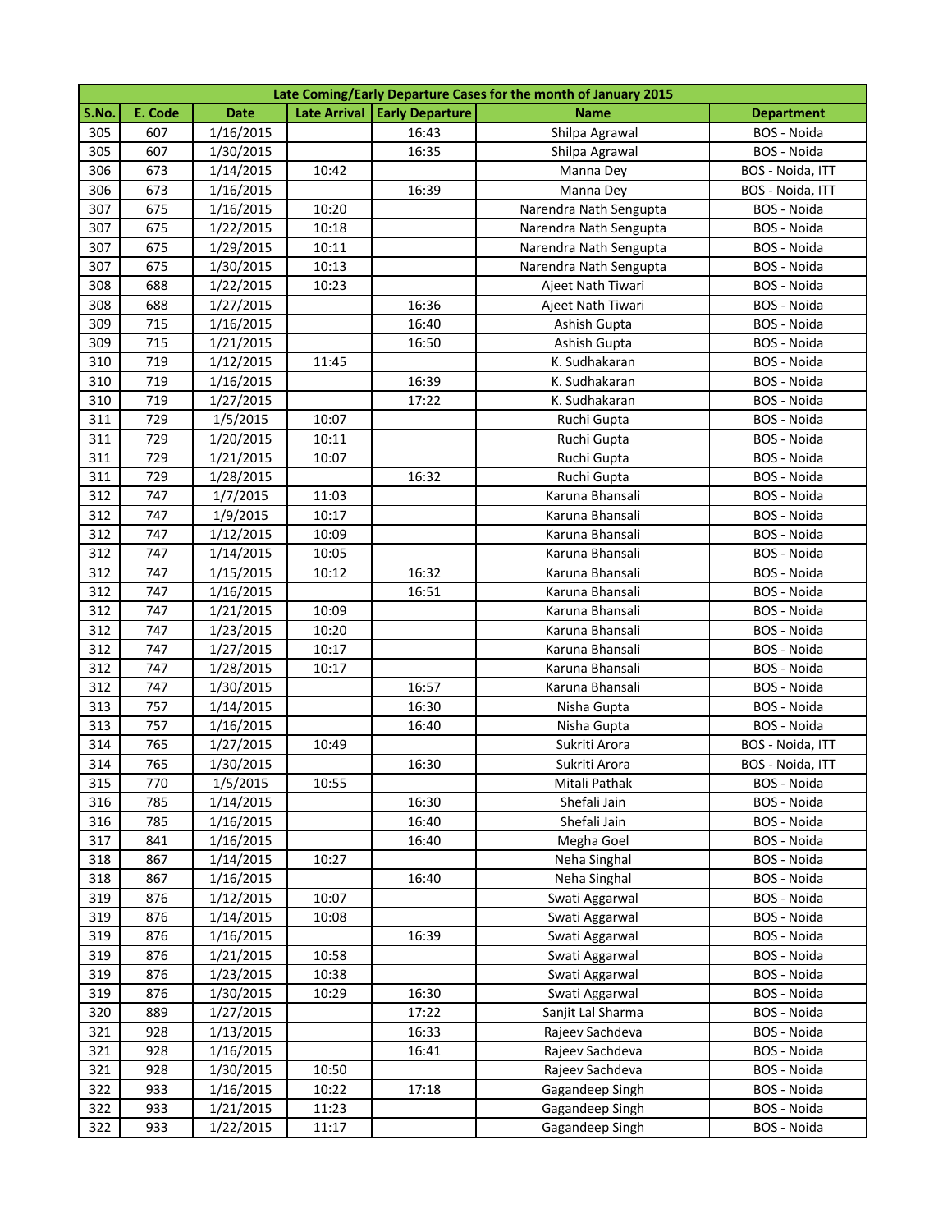| Late Coming/Early Departure Cases for the month of January 2015 | | | | | | |
|---|---|---|---|---|---|---|
| S.No. | E. Code | Date | Late Arrival | Early Departure | Name | Department |
| 305 | 607 | 1/16/2015 | | 16:43 | Shilpa Agrawal | BOS - Noida |
| 305 | 607 | 1/30/2015 | | 16:35 | Shilpa Agrawal | BOS - Noida |
| 306 | 673 | 1/14/2015 | 10:42 | | Manna Dey | BOS - Noida, ITT |
| 306 | 673 | 1/16/2015 | | 16:39 | Manna Dey | BOS - Noida, ITT |
| 307 | 675 | 1/16/2015 | 10:20 | | Narendra Nath Sengupta | BOS - Noida |
| 307 | 675 | 1/22/2015 | 10:18 | | Narendra Nath Sengupta | BOS - Noida |
| 307 | 675 | 1/29/2015 | 10:11 | | Narendra Nath Sengupta | BOS - Noida |
| 307 | 675 | 1/30/2015 | 10:13 | | Narendra Nath Sengupta | BOS - Noida |
| 308 | 688 | 1/22/2015 | 10:23 | | Ajeet Nath Tiwari | BOS - Noida |
| 308 | 688 | 1/27/2015 | | 16:36 | Ajeet Nath Tiwari | BOS - Noida |
| 309 | 715 | 1/16/2015 | | 16:40 | Ashish Gupta | BOS - Noida |
| 309 | 715 | 1/21/2015 | | 16:50 | Ashish Gupta | BOS - Noida |
| 310 | 719 | 1/12/2015 | 11:45 | | K. Sudhakaran | BOS - Noida |
| 310 | 719 | 1/16/2015 | | 16:39 | K. Sudhakaran | BOS - Noida |
| 310 | 719 | 1/27/2015 | | 17:22 | K. Sudhakaran | BOS - Noida |
| 311 | 729 | 1/5/2015 | 10:07 | | Ruchi Gupta | BOS - Noida |
| 311 | 729 | 1/20/2015 | 10:11 | | Ruchi Gupta | BOS - Noida |
| 311 | 729 | 1/21/2015 | 10:07 | | Ruchi Gupta | BOS - Noida |
| 311 | 729 | 1/28/2015 | | 16:32 | Ruchi Gupta | BOS - Noida |
| 312 | 747 | 1/7/2015 | 11:03 | | Karuna Bhansali | BOS - Noida |
| 312 | 747 | 1/9/2015 | 10:17 | | Karuna Bhansali | BOS - Noida |
| 312 | 747 | 1/12/2015 | 10:09 | | Karuna Bhansali | BOS - Noida |
| 312 | 747 | 1/14/2015 | 10:05 | | Karuna Bhansali | BOS - Noida |
| 312 | 747 | 1/15/2015 | 10:12 | 16:32 | Karuna Bhansali | BOS - Noida |
| 312 | 747 | 1/16/2015 | | 16:51 | Karuna Bhansali | BOS - Noida |
| 312 | 747 | 1/21/2015 | 10:09 | | Karuna Bhansali | BOS - Noida |
| 312 | 747 | 1/23/2015 | 10:20 | | Karuna Bhansali | BOS - Noida |
| 312 | 747 | 1/27/2015 | 10:17 | | Karuna Bhansali | BOS - Noida |
| 312 | 747 | 1/28/2015 | 10:17 | | Karuna Bhansali | BOS - Noida |
| 312 | 747 | 1/30/2015 | | 16:57 | Karuna Bhansali | BOS - Noida |
| 313 | 757 | 1/14/2015 | | 16:30 | Nisha Gupta | BOS - Noida |
| 313 | 757 | 1/16/2015 | | 16:40 | Nisha Gupta | BOS - Noida |
| 314 | 765 | 1/27/2015 | 10:49 | | Sukriti Arora | BOS - Noida, ITT |
| 314 | 765 | 1/30/2015 | | 16:30 | Sukriti Arora | BOS - Noida, ITT |
| 315 | 770 | 1/5/2015 | 10:55 | | Mitali Pathak | BOS - Noida |
| 316 | 785 | 1/14/2015 | | 16:30 | Shefali Jain | BOS - Noida |
| 316 | 785 | 1/16/2015 | | 16:40 | Shefali Jain | BOS - Noida |
| 317 | 841 | 1/16/2015 | | 16:40 | Megha Goel | BOS - Noida |
| 318 | 867 | 1/14/2015 | 10:27 | | Neha Singhal | BOS - Noida |
| 318 | 867 | 1/16/2015 | | 16:40 | Neha Singhal | BOS - Noida |
| 319 | 876 | 1/12/2015 | 10:07 | | Swati Aggarwal | BOS - Noida |
| 319 | 876 | 1/14/2015 | 10:08 | | Swati Aggarwal | BOS - Noida |
| 319 | 876 | 1/16/2015 | | 16:39 | Swati Aggarwal | BOS - Noida |
| 319 | 876 | 1/21/2015 | 10:58 | | Swati Aggarwal | BOS - Noida |
| 319 | 876 | 1/23/2015 | 10:38 | | Swati Aggarwal | BOS - Noida |
| 319 | 876 | 1/30/2015 | 10:29 | 16:30 | Swati Aggarwal | BOS - Noida |
| 320 | 889 | 1/27/2015 | | 17:22 | Sanjit Lal Sharma | BOS - Noida |
| 321 | 928 | 1/13/2015 | | 16:33 | Rajeev Sachdeva | BOS - Noida |
| 321 | 928 | 1/16/2015 | | 16:41 | Rajeev Sachdeva | BOS - Noida |
| 321 | 928 | 1/30/2015 | 10:50 | | Rajeev Sachdeva | BOS - Noida |
| 322 | 933 | 1/16/2015 | 10:22 | 17:18 | Gagandeep Singh | BOS - Noida |
| 322 | 933 | 1/21/2015 | 11:23 | | Gagandeep Singh | BOS - Noida |
| 322 | 933 | 1/22/2015 | 11:17 | | Gagandeep Singh | BOS - Noida |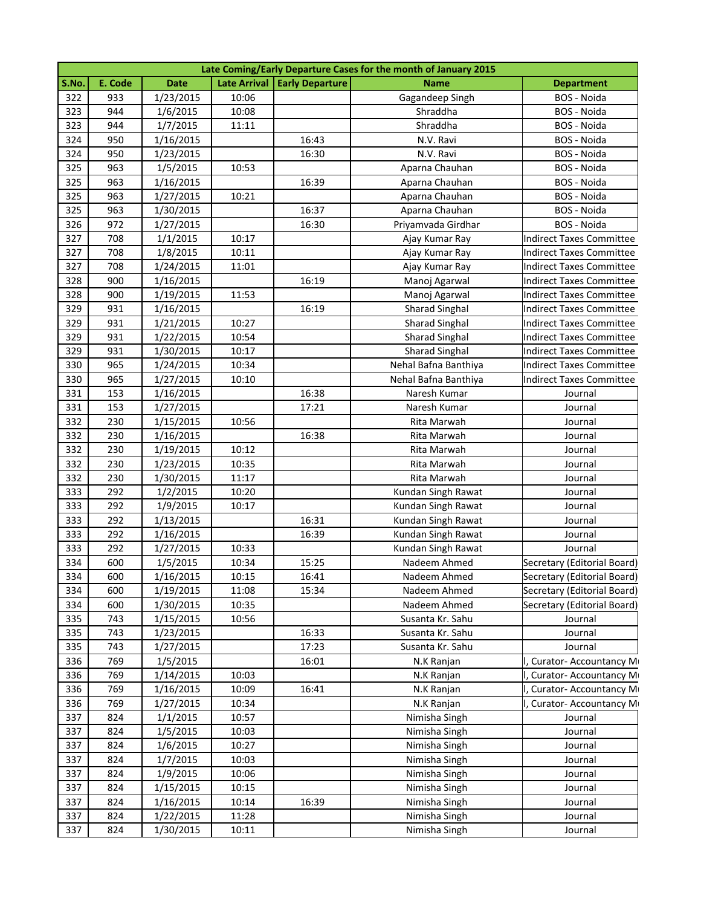| Late Coming/Early Departure Cases for the month of January 2015 | | | | | | |
|---|---|---|---|---|---|---|
| S.No. | E. Code | Date | Late Arrival | Early Departure | Name | Department |
| 322 | 933 | 1/23/2015 | 10:06 | | Gagandeep Singh | BOS - Noida |
| 323 | 944 | 1/6/2015 | 10:08 | | Shraddha | BOS - Noida |
| 323 | 944 | 1/7/2015 | 11:11 | | Shraddha | BOS - Noida |
| 324 | 950 | 1/16/2015 | | 16:43 | N.V. Ravi | BOS - Noida |
| 324 | 950 | 1/23/2015 | | 16:30 | N.V. Ravi | BOS - Noida |
| 325 | 963 | 1/5/2015 | 10:53 | | Aparna Chauhan | BOS - Noida |
| 325 | 963 | 1/16/2015 | | 16:39 | Aparna Chauhan | BOS - Noida |
| 325 | 963 | 1/27/2015 | 10:21 | | Aparna Chauhan | BOS - Noida |
| 325 | 963 | 1/30/2015 | | 16:37 | Aparna Chauhan | BOS - Noida |
| 326 | 972 | 1/27/2015 | | 16:30 | Priyamvada Girdhar | BOS - Noida |
| 327 | 708 | 1/1/2015 | 10:17 | | Ajay Kumar Ray | Indirect Taxes Committee |
| 327 | 708 | 1/8/2015 | 10:11 | | Ajay Kumar Ray | Indirect Taxes Committee |
| 327 | 708 | 1/24/2015 | 11:01 | | Ajay Kumar Ray | Indirect Taxes Committee |
| 328 | 900 | 1/16/2015 | | 16:19 | Manoj Agarwal | Indirect Taxes Committee |
| 328 | 900 | 1/19/2015 | 11:53 | | Manoj Agarwal | Indirect Taxes Committee |
| 329 | 931 | 1/16/2015 | | 16:19 | Sharad Singhal | Indirect Taxes Committee |
| 329 | 931 | 1/21/2015 | 10:27 | | Sharad Singhal | Indirect Taxes Committee |
| 329 | 931 | 1/22/2015 | 10:54 | | Sharad Singhal | Indirect Taxes Committee |
| 329 | 931 | 1/30/2015 | 10:17 | | Sharad Singhal | Indirect Taxes Committee |
| 330 | 965 | 1/24/2015 | 10:34 | | Nehal Bafna Banthiya | Indirect Taxes Committee |
| 330 | 965 | 1/27/2015 | 10:10 | | Nehal Bafna Banthiya | Indirect Taxes Committee |
| 331 | 153 | 1/16/2015 | | 16:38 | Naresh Kumar | Journal |
| 331 | 153 | 1/27/2015 | | 17:21 | Naresh Kumar | Journal |
| 332 | 230 | 1/15/2015 | 10:56 | | Rita Marwah | Journal |
| 332 | 230 | 1/16/2015 | | 16:38 | Rita Marwah | Journal |
| 332 | 230 | 1/19/2015 | 10:12 | | Rita Marwah | Journal |
| 332 | 230 | 1/23/2015 | 10:35 | | Rita Marwah | Journal |
| 332 | 230 | 1/30/2015 | 11:17 | | Rita Marwah | Journal |
| 333 | 292 | 1/2/2015 | 10:20 | | Kundan Singh Rawat | Journal |
| 333 | 292 | 1/9/2015 | 10:17 | | Kundan Singh Rawat | Journal |
| 333 | 292 | 1/13/2015 | | 16:31 | Kundan Singh Rawat | Journal |
| 333 | 292 | 1/16/2015 | | 16:39 | Kundan Singh Rawat | Journal |
| 333 | 292 | 1/27/2015 | 10:33 | | Kundan Singh Rawat | Journal |
| 334 | 600 | 1/5/2015 | 10:34 | 15:25 | Nadeem Ahmed | Secretary (Editorial Board) |
| 334 | 600 | 1/16/2015 | 10:15 | 16:41 | Nadeem Ahmed | Secretary (Editorial Board) |
| 334 | 600 | 1/19/2015 | 11:08 | 15:34 | Nadeem Ahmed | Secretary (Editorial Board) |
| 334 | 600 | 1/30/2015 | 10:35 | | Nadeem Ahmed | Secretary (Editorial Board) |
| 335 | 743 | 1/15/2015 | 10:56 | | Susanta Kr. Sahu | Journal |
| 335 | 743 | 1/23/2015 | | 16:33 | Susanta Kr. Sahu | Journal |
| 335 | 743 | 1/27/2015 | | 17:23 | Susanta Kr. Sahu | Journal |
| 336 | 769 | 1/5/2015 | | 16:01 | N.K Ranjan | l, Curator- Accountancy M |
| 336 | 769 | 1/14/2015 | 10:03 | | N.K Ranjan | l, Curator- Accountancy M |
| 336 | 769 | 1/16/2015 | 10:09 | 16:41 | N.K Ranjan | l, Curator- Accountancy M |
| 336 | 769 | 1/27/2015 | 10:34 | | N.K Ranjan | l, Curator- Accountancy M |
| 337 | 824 | 1/1/2015 | 10:57 | | Nimisha Singh | Journal |
| 337 | 824 | 1/5/2015 | 10:03 | | Nimisha Singh | Journal |
| 337 | 824 | 1/6/2015 | 10:27 | | Nimisha Singh | Journal |
| 337 | 824 | 1/7/2015 | 10:03 | | Nimisha Singh | Journal |
| 337 | 824 | 1/9/2015 | 10:06 | | Nimisha Singh | Journal |
| 337 | 824 | 1/15/2015 | 10:15 | | Nimisha Singh | Journal |
| 337 | 824 | 1/16/2015 | 10:14 | 16:39 | Nimisha Singh | Journal |
| 337 | 824 | 1/22/2015 | 11:28 | | Nimisha Singh | Journal |
| 337 | 824 | 1/30/2015 | 10:11 | | Nimisha Singh | Journal |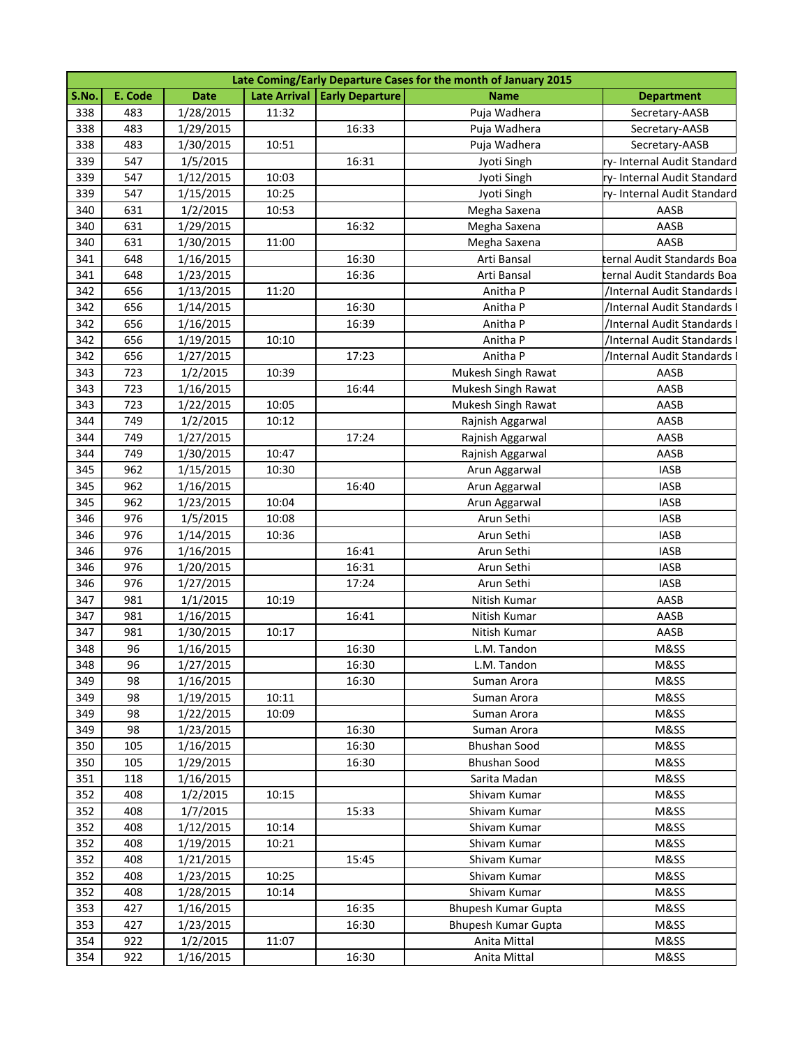| Late Coming/Early Departure Cases for the month of January 2015 | | | | | | |
|---|---|---|---|---|---|---|
| S.No. | E. Code | Date | Late Arrival | Early Departure | Name | Department |
| 338 | 483 | 1/28/2015 | 11:32 | | Puja Wadhera | Secretary-AASB |
| 338 | 483 | 1/29/2015 | | 16:33 | Puja Wadhera | Secretary-AASB |
| 338 | 483 | 1/30/2015 | 10:51 | | Puja Wadhera | Secretary-AASB |
| 339 | 547 | 1/5/2015 | | 16:31 | Jyoti Singh | ry- Internal Audit Standard |
| 339 | 547 | 1/12/2015 | 10:03 | | Jyoti Singh | ry- Internal Audit Standard |
| 339 | 547 | 1/15/2015 | 10:25 | | Jyoti Singh | ry- Internal Audit Standard |
| 340 | 631 | 1/2/2015 | 10:53 | | Megha Saxena | AASB |
| 340 | 631 | 1/29/2015 | | 16:32 | Megha Saxena | AASB |
| 340 | 631 | 1/30/2015 | 11:00 | | Megha Saxena | AASB |
| 341 | 648 | 1/16/2015 | | 16:30 | Arti Bansal | ternal Audit Standards Boa |
| 341 | 648 | 1/23/2015 | | 16:36 | Arti Bansal | ternal Audit Standards Boa |
| 342 | 656 | 1/13/2015 | 11:20 | | Anitha P | /Internal Audit Standards I |
| 342 | 656 | 1/14/2015 | | 16:30 | Anitha P | /Internal Audit Standards I |
| 342 | 656 | 1/16/2015 | | 16:39 | Anitha P | /Internal Audit Standards I |
| 342 | 656 | 1/19/2015 | 10:10 | | Anitha P | /Internal Audit Standards I |
| 342 | 656 | 1/27/2015 | | 17:23 | Anitha P | /Internal Audit Standards I |
| 343 | 723 | 1/2/2015 | 10:39 | | Mukesh Singh Rawat | AASB |
| 343 | 723 | 1/16/2015 | | 16:44 | Mukesh Singh Rawat | AASB |
| 343 | 723 | 1/22/2015 | 10:05 | | Mukesh Singh Rawat | AASB |
| 344 | 749 | 1/2/2015 | 10:12 | | Rajnish Aggarwal | AASB |
| 344 | 749 | 1/27/2015 | | 17:24 | Rajnish Aggarwal | AASB |
| 344 | 749 | 1/30/2015 | 10:47 | | Rajnish Aggarwal | AASB |
| 345 | 962 | 1/15/2015 | 10:30 | | Arun Aggarwal | IASB |
| 345 | 962 | 1/16/2015 | | 16:40 | Arun Aggarwal | IASB |
| 345 | 962 | 1/23/2015 | 10:04 | | Arun Aggarwal | IASB |
| 346 | 976 | 1/5/2015 | 10:08 | | Arun Sethi | IASB |
| 346 | 976 | 1/14/2015 | 10:36 | | Arun Sethi | IASB |
| 346 | 976 | 1/16/2015 | | 16:41 | Arun Sethi | IASB |
| 346 | 976 | 1/20/2015 | | 16:31 | Arun Sethi | IASB |
| 346 | 976 | 1/27/2015 | | 17:24 | Arun Sethi | IASB |
| 347 | 981 | 1/1/2015 | 10:19 | | Nitish Kumar | AASB |
| 347 | 981 | 1/16/2015 | | 16:41 | Nitish Kumar | AASB |
| 347 | 981 | 1/30/2015 | 10:17 | | Nitish Kumar | AASB |
| 348 | 96 | 1/16/2015 | | 16:30 | L.M. Tandon | M&SS |
| 348 | 96 | 1/27/2015 | | 16:30 | L.M. Tandon | M&SS |
| 349 | 98 | 1/16/2015 | | 16:30 | Suman Arora | M&SS |
| 349 | 98 | 1/19/2015 | 10:11 | | Suman Arora | M&SS |
| 349 | 98 | 1/22/2015 | 10:09 | | Suman Arora | M&SS |
| 349 | 98 | 1/23/2015 | | 16:30 | Suman Arora | M&SS |
| 350 | 105 | 1/16/2015 | | 16:30 | Bhushan Sood | M&SS |
| 350 | 105 | 1/29/2015 | | 16:30 | Bhushan Sood | M&SS |
| 351 | 118 | 1/16/2015 | | | Sarita Madan | M&SS |
| 352 | 408 | 1/2/2015 | 10:15 | | Shivam Kumar | M&SS |
| 352 | 408 | 1/7/2015 | | 15:33 | Shivam Kumar | M&SS |
| 352 | 408 | 1/12/2015 | 10:14 | | Shivam Kumar | M&SS |
| 352 | 408 | 1/19/2015 | 10:21 | | Shivam Kumar | M&SS |
| 352 | 408 | 1/21/2015 | | 15:45 | Shivam Kumar | M&SS |
| 352 | 408 | 1/23/2015 | 10:25 | | Shivam Kumar | M&SS |
| 352 | 408 | 1/28/2015 | 10:14 | | Shivam Kumar | M&SS |
| 353 | 427 | 1/16/2015 | | 16:35 | Bhupesh Kumar Gupta | M&SS |
| 353 | 427 | 1/23/2015 | | 16:30 | Bhupesh Kumar Gupta | M&SS |
| 354 | 922 | 1/2/2015 | 11:07 | | Anita Mittal | M&SS |
| 354 | 922 | 1/16/2015 | | 16:30 | Anita Mittal | M&SS |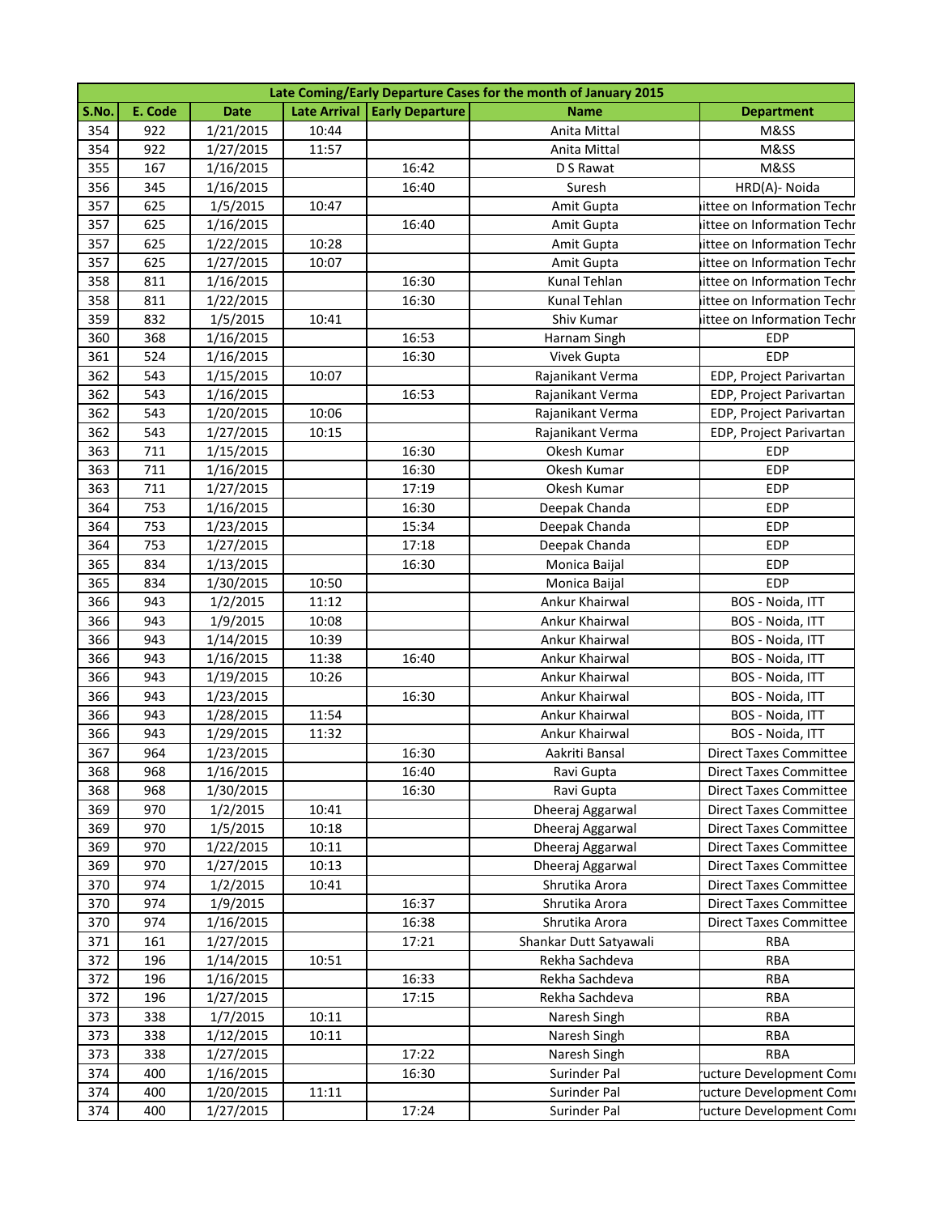| Late Coming/Early Departure Cases for the month of January 2015 | | | | | | |
|---|---|---|---|---|---|---|
| **S.No.** | **E. Code** | **Date** | **Late Arrival** | **Early Departure** | **Name** | **Department** |
| 354 | 922 | 1/21/2015 | 10:44 | | Anita Mittal | M&SS |
| 354 | 922 | 1/27/2015 | 11:57 | | Anita Mittal | M&SS |
| 355 | 167 | 1/16/2015 | | 16:42 | D S Rawat | M&SS |
| 356 | 345 | 1/16/2015 | | 16:40 | Suresh | HRD(A)- Noida |
| 357 | 625 | 1/5/2015 | 10:47 | | Amit Gupta | ittee on Information Techr |
| 357 | 625 | 1/16/2015 | | 16:40 | Amit Gupta | ittee on Information Techr |
| 357 | 625 | 1/22/2015 | 10:28 | | Amit Gupta | ittee on Information Techr |
| 357 | 625 | 1/27/2015 | 10:07 | | Amit Gupta | ittee on Information Techr |
| 358 | 811 | 1/16/2015 | | 16:30 | Kunal Tehlan | ittee on Information Techr |
| 358 | 811 | 1/22/2015 | | 16:30 | Kunal Tehlan | ittee on Information Techr |
| 359 | 832 | 1/5/2015 | 10:41 | | Shiv Kumar | ittee on Information Techr |
| 360 | 368 | 1/16/2015 | | 16:53 | Harnam Singh | EDP |
| 361 | 524 | 1/16/2015 | | 16:30 | Vivek Gupta | EDP |
| 362 | 543 | 1/15/2015 | 10:07 | | Rajanikant Verma | EDP, Project Parivartan |
| 362 | 543 | 1/16/2015 | | 16:53 | Rajanikant Verma | EDP, Project Parivartan |
| 362 | 543 | 1/20/2015 | 10:06 | | Rajanikant Verma | EDP, Project Parivartan |
| 362 | 543 | 1/27/2015 | 10:15 | | Rajanikant Verma | EDP, Project Parivartan |
| 363 | 711 | 1/15/2015 | | 16:30 | Okesh Kumar | EDP |
| 363 | 711 | 1/16/2015 | | 16:30 | Okesh Kumar | EDP |
| 363 | 711 | 1/27/2015 | | 17:19 | Okesh Kumar | EDP |
| 364 | 753 | 1/16/2015 | | 16:30 | Deepak Chanda | EDP |
| 364 | 753 | 1/23/2015 | | 15:34 | Deepak Chanda | EDP |
| 364 | 753 | 1/27/2015 | | 17:18 | Deepak Chanda | EDP |
| 365 | 834 | 1/13/2015 | | 16:30 | Monica Baijal | EDP |
| 365 | 834 | 1/30/2015 | 10:50 | | Monica Baijal | EDP |
| 366 | 943 | 1/2/2015 | 11:12 | | Ankur Khairwal | BOS - Noida, ITT |
| 366 | 943 | 1/9/2015 | 10:08 | | Ankur Khairwal | BOS - Noida, ITT |
| 366 | 943 | 1/14/2015 | 10:39 | | Ankur Khairwal | BOS - Noida, ITT |
| 366 | 943 | 1/16/2015 | 11:38 | 16:40 | Ankur Khairwal | BOS - Noida, ITT |
| 366 | 943 | 1/19/2015 | 10:26 | | Ankur Khairwal | BOS - Noida, ITT |
| 366 | 943 | 1/23/2015 | | 16:30 | Ankur Khairwal | BOS - Noida, ITT |
| 366 | 943 | 1/28/2015 | 11:54 | | Ankur Khairwal | BOS - Noida, ITT |
| 366 | 943 | 1/29/2015 | 11:32 | | Ankur Khairwal | BOS - Noida, ITT |
| 367 | 964 | 1/23/2015 | | 16:30 | Aakriti Bansal | Direct Taxes Committee |
| 368 | 968 | 1/16/2015 | | 16:40 | Ravi Gupta | Direct Taxes Committee |
| 368 | 968 | 1/30/2015 | | 16:30 | Ravi Gupta | Direct Taxes Committee |
| 369 | 970 | 1/2/2015 | 10:41 | | Dheeraj Aggarwal | Direct Taxes Committee |
| 369 | 970 | 1/5/2015 | 10:18 | | Dheeraj Aggarwal | Direct Taxes Committee |
| 369 | 970 | 1/22/2015 | 10:11 | | Dheeraj Aggarwal | Direct Taxes Committee |
| 369 | 970 | 1/27/2015 | 10:13 | | Dheeraj Aggarwal | Direct Taxes Committee |
| 370 | 974 | 1/2/2015 | 10:41 | | Shrutika Arora | Direct Taxes Committee |
| 370 | 974 | 1/9/2015 | | 16:37 | Shrutika Arora | Direct Taxes Committee |
| 370 | 974 | 1/16/2015 | | 16:38 | Shrutika Arora | Direct Taxes Committee |
| 371 | 161 | 1/27/2015 | | 17:21 | Shankar Dutt Satyawali | RBA |
| 372 | 196 | 1/14/2015 | 10:51 | | Rekha Sachdeva | RBA |
| 372 | 196 | 1/16/2015 | | 16:33 | Rekha Sachdeva | RBA |
| 372 | 196 | 1/27/2015 | | 17:15 | Rekha Sachdeva | RBA |
| 373 | 338 | 1/7/2015 | 10:11 | | Naresh Singh | RBA |
| 373 | 338 | 1/12/2015 | 10:11 | | Naresh Singh | RBA |
| 373 | 338 | 1/27/2015 | | 17:22 | Naresh Singh | RBA |
| 374 | 400 | 1/16/2015 | | 16:30 | Surinder Pal | ucture Development Comı |
| 374 | 400 | 1/20/2015 | 11:11 | | Surinder Pal | ucture Development Comı |
| 374 | 400 | 1/27/2015 | | 17:24 | Surinder Pal | ucture Development Comı |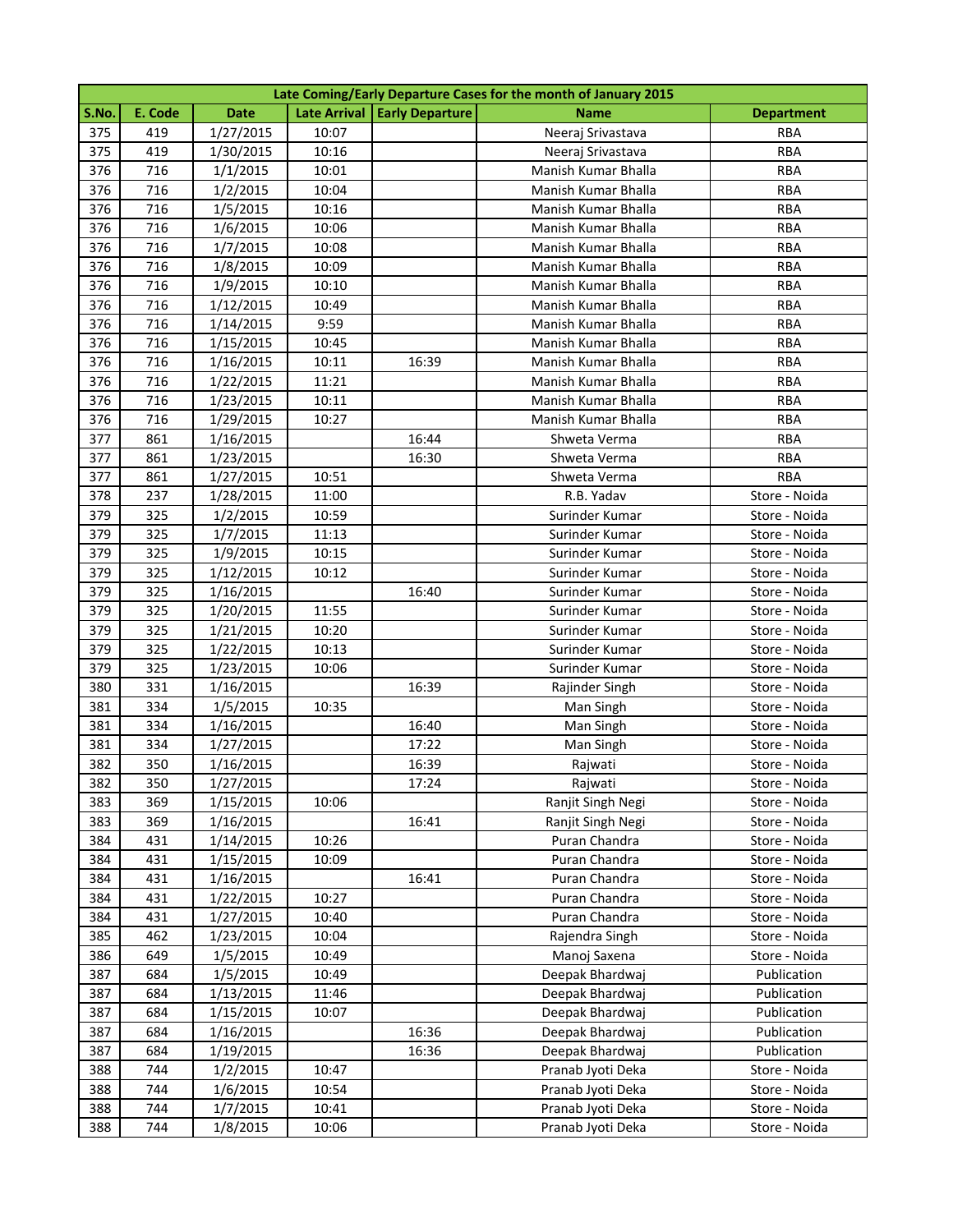| Late Coming/Early Departure Cases for the month of January 2015 | | | | | | |
|---|---|---|---|---|---|---|
| S.No. | E. Code | Date | Late Arrival | Early Departure | Name | Department |
| 375 | 419 | 1/27/2015 | 10:07 | | Neeraj Srivastava | RBA |
| 375 | 419 | 1/30/2015 | 10:16 | | Neeraj Srivastava | RBA |
| 376 | 716 | 1/1/2015 | 10:01 | | Manish Kumar Bhalla | RBA |
| 376 | 716 | 1/2/2015 | 10:04 | | Manish Kumar Bhalla | RBA |
| 376 | 716 | 1/5/2015 | 10:16 | | Manish Kumar Bhalla | RBA |
| 376 | 716 | 1/6/2015 | 10:06 | | Manish Kumar Bhalla | RBA |
| 376 | 716 | 1/7/2015 | 10:08 | | Manish Kumar Bhalla | RBA |
| 376 | 716 | 1/8/2015 | 10:09 | | Manish Kumar Bhalla | RBA |
| 376 | 716 | 1/9/2015 | 10:10 | | Manish Kumar Bhalla | RBA |
| 376 | 716 | 1/12/2015 | 10:49 | | Manish Kumar Bhalla | RBA |
| 376 | 716 | 1/14/2015 | 9:59 | | Manish Kumar Bhalla | RBA |
| 376 | 716 | 1/15/2015 | 10:45 | | Manish Kumar Bhalla | RBA |
| 376 | 716 | 1/16/2015 | 10:11 | 16:39 | Manish Kumar Bhalla | RBA |
| 376 | 716 | 1/22/2015 | 11:21 | | Manish Kumar Bhalla | RBA |
| 376 | 716 | 1/23/2015 | 10:11 | | Manish Kumar Bhalla | RBA |
| 376 | 716 | 1/29/2015 | 10:27 | | Manish Kumar Bhalla | RBA |
| 377 | 861 | 1/16/2015 | | 16:44 | Shweta Verma | RBA |
| 377 | 861 | 1/23/2015 | | 16:30 | Shweta Verma | RBA |
| 377 | 861 | 1/27/2015 | 10:51 | | Shweta Verma | RBA |
| 378 | 237 | 1/28/2015 | 11:00 | | R.B. Yadav | Store - Noida |
| 379 | 325 | 1/2/2015 | 10:59 | | Surinder Kumar | Store - Noida |
| 379 | 325 | 1/7/2015 | 11:13 | | Surinder Kumar | Store - Noida |
| 379 | 325 | 1/9/2015 | 10:15 | | Surinder Kumar | Store - Noida |
| 379 | 325 | 1/12/2015 | 10:12 | | Surinder Kumar | Store - Noida |
| 379 | 325 | 1/16/2015 | | 16:40 | Surinder Kumar | Store - Noida |
| 379 | 325 | 1/20/2015 | 11:55 | | Surinder Kumar | Store - Noida |
| 379 | 325 | 1/21/2015 | 10:20 | | Surinder Kumar | Store - Noida |
| 379 | 325 | 1/22/2015 | 10:13 | | Surinder Kumar | Store - Noida |
| 379 | 325 | 1/23/2015 | 10:06 | | Surinder Kumar | Store - Noida |
| 380 | 331 | 1/16/2015 | | 16:39 | Rajinder Singh | Store - Noida |
| 381 | 334 | 1/5/2015 | 10:35 | | Man Singh | Store - Noida |
| 381 | 334 | 1/16/2015 | | 16:40 | Man Singh | Store - Noida |
| 381 | 334 | 1/27/2015 | | 17:22 | Man Singh | Store - Noida |
| 382 | 350 | 1/16/2015 | | 16:39 | Rajwati | Store - Noida |
| 382 | 350 | 1/27/2015 | | 17:24 | Rajwati | Store - Noida |
| 383 | 369 | 1/15/2015 | 10:06 | | Ranjit Singh Negi | Store - Noida |
| 383 | 369 | 1/16/2015 | | 16:41 | Ranjit Singh Negi | Store - Noida |
| 384 | 431 | 1/14/2015 | 10:26 | | Puran Chandra | Store - Noida |
| 384 | 431 | 1/15/2015 | 10:09 | | Puran Chandra | Store - Noida |
| 384 | 431 | 1/16/2015 | | 16:41 | Puran Chandra | Store - Noida |
| 384 | 431 | 1/22/2015 | 10:27 | | Puran Chandra | Store - Noida |
| 384 | 431 | 1/27/2015 | 10:40 | | Puran Chandra | Store - Noida |
| 385 | 462 | 1/23/2015 | 10:04 | | Rajendra Singh | Store - Noida |
| 386 | 649 | 1/5/2015 | 10:49 | | Manoj Saxena | Store - Noida |
| 387 | 684 | 1/5/2015 | 10:49 | | Deepak Bhardwaj | Publication |
| 387 | 684 | 1/13/2015 | 11:46 | | Deepak Bhardwaj | Publication |
| 387 | 684 | 1/15/2015 | 10:07 | | Deepak Bhardwaj | Publication |
| 387 | 684 | 1/16/2015 | | 16:36 | Deepak Bhardwaj | Publication |
| 387 | 684 | 1/19/2015 | | 16:36 | Deepak Bhardwaj | Publication |
| 388 | 744 | 1/2/2015 | 10:47 | | Pranab Jyoti Deka | Store - Noida |
| 388 | 744 | 1/6/2015 | 10:54 | | Pranab Jyoti Deka | Store - Noida |
| 388 | 744 | 1/7/2015 | 10:41 | | Pranab Jyoti Deka | Store - Noida |
| 388 | 744 | 1/8/2015 | 10:06 | | Pranab Jyoti Deka | Store - Noida |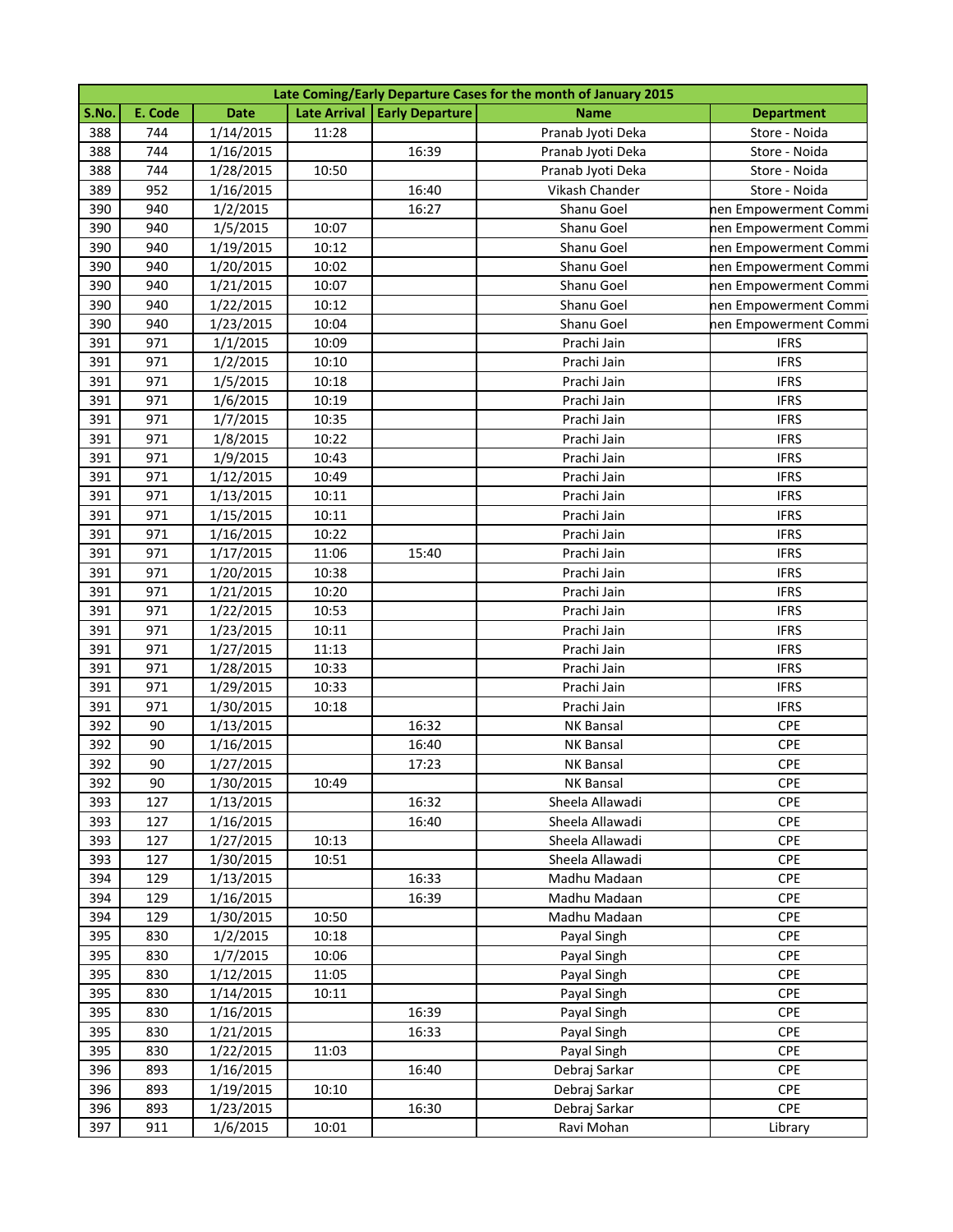| Late Coming/Early Departure Cases for the month of January 2015 | | | | | | |
|---|---|---|---|---|---|---|
| S.No. | E. Code | Date | Late Arrival | Early Departure | Name | Department |
| 388 | 744 | 1/14/2015 | 11:28 | | Pranab Jyoti Deka | Store - Noida |
| 388 | 744 | 1/16/2015 | | 16:39 | Pranab Jyoti Deka | Store - Noida |
| 388 | 744 | 1/28/2015 | 10:50 | | Pranab Jyoti Deka | Store - Noida |
| 389 | 952 | 1/16/2015 | | 16:40 | Vikash Chander | Store - Noida |
| 390 | 940 | 1/2/2015 | | 16:27 | Shanu Goel | nen Empowerment Commi |
| 390 | 940 | 1/5/2015 | 10:07 | | Shanu Goel | nen Empowerment Commi |
| 390 | 940 | 1/19/2015 | 10:12 | | Shanu Goel | nen Empowerment Commi |
| 390 | 940 | 1/20/2015 | 10:02 | | Shanu Goel | nen Empowerment Commi |
| 390 | 940 | 1/21/2015 | 10:07 | | Shanu Goel | nen Empowerment Commi |
| 390 | 940 | 1/22/2015 | 10:12 | | Shanu Goel | nen Empowerment Commi |
| 390 | 940 | 1/23/2015 | 10:04 | | Shanu Goel | nen Empowerment Commi |
| 391 | 971 | 1/1/2015 | 10:09 | | Prachi Jain | IFRS |
| 391 | 971 | 1/2/2015 | 10:10 | | Prachi Jain | IFRS |
| 391 | 971 | 1/5/2015 | 10:18 | | Prachi Jain | IFRS |
| 391 | 971 | 1/6/2015 | 10:19 | | Prachi Jain | IFRS |
| 391 | 971 | 1/7/2015 | 10:35 | | Prachi Jain | IFRS |
| 391 | 971 | 1/8/2015 | 10:22 | | Prachi Jain | IFRS |
| 391 | 971 | 1/9/2015 | 10:43 | | Prachi Jain | IFRS |
| 391 | 971 | 1/12/2015 | 10:49 | | Prachi Jain | IFRS |
| 391 | 971 | 1/13/2015 | 10:11 | | Prachi Jain | IFRS |
| 391 | 971 | 1/15/2015 | 10:11 | | Prachi Jain | IFRS |
| 391 | 971 | 1/16/2015 | 10:22 | | Prachi Jain | IFRS |
| 391 | 971 | 1/17/2015 | 11:06 | 15:40 | Prachi Jain | IFRS |
| 391 | 971 | 1/20/2015 | 10:38 | | Prachi Jain | IFRS |
| 391 | 971 | 1/21/2015 | 10:20 | | Prachi Jain | IFRS |
| 391 | 971 | 1/22/2015 | 10:53 | | Prachi Jain | IFRS |
| 391 | 971 | 1/23/2015 | 10:11 | | Prachi Jain | IFRS |
| 391 | 971 | 1/27/2015 | 11:13 | | Prachi Jain | IFRS |
| 391 | 971 | 1/28/2015 | 10:33 | | Prachi Jain | IFRS |
| 391 | 971 | 1/29/2015 | 10:33 | | Prachi Jain | IFRS |
| 391 | 971 | 1/30/2015 | 10:18 | | Prachi Jain | IFRS |
| 392 | 90 | 1/13/2015 | | 16:32 | NK Bansal | CPE |
| 392 | 90 | 1/16/2015 | | 16:40 | NK Bansal | CPE |
| 392 | 90 | 1/27/2015 | | 17:23 | NK Bansal | CPE |
| 392 | 90 | 1/30/2015 | 10:49 | | NK Bansal | CPE |
| 393 | 127 | 1/13/2015 | | 16:32 | Sheela Allawadi | CPE |
| 393 | 127 | 1/16/2015 | | 16:40 | Sheela Allawadi | CPE |
| 393 | 127 | 1/27/2015 | 10:13 | | Sheela Allawadi | CPE |
| 393 | 127 | 1/30/2015 | 10:51 | | Sheela Allawadi | CPE |
| 394 | 129 | 1/13/2015 | | 16:33 | Madhu Madaan | CPE |
| 394 | 129 | 1/16/2015 | | 16:39 | Madhu Madaan | CPE |
| 394 | 129 | 1/30/2015 | 10:50 | | Madhu Madaan | CPE |
| 395 | 830 | 1/2/2015 | 10:18 | | Payal Singh | CPE |
| 395 | 830 | 1/7/2015 | 10:06 | | Payal Singh | CPE |
| 395 | 830 | 1/12/2015 | 11:05 | | Payal Singh | CPE |
| 395 | 830 | 1/14/2015 | 10:11 | | Payal Singh | CPE |
| 395 | 830 | 1/16/2015 | | 16:39 | Payal Singh | CPE |
| 395 | 830 | 1/21/2015 | | 16:33 | Payal Singh | CPE |
| 395 | 830 | 1/22/2015 | 11:03 | | Payal Singh | CPE |
| 396 | 893 | 1/16/2015 | | 16:40 | Debraj Sarkar | CPE |
| 396 | 893 | 1/19/2015 | 10:10 | | Debraj Sarkar | CPE |
| 396 | 893 | 1/23/2015 | | 16:30 | Debraj Sarkar | CPE |
| 397 | 911 | 1/6/2015 | 10:01 | | Ravi Mohan | Library |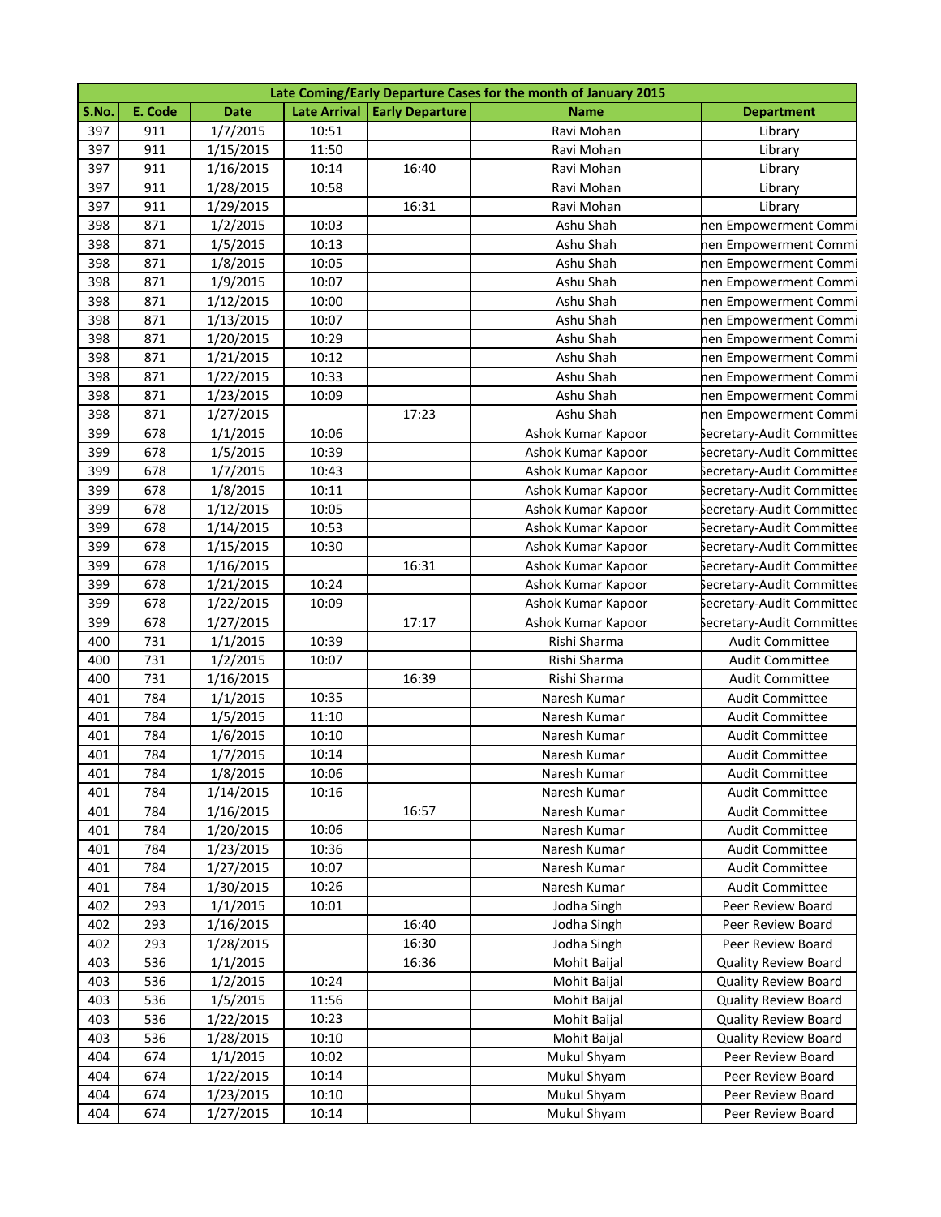| Late Coming/Early Departure Cases for the month of January 2015 | | | | | | |
|---|---|---|---|---|---|---|
| S.No. | E. Code | Date | Late Arrival | Early Departure | Name | Department |
| 397 | 911 | 1/7/2015 | 10:51 | | Ravi Mohan | Library |
| 397 | 911 | 1/15/2015 | 11:50 | | Ravi Mohan | Library |
| 397 | 911 | 1/16/2015 | 10:14 | 16:40 | Ravi Mohan | Library |
| 397 | 911 | 1/28/2015 | 10:58 | | Ravi Mohan | Library |
| 397 | 911 | 1/29/2015 | | 16:31 | Ravi Mohan | Library |
| 398 | 871 | 1/2/2015 | 10:03 | | Ashu Shah | nen Empowerment Commi |
| 398 | 871 | 1/5/2015 | 10:13 | | Ashu Shah | nen Empowerment Commi |
| 398 | 871 | 1/8/2015 | 10:05 | | Ashu Shah | nen Empowerment Commi |
| 398 | 871 | 1/9/2015 | 10:07 | | Ashu Shah | nen Empowerment Commi |
| 398 | 871 | 1/12/2015 | 10:00 | | Ashu Shah | nen Empowerment Commi |
| 398 | 871 | 1/13/2015 | 10:07 | | Ashu Shah | nen Empowerment Commi |
| 398 | 871 | 1/20/2015 | 10:29 | | Ashu Shah | nen Empowerment Commi |
| 398 | 871 | 1/21/2015 | 10:12 | | Ashu Shah | nen Empowerment Commi |
| 398 | 871 | 1/22/2015 | 10:33 | | Ashu Shah | nen Empowerment Commi |
| 398 | 871 | 1/23/2015 | 10:09 | | Ashu Shah | nen Empowerment Commi |
| 398 | 871 | 1/27/2015 | | 17:23 | Ashu Shah | nen Empowerment Commi |
| 399 | 678 | 1/1/2015 | 10:06 | | Ashok Kumar Kapoor | Secretary-Audit Committee |
| 399 | 678 | 1/5/2015 | 10:39 | | Ashok Kumar Kapoor | Secretary-Audit Committee |
| 399 | 678 | 1/7/2015 | 10:43 | | Ashok Kumar Kapoor | Secretary-Audit Committee |
| 399 | 678 | 1/8/2015 | 10:11 | | Ashok Kumar Kapoor | Secretary-Audit Committee |
| 399 | 678 | 1/12/2015 | 10:05 | | Ashok Kumar Kapoor | Secretary-Audit Committee |
| 399 | 678 | 1/14/2015 | 10:53 | | Ashok Kumar Kapoor | Secretary-Audit Committee |
| 399 | 678 | 1/15/2015 | 10:30 | | Ashok Kumar Kapoor | Secretary-Audit Committee |
| 399 | 678 | 1/16/2015 | | 16:31 | Ashok Kumar Kapoor | Secretary-Audit Committee |
| 399 | 678 | 1/21/2015 | 10:24 | | Ashok Kumar Kapoor | Secretary-Audit Committee |
| 399 | 678 | 1/22/2015 | 10:09 | | Ashok Kumar Kapoor | Secretary-Audit Committee |
| 399 | 678 | 1/27/2015 | | 17:17 | Ashok Kumar Kapoor | Secretary-Audit Committee |
| 400 | 731 | 1/1/2015 | 10:39 | | Rishi Sharma | Audit Committee |
| 400 | 731 | 1/2/2015 | 10:07 | | Rishi Sharma | Audit Committee |
| 400 | 731 | 1/16/2015 | | 16:39 | Rishi Sharma | Audit Committee |
| 401 | 784 | 1/1/2015 | 10:35 | | Naresh Kumar | Audit Committee |
| 401 | 784 | 1/5/2015 | 11:10 | | Naresh Kumar | Audit Committee |
| 401 | 784 | 1/6/2015 | 10:10 | | Naresh Kumar | Audit Committee |
| 401 | 784 | 1/7/2015 | 10:14 | | Naresh Kumar | Audit Committee |
| 401 | 784 | 1/8/2015 | 10:06 | | Naresh Kumar | Audit Committee |
| 401 | 784 | 1/14/2015 | 10:16 | | Naresh Kumar | Audit Committee |
| 401 | 784 | 1/16/2015 | | 16:57 | Naresh Kumar | Audit Committee |
| 401 | 784 | 1/20/2015 | 10:06 | | Naresh Kumar | Audit Committee |
| 401 | 784 | 1/23/2015 | 10:36 | | Naresh Kumar | Audit Committee |
| 401 | 784 | 1/27/2015 | 10:07 | | Naresh Kumar | Audit Committee |
| 401 | 784 | 1/30/2015 | 10:26 | | Naresh Kumar | Audit Committee |
| 402 | 293 | 1/1/2015 | 10:01 | | Jodha Singh | Peer Review Board |
| 402 | 293 | 1/16/2015 | | 16:40 | Jodha Singh | Peer Review Board |
| 402 | 293 | 1/28/2015 | | 16:30 | Jodha Singh | Peer Review Board |
| 403 | 536 | 1/1/2015 | | 16:36 | Mohit Baijal | Quality Review Board |
| 403 | 536 | 1/2/2015 | 10:24 | | Mohit Baijal | Quality Review Board |
| 403 | 536 | 1/5/2015 | 11:56 | | Mohit Baijal | Quality Review Board |
| 403 | 536 | 1/22/2015 | 10:23 | | Mohit Baijal | Quality Review Board |
| 403 | 536 | 1/28/2015 | 10:10 | | Mohit Baijal | Quality Review Board |
| 404 | 674 | 1/1/2015 | 10:02 | | Mukul Shyam | Peer Review Board |
| 404 | 674 | 1/22/2015 | 10:14 | | Mukul Shyam | Peer Review Board |
| 404 | 674 | 1/23/2015 | 10:10 | | Mukul Shyam | Peer Review Board |
| 404 | 674 | 1/27/2015 | 10:14 | | Mukul Shyam | Peer Review Board |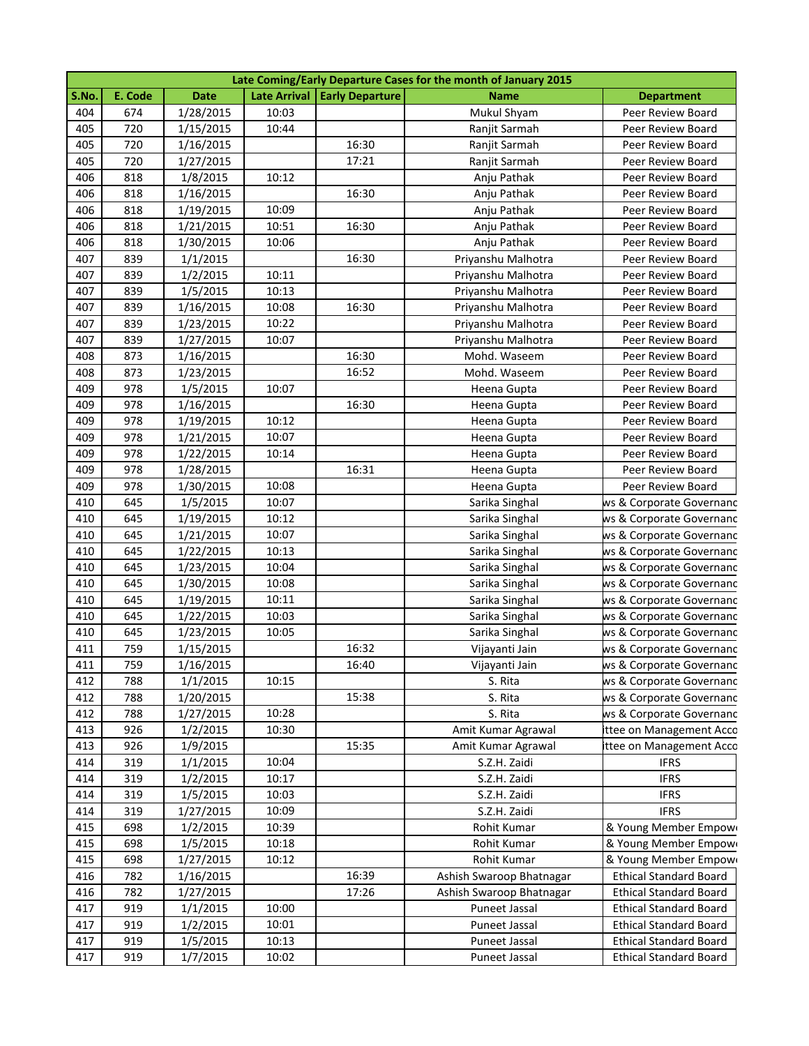| Late Coming/Early Departure Cases for the month of January 2015 | | | | | | |
|---|---|---|---|---|---|---|
| **S.No.** | **E. Code** | **Date** | **Late Arrival** | **Early Departure** | **Name** | **Department** |
| 404 | 674 | 1/28/2015 | 10:03 | | Mukul Shyam | Peer Review Board |
| 405 | 720 | 1/15/2015 | 10:44 | | Ranjit Sarmah | Peer Review Board |
| 405 | 720 | 1/16/2015 | | 16:30 | Ranjit Sarmah | Peer Review Board |
| 405 | 720 | 1/27/2015 | | 17:21 | Ranjit Sarmah | Peer Review Board |
| 406 | 818 | 1/8/2015 | 10:12 | | Anju Pathak | Peer Review Board |
| 406 | 818 | 1/16/2015 | | 16:30 | Anju Pathak | Peer Review Board |
| 406 | 818 | 1/19/2015 | 10:09 | | Anju Pathak | Peer Review Board |
| 406 | 818 | 1/21/2015 | 10:51 | 16:30 | Anju Pathak | Peer Review Board |
| 406 | 818 | 1/30/2015 | 10:06 | | Anju Pathak | Peer Review Board |
| 407 | 839 | 1/1/2015 | | 16:30 | Priyanshu Malhotra | Peer Review Board |
| 407 | 839 | 1/2/2015 | 10:11 | | Priyanshu Malhotra | Peer Review Board |
| 407 | 839 | 1/5/2015 | 10:13 | | Priyanshu Malhotra | Peer Review Board |
| 407 | 839 | 1/16/2015 | 10:08 | 16:30 | Priyanshu Malhotra | Peer Review Board |
| 407 | 839 | 1/23/2015 | 10:22 | | Priyanshu Malhotra | Peer Review Board |
| 407 | 839 | 1/27/2015 | 10:07 | | Priyanshu Malhotra | Peer Review Board |
| 408 | 873 | 1/16/2015 | | 16:30 | Mohd. Waseem | Peer Review Board |
| 408 | 873 | 1/23/2015 | | 16:52 | Mohd. Waseem | Peer Review Board |
| 409 | 978 | 1/5/2015 | 10:07 | | Heena Gupta | Peer Review Board |
| 409 | 978 | 1/16/2015 | | 16:30 | Heena Gupta | Peer Review Board |
| 409 | 978 | 1/19/2015 | 10:12 | | Heena Gupta | Peer Review Board |
| 409 | 978 | 1/21/2015 | 10:07 | | Heena Gupta | Peer Review Board |
| 409 | 978 | 1/22/2015 | 10:14 | | Heena Gupta | Peer Review Board |
| 409 | 978 | 1/28/2015 | | 16:31 | Heena Gupta | Peer Review Board |
| 409 | 978 | 1/30/2015 | 10:08 | | Heena Gupta | Peer Review Board |
| 410 | 645 | 1/5/2015 | 10:07 | | Sarika Singhal | ws & Corporate Governanc |
| 410 | 645 | 1/19/2015 | 10:12 | | Sarika Singhal | ws & Corporate Governanc |
| 410 | 645 | 1/21/2015 | 10:07 | | Sarika Singhal | ws & Corporate Governanc |
| 410 | 645 | 1/22/2015 | 10:13 | | Sarika Singhal | ws & Corporate Governanc |
| 410 | 645 | 1/23/2015 | 10:04 | | Sarika Singhal | ws & Corporate Governanc |
| 410 | 645 | 1/30/2015 | 10:08 | | Sarika Singhal | ws & Corporate Governanc |
| 410 | 645 | 1/19/2015 | 10:11 | | Sarika Singhal | ws & Corporate Governanc |
| 410 | 645 | 1/22/2015 | 10:03 | | Sarika Singhal | ws & Corporate Governanc |
| 410 | 645 | 1/23/2015 | 10:05 | | Sarika Singhal | ws & Corporate Governanc |
| 411 | 759 | 1/15/2015 | | 16:32 | Vijayanti Jain | ws & Corporate Governanc |
| 411 | 759 | 1/16/2015 | | 16:40 | Vijayanti Jain | ws & Corporate Governanc |
| 412 | 788 | 1/1/2015 | 10:15 | | S. Rita | ws & Corporate Governanc |
| 412 | 788 | 1/20/2015 | | 15:38 | S. Rita | ws & Corporate Governanc |
| 412 | 788 | 1/27/2015 | 10:28 | | S. Rita | ws & Corporate Governanc |
| 413 | 926 | 1/2/2015 | 10:30 | | Amit Kumar Agrawal | ittee on Management Acco |
| 413 | 926 | 1/9/2015 | | 15:35 | Amit Kumar Agrawal | ittee on Management Acco |
| 414 | 319 | 1/1/2015 | 10:04 | | S.Z.H. Zaidi | IFRS |
| 414 | 319 | 1/2/2015 | 10:17 | | S.Z.H. Zaidi | IFRS |
| 414 | 319 | 1/5/2015 | 10:03 | | S.Z.H. Zaidi | IFRS |
| 414 | 319 | 1/27/2015 | 10:09 | | S.Z.H. Zaidi | IFRS |
| 415 | 698 | 1/2/2015 | 10:39 | | Rohit Kumar | & Young Member Empow |
| 415 | 698 | 1/5/2015 | 10:18 | | Rohit Kumar | & Young Member Empow |
| 415 | 698 | 1/27/2015 | 10:12 | | Rohit Kumar | & Young Member Empow |
| 416 | 782 | 1/16/2015 | | 16:39 | Ashish Swaroop Bhatnagar | Ethical Standard Board |
| 416 | 782 | 1/27/2015 | | 17:26 | Ashish Swaroop Bhatnagar | Ethical Standard Board |
| 417 | 919 | 1/1/2015 | 10:00 | | Puneet Jassal | Ethical Standard Board |
| 417 | 919 | 1/2/2015 | 10:01 | | Puneet Jassal | Ethical Standard Board |
| 417 | 919 | 1/5/2015 | 10:13 | | Puneet Jassal | Ethical Standard Board |
| 417 | 919 | 1/7/2015 | 10:02 | | Puneet Jassal | Ethical Standard Board |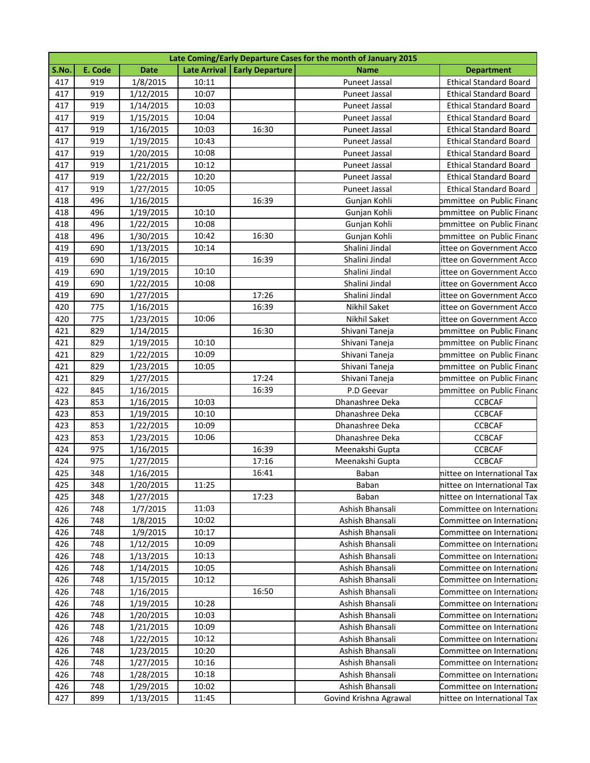| Late Coming/Early Departure Cases for the month of January 2015 | | | | | | |
|---|---|---|---|---|---|---|
| S.No. | E. Code | Date | Late Arrival | Early Departure | Name | Department |
| 417 | 919 | 1/8/2015 | 10:11 | | Puneet Jassal | Ethical Standard Board |
| 417 | 919 | 1/12/2015 | 10:07 | | Puneet Jassal | Ethical Standard Board |
| 417 | 919 | 1/14/2015 | 10:03 | | Puneet Jassal | Ethical Standard Board |
| 417 | 919 | 1/15/2015 | 10:04 | | Puneet Jassal | Ethical Standard Board |
| 417 | 919 | 1/16/2015 | 10:03 | 16:30 | Puneet Jassal | Ethical Standard Board |
| 417 | 919 | 1/19/2015 | 10:43 | | Puneet Jassal | Ethical Standard Board |
| 417 | 919 | 1/20/2015 | 10:08 | | Puneet Jassal | Ethical Standard Board |
| 417 | 919 | 1/21/2015 | 10:12 | | Puneet Jassal | Ethical Standard Board |
| 417 | 919 | 1/22/2015 | 10:20 | | Puneet Jassal | Ethical Standard Board |
| 417 | 919 | 1/27/2015 | 10:05 | | Puneet Jassal | Ethical Standard Board |
| 418 | 496 | 1/16/2015 | | 16:39 | Gunjan Kohli | ommittee on Public Financ |
| 418 | 496 | 1/19/2015 | 10:10 | | Gunjan Kohli | ommittee on Public Financ |
| 418 | 496 | 1/22/2015 | 10:08 | | Gunjan Kohli | ommittee on Public Financ |
| 418 | 496 | 1/30/2015 | 10:42 | 16:30 | Gunjan Kohli | ommittee on Public Financ |
| 419 | 690 | 1/13/2015 | 10:14 | | Shalini Jindal | ittee on Government Acco |
| 419 | 690 | 1/16/2015 | | 16:39 | Shalini Jindal | ittee on Government Acco |
| 419 | 690 | 1/19/2015 | 10:10 | | Shalini Jindal | ittee on Government Acco |
| 419 | 690 | 1/22/2015 | 10:08 | | Shalini Jindal | ittee on Government Acco |
| 419 | 690 | 1/27/2015 | | 17:26 | Shalini Jindal | ittee on Government Acco |
| 420 | 775 | 1/16/2015 | | 16:39 | Nikhil Saket | ittee on Government Acco |
| 420 | 775 | 1/23/2015 | 10:06 | | Nikhil Saket | ittee on Government Acco |
| 421 | 829 | 1/14/2015 | | 16:30 | Shivani Taneja | ommittee on Public Financ |
| 421 | 829 | 1/19/2015 | 10:10 | | Shivani Taneja | ommittee on Public Financ |
| 421 | 829 | 1/22/2015 | 10:09 | | Shivani Taneja | ommittee on Public Financ |
| 421 | 829 | 1/23/2015 | 10:05 | | Shivani Taneja | ommittee on Public Financ |
| 421 | 829 | 1/27/2015 | | 17:24 | Shivani Taneja | ommittee on Public Financ |
| 422 | 845 | 1/16/2015 | | 16:39 | P.D Geevar | ommittee on Public Financ |
| 423 | 853 | 1/16/2015 | 10:03 | | Dhanashree Deka | CCBCAF |
| 423 | 853 | 1/19/2015 | 10:10 | | Dhanashree Deka | CCBCAF |
| 423 | 853 | 1/22/2015 | 10:09 | | Dhanashree Deka | CCBCAF |
| 423 | 853 | 1/23/2015 | 10:06 | | Dhanashree Deka | CCBCAF |
| 424 | 975 | 1/16/2015 | | 16:39 | Meenakshi Gupta | CCBCAF |
| 424 | 975 | 1/27/2015 | | 17:16 | Meenakshi Gupta | CCBCAF |
| 425 | 348 | 1/16/2015 | | 16:41 | Baban | nittee on International Tax |
| 425 | 348 | 1/20/2015 | 11:25 | | Baban | nittee on International Tax |
| 425 | 348 | 1/27/2015 | | 17:23 | Baban | nittee on International Tax |
| 426 | 748 | 1/7/2015 | 11:03 | | Ashish Bhansali | Committee on Internationa |
| 426 | 748 | 1/8/2015 | 10:02 | | Ashish Bhansali | Committee on Internationa |
| 426 | 748 | 1/9/2015 | 10:17 | | Ashish Bhansali | Committee on Internationa |
| 426 | 748 | 1/12/2015 | 10:09 | | Ashish Bhansali | Committee on Internationa |
| 426 | 748 | 1/13/2015 | 10:13 | | Ashish Bhansali | Committee on Internationa |
| 426 | 748 | 1/14/2015 | 10:05 | | Ashish Bhansali | Committee on Internationa |
| 426 | 748 | 1/15/2015 | 10:12 | | Ashish Bhansali | Committee on Internationa |
| 426 | 748 | 1/16/2015 | | 16:50 | Ashish Bhansali | Committee on Internationa |
| 426 | 748 | 1/19/2015 | 10:28 | | Ashish Bhansali | Committee on Internationa |
| 426 | 748 | 1/20/2015 | 10:03 | | Ashish Bhansali | Committee on Internationa |
| 426 | 748 | 1/21/2015 | 10:09 | | Ashish Bhansali | Committee on Internationa |
| 426 | 748 | 1/22/2015 | 10:12 | | Ashish Bhansali | Committee on Internationa |
| 426 | 748 | 1/23/2015 | 10:20 | | Ashish Bhansali | Committee on Internationa |
| 426 | 748 | 1/27/2015 | 10:16 | | Ashish Bhansali | Committee on Internationa |
| 426 | 748 | 1/28/2015 | 10:18 | | Ashish Bhansali | Committee on Internationa |
| 426 | 748 | 1/29/2015 | 10:02 | | Ashish Bhansali | Committee on Internationa |
| 427 | 899 | 1/13/2015 | 11:45 | | Govind Krishna Agrawal | nittee on International Tax |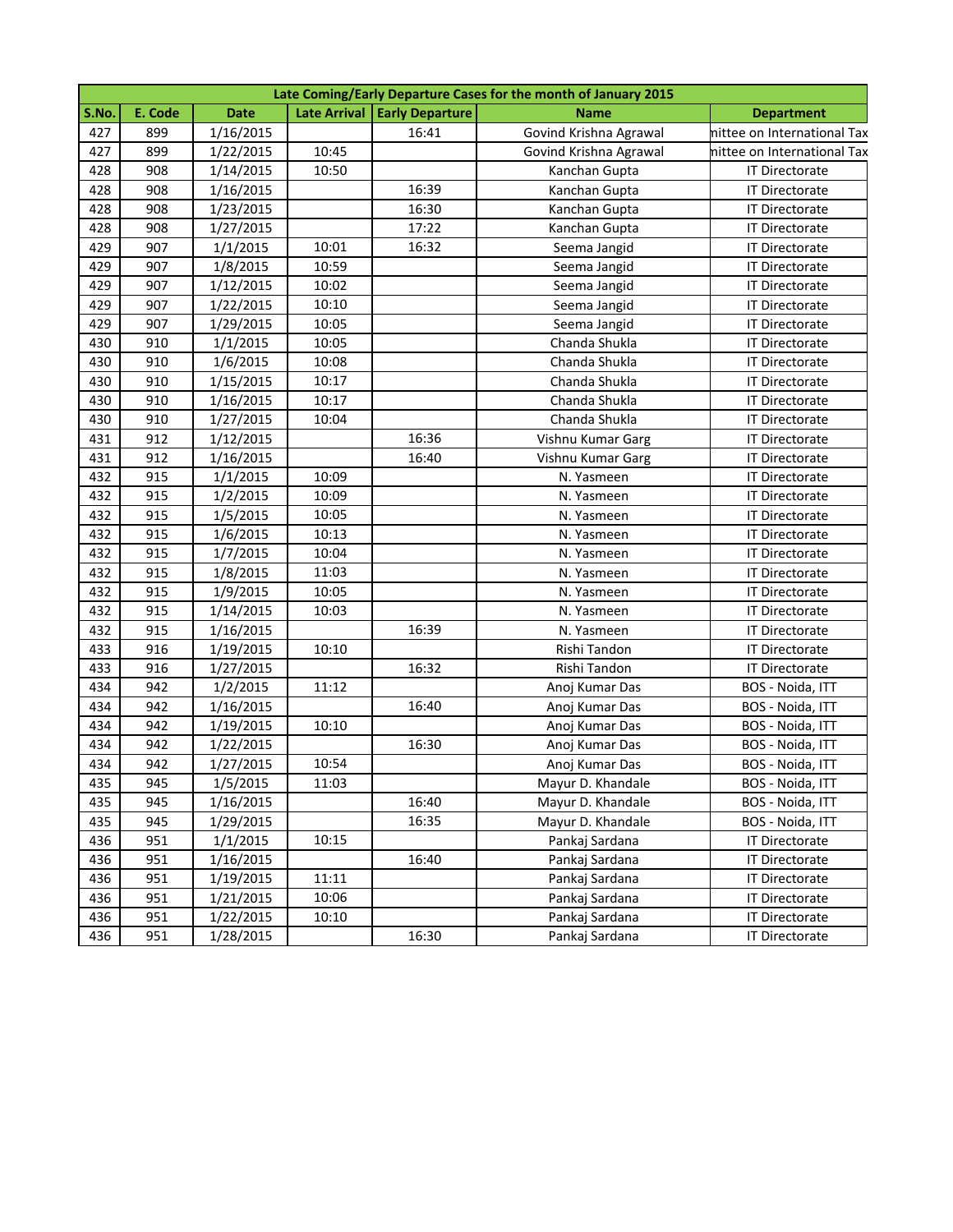| Late Coming/Early Departure Cases for the month of January 2015 | | | | | | |
|---|---|---|---|---|---|---|
| S.No. | E. Code | Date | Late Arrival | Early Departure | Name | Department |
| 427 | 899 | 1/16/2015 | | 16:41 | Govind Krishna Agrawal | nittee on International Tax |
| 427 | 899 | 1/22/2015 | 10:45 | | Govind Krishna Agrawal | nittee on International Tax |
| 428 | 908 | 1/14/2015 | 10:50 | | Kanchan Gupta | IT Directorate |
| 428 | 908 | 1/16/2015 | | 16:39 | Kanchan Gupta | IT Directorate |
| 428 | 908 | 1/23/2015 | | 16:30 | Kanchan Gupta | IT Directorate |
| 428 | 908 | 1/27/2015 | | 17:22 | Kanchan Gupta | IT Directorate |
| 429 | 907 | 1/1/2015 | 10:01 | 16:32 | Seema Jangid | IT Directorate |
| 429 | 907 | 1/8/2015 | 10:59 | | Seema Jangid | IT Directorate |
| 429 | 907 | 1/12/2015 | 10:02 | | Seema Jangid | IT Directorate |
| 429 | 907 | 1/22/2015 | 10:10 | | Seema Jangid | IT Directorate |
| 429 | 907 | 1/29/2015 | 10:05 | | Seema Jangid | IT Directorate |
| 430 | 910 | 1/1/2015 | 10:05 | | Chanda Shukla | IT Directorate |
| 430 | 910 | 1/6/2015 | 10:08 | | Chanda Shukla | IT Directorate |
| 430 | 910 | 1/15/2015 | 10:17 | | Chanda Shukla | IT Directorate |
| 430 | 910 | 1/16/2015 | 10:17 | | Chanda Shukla | IT Directorate |
| 430 | 910 | 1/27/2015 | 10:04 | | Chanda Shukla | IT Directorate |
| 431 | 912 | 1/12/2015 | | 16:36 | Vishnu Kumar Garg | IT Directorate |
| 431 | 912 | 1/16/2015 | | 16:40 | Vishnu Kumar Garg | IT Directorate |
| 432 | 915 | 1/1/2015 | 10:09 | | N. Yasmeen | IT Directorate |
| 432 | 915 | 1/2/2015 | 10:09 | | N. Yasmeen | IT Directorate |
| 432 | 915 | 1/5/2015 | 10:05 | | N. Yasmeen | IT Directorate |
| 432 | 915 | 1/6/2015 | 10:13 | | N. Yasmeen | IT Directorate |
| 432 | 915 | 1/7/2015 | 10:04 | | N. Yasmeen | IT Directorate |
| 432 | 915 | 1/8/2015 | 11:03 | | N. Yasmeen | IT Directorate |
| 432 | 915 | 1/9/2015 | 10:05 | | N. Yasmeen | IT Directorate |
| 432 | 915 | 1/14/2015 | 10:03 | | N. Yasmeen | IT Directorate |
| 432 | 915 | 1/16/2015 | | 16:39 | N. Yasmeen | IT Directorate |
| 433 | 916 | 1/19/2015 | 10:10 | | Rishi Tandon | IT Directorate |
| 433 | 916 | 1/27/2015 | | 16:32 | Rishi Tandon | IT Directorate |
| 434 | 942 | 1/2/2015 | 11:12 | | Anoj Kumar Das | BOS - Noida, ITT |
| 434 | 942 | 1/16/2015 | | 16:40 | Anoj Kumar Das | BOS - Noida, ITT |
| 434 | 942 | 1/19/2015 | 10:10 | | Anoj Kumar Das | BOS - Noida, ITT |
| 434 | 942 | 1/22/2015 | | 16:30 | Anoj Kumar Das | BOS - Noida, ITT |
| 434 | 942 | 1/27/2015 | 10:54 | | Anoj Kumar Das | BOS - Noida, ITT |
| 435 | 945 | 1/5/2015 | 11:03 | | Mayur D. Khandale | BOS - Noida, ITT |
| 435 | 945 | 1/16/2015 | | 16:40 | Mayur D. Khandale | BOS - Noida, ITT |
| 435 | 945 | 1/29/2015 | | 16:35 | Mayur D. Khandale | BOS - Noida, ITT |
| 436 | 951 | 1/1/2015 | 10:15 | | Pankaj Sardana | IT Directorate |
| 436 | 951 | 1/16/2015 | | 16:40 | Pankaj Sardana | IT Directorate |
| 436 | 951 | 1/19/2015 | 11:11 | | Pankaj Sardana | IT Directorate |
| 436 | 951 | 1/21/2015 | 10:06 | | Pankaj Sardana | IT Directorate |
| 436 | 951 | 1/22/2015 | 10:10 | | Pankaj Sardana | IT Directorate |
| 436 | 951 | 1/28/2015 | | 16:30 | Pankaj Sardana | IT Directorate |